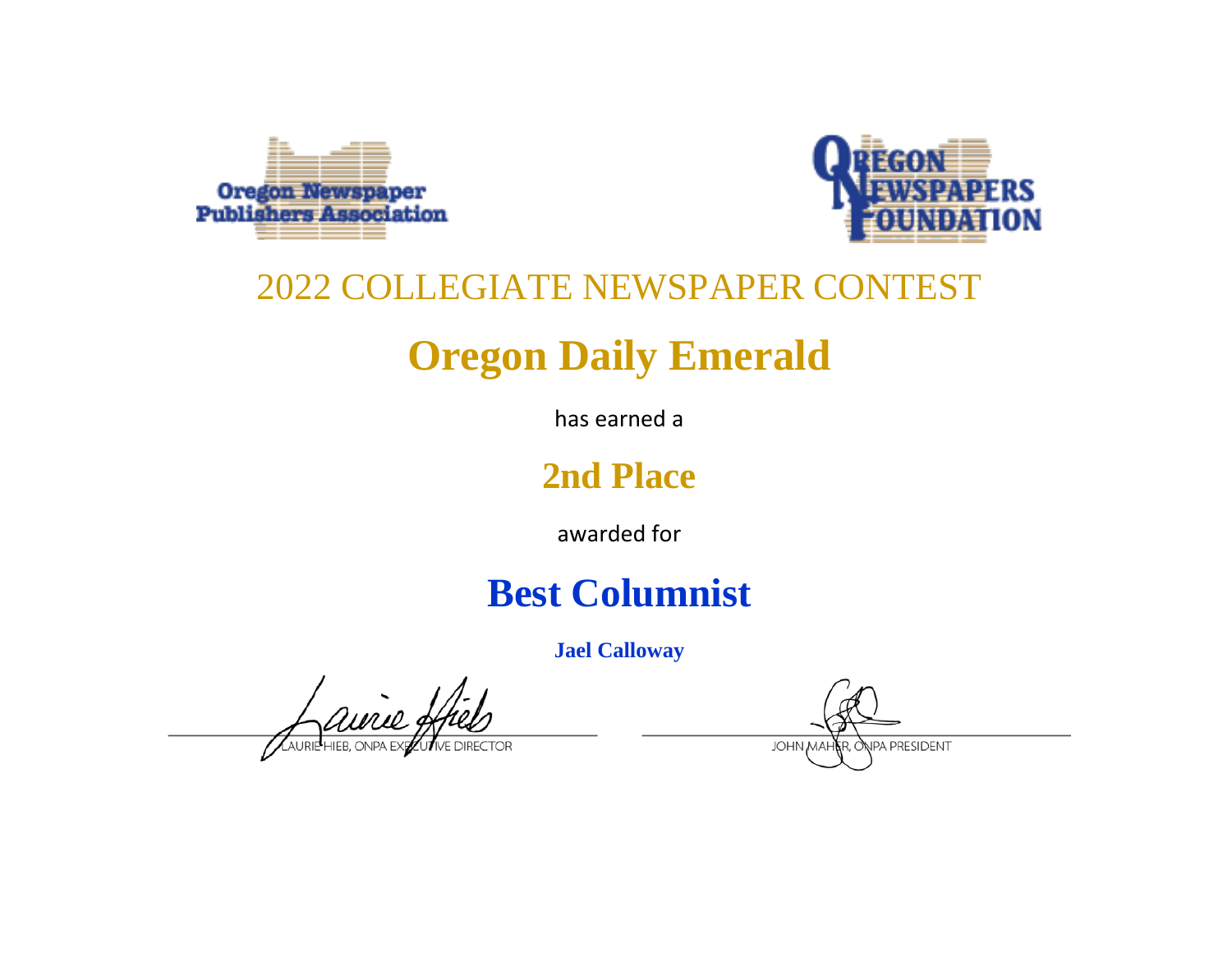Oregon Newspaper Publishers Association

Oregon Newspapers Foundation

# 2022 COLLEGIATE NEWSPAPER CONTEST

# Oregon Daily Emerald

has earned a

## 2nd Place

awarded for

## Best Columnist

**Jael Calloway**

LAURIE HIEB, ONPA EXECUTIVE DIRECTOR

JOHN MAHER, ONPA PRESIDENT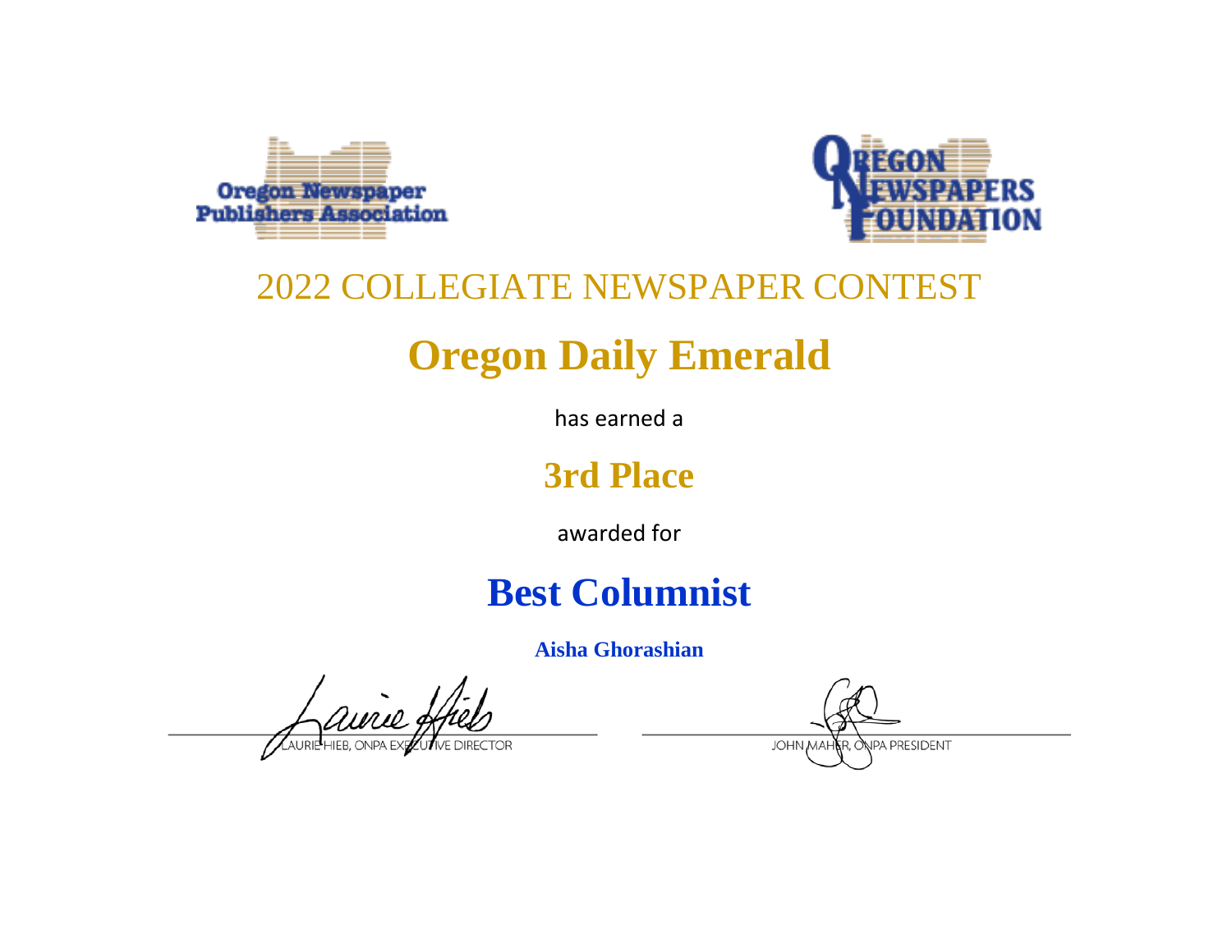Oregon Newspaper Publishers Association

OREGON NEWSPAPERS FOUNDATION

2022 COLLEGIATE NEWSPAPER CONTEST

# Oregon Daily Emerald

has earned a

## 3rd Place

awarded for

## Best Columnist

**Aisha Ghorashian**

LAURIE HIEB, ONPA EXECUTIVE DIRECTOR

JOHN MAHER, ONPA PRESIDENT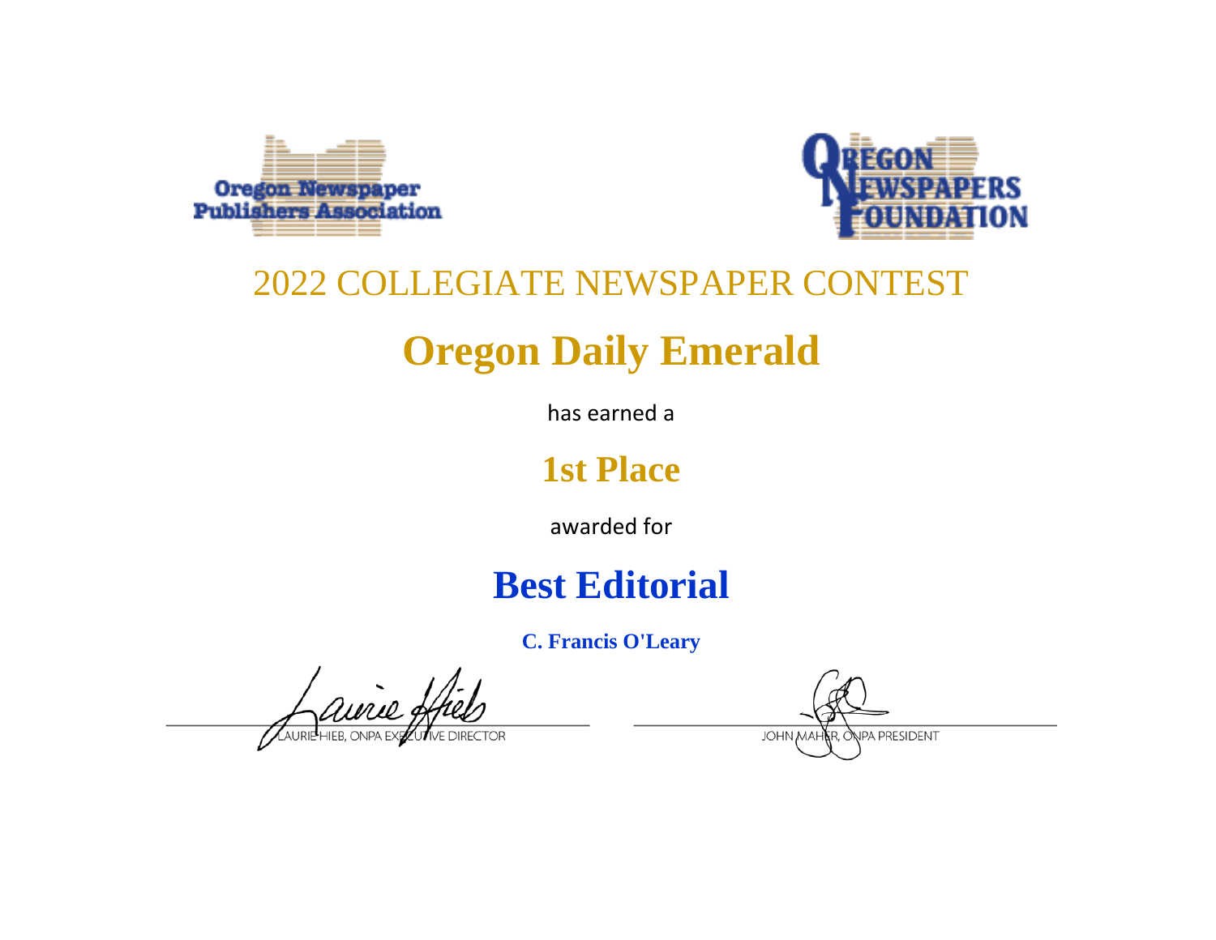Oregon Newspaper Publishers Association

OREGON NEWSPAPERS FOUNDATION

## 2022 COLLEGIATE NEWSPAPER CONTEST

# Oregon Daily Emerald

has earned a

## 1st Place

awarded for

# Best Editorial

**C. Francis O'Leary**

LAURIE HIEB, ONPA EXECUTIVE DIRECTOR

JOHN MAHER, ONPA PRESIDENT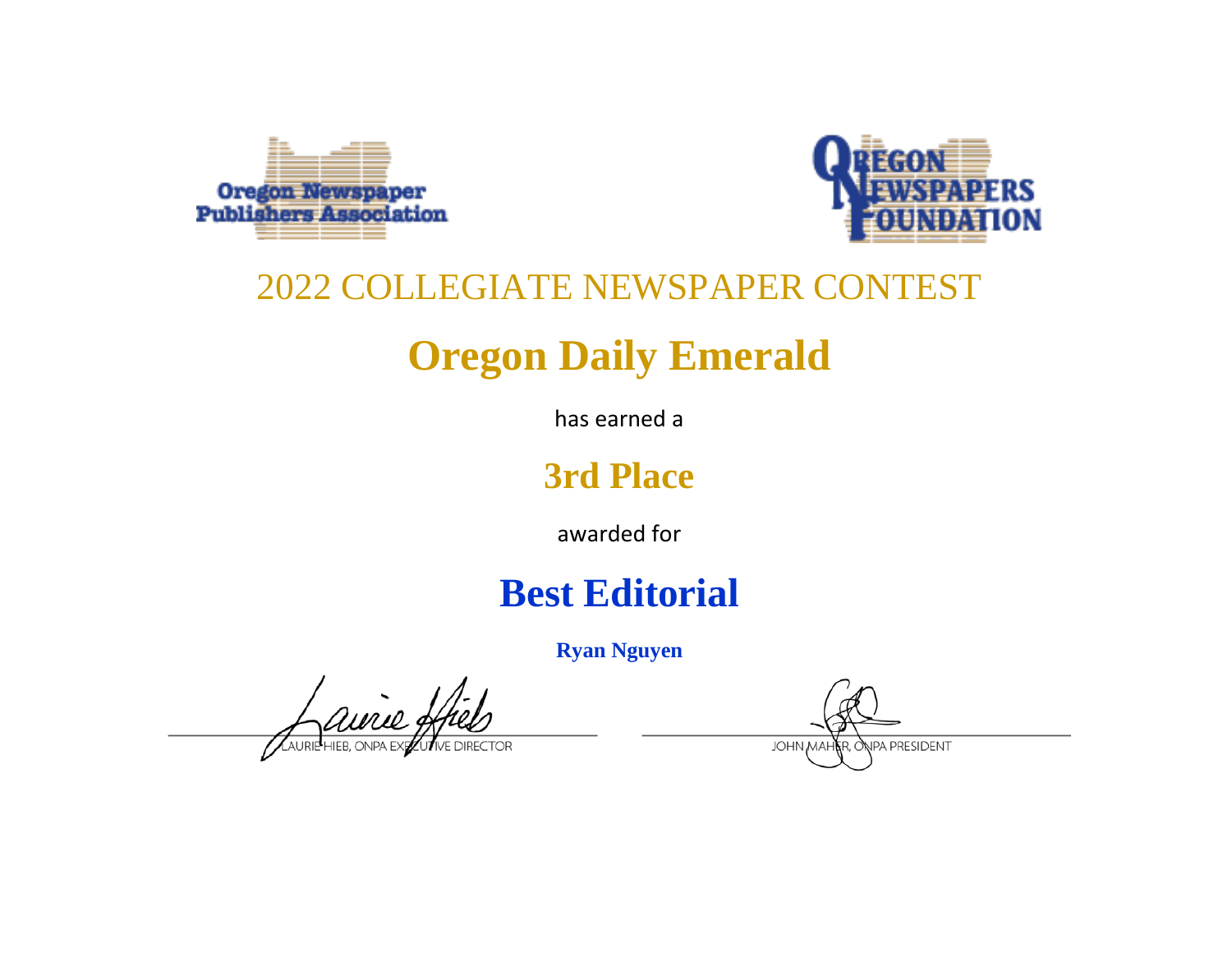Oregon Newspaper Publishers Association

OREGON NEWSPAPERS FOUNDATION

## 2022 COLLEGIATE NEWSPAPER CONTEST

# Oregon Daily Emerald

has earned a

## 3rd Place

awarded for

# Best Editorial

**Ryan Nguyen**

LAURIE HIEB, ONPA EXECUTIVE DIRECTOR

JOHN MAHER, ONPA PRESIDENT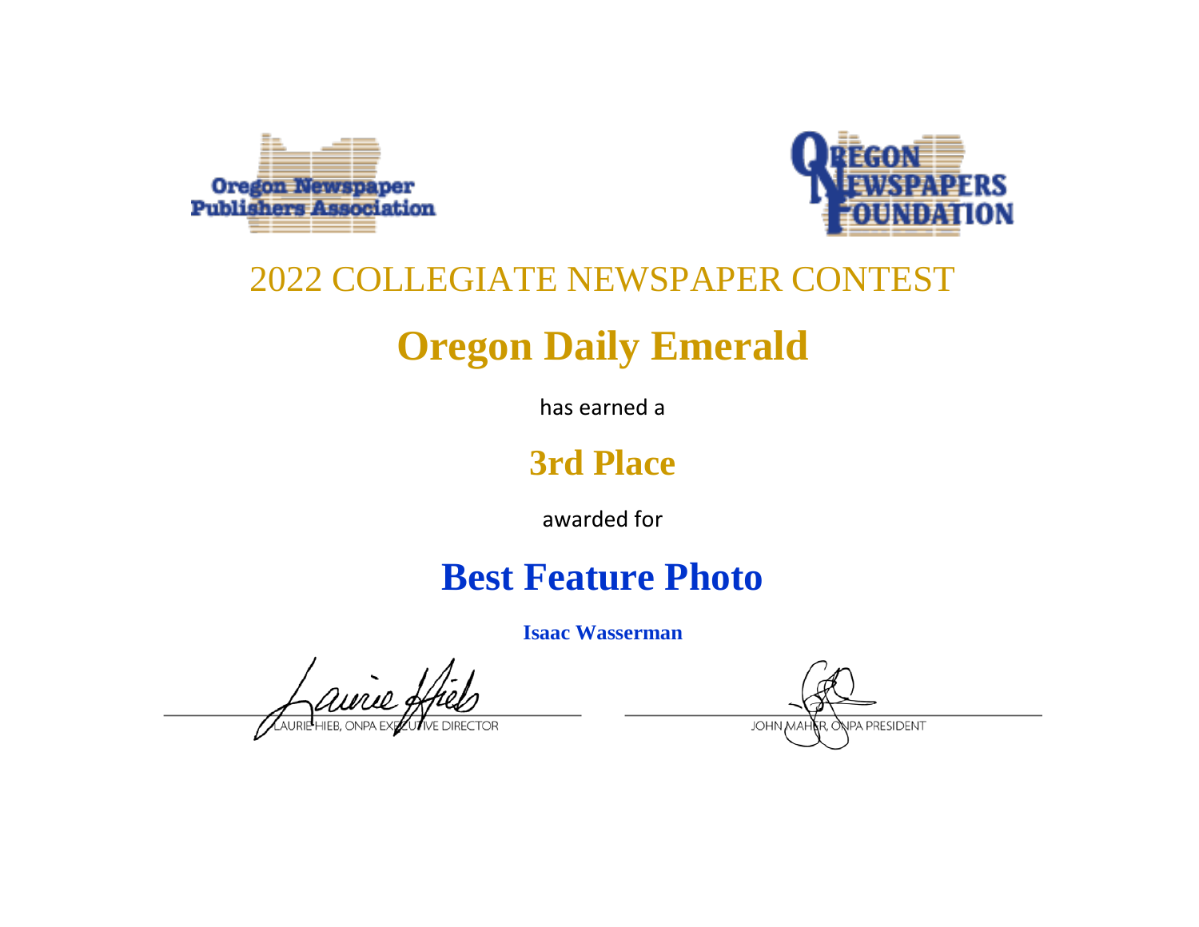Oregon Newspaper Publishers Association

OREGON NEWSPAPERS FOUNDATION

## 2022 COLLEGIATE NEWSPAPER CONTEST

# Oregon Daily Emerald

has earned a

## 3rd Place

awarded for

# Best Feature Photo

**Isaac Wasserman**

LAURIE HIEB, ONPA EXECUTIVE DIRECTOR

JOHN MAHER, ONPA PRESIDENT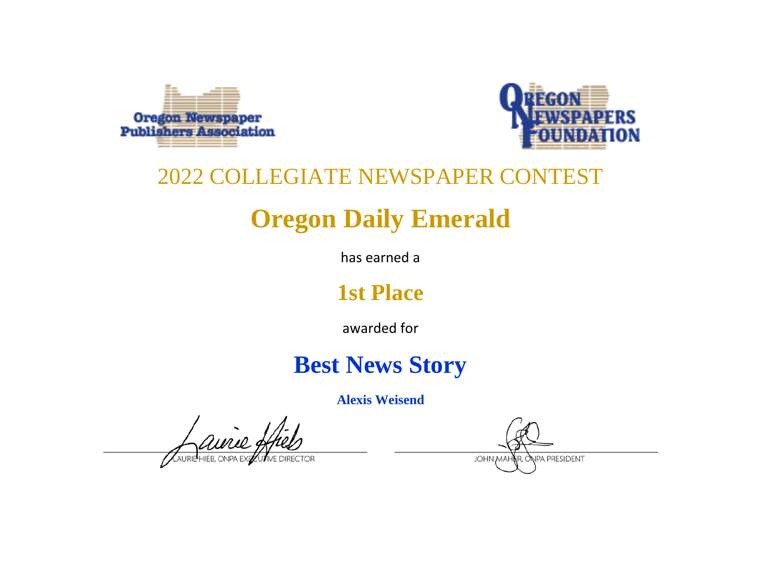Oregon Newspaper Publishers Association

OREGON NEWSPAPERS FOUNDATION

## 2022 COLLEGIATE NEWSPAPER CONTEST

# Oregon Daily Emerald

has earned a

## 1st Place

awarded for

## Best News Story

**Alexis Weisend**

LAURIE HIEB, ONPA EXECUTIVE DIRECTOR

JOHN MAHER, ONPA PRESIDENT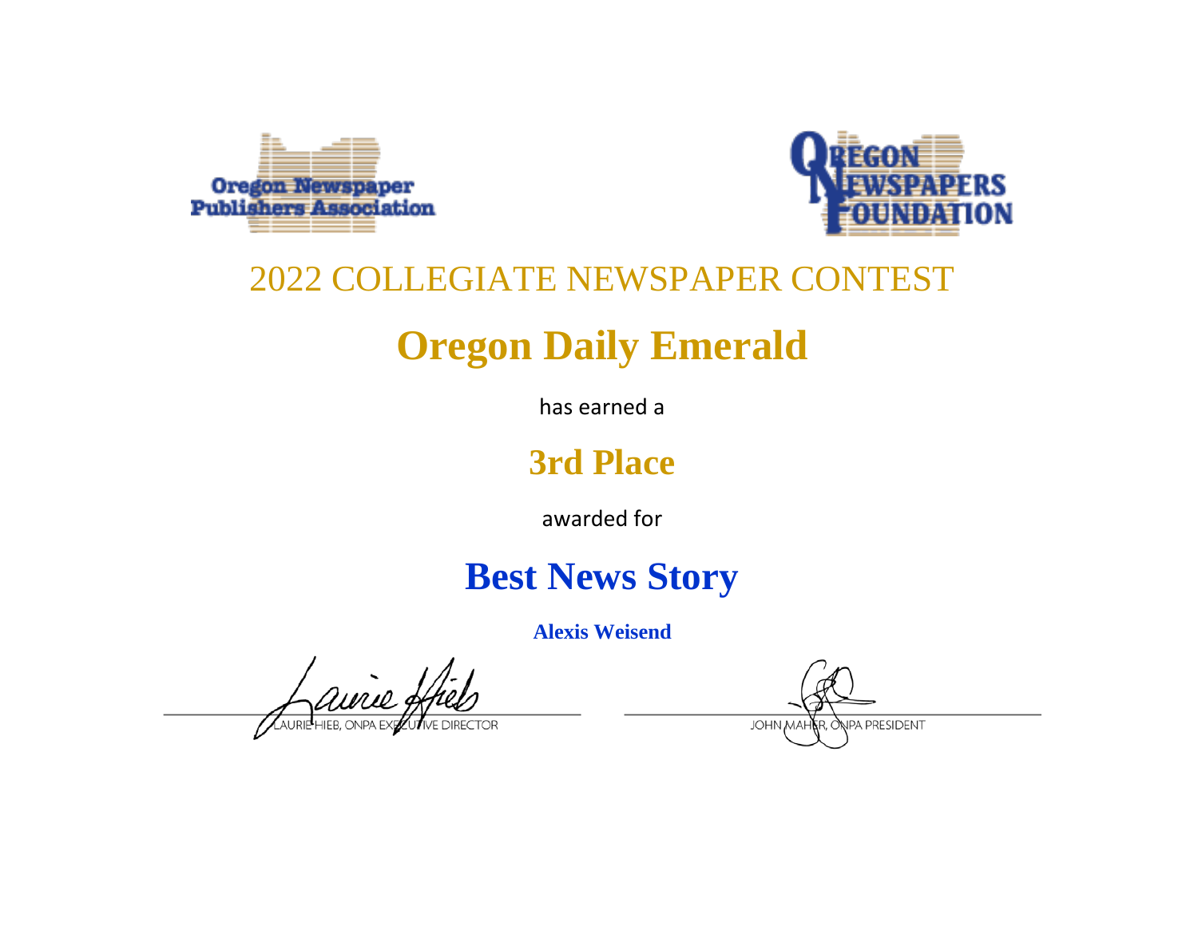Oregon Newspaper Publishers Association

Oregon Newspapers Foundation

## 2022 COLLEGIATE NEWSPAPER CONTEST

# Oregon Daily Emerald

has earned a

## 3rd Place

awarded for

## Best News Story

**Alexis Weisend**

LAURIE HIEB, ONPA EXECUTIVE DIRECTOR

JOHN MAHER, ONPA PRESIDENT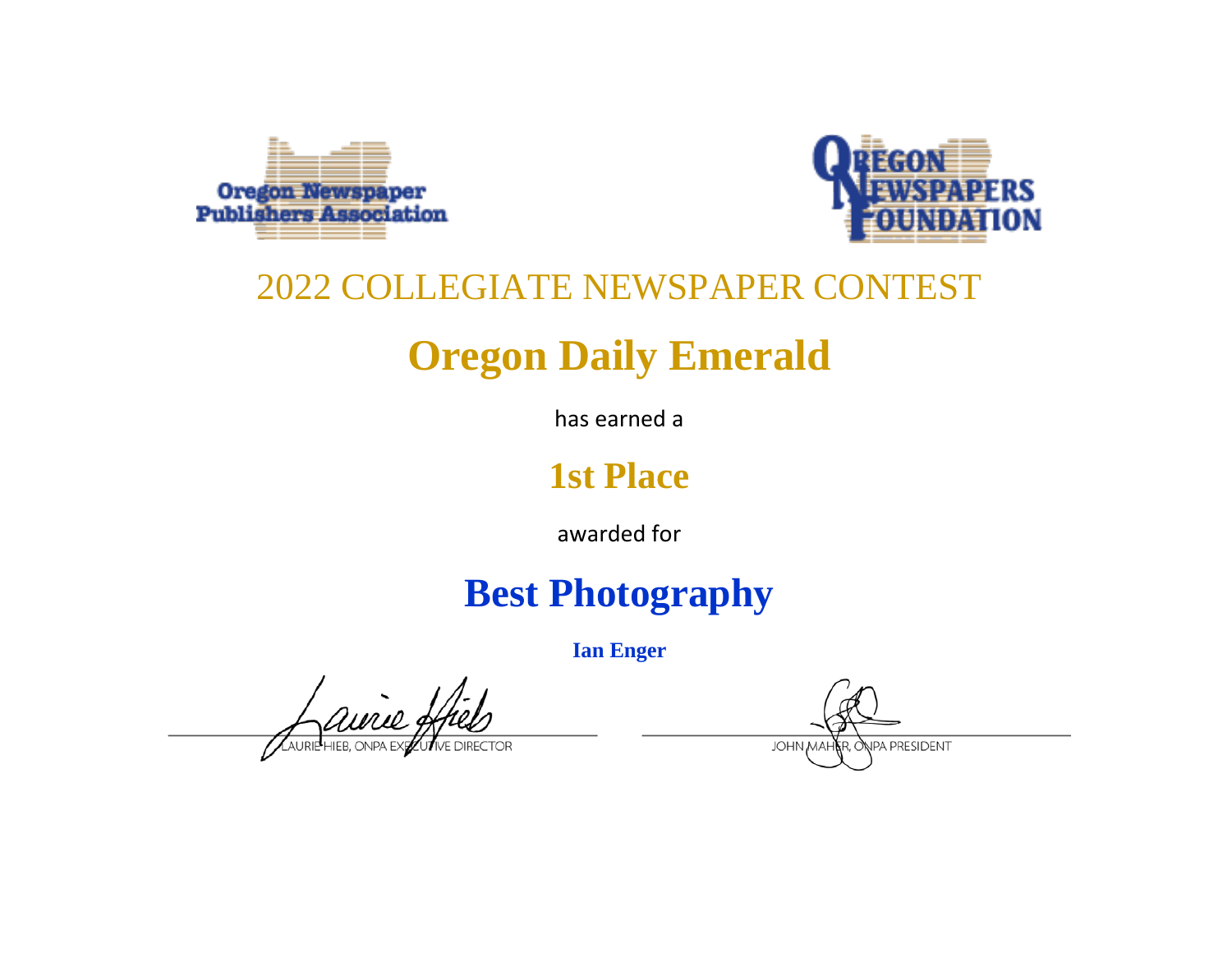Oregon Newspaper Publishers Association

Oregon Newspapers Foundation

2022 COLLEGIATE NEWSPAPER CONTEST

# Oregon Daily Emerald

has earned a

## 1st Place

awarded for

## Best Photography

**Ian Enger**

LAURIE HIEB, ONPA EXECUTIVE DIRECTOR

JOHN MAHER, ONPA PRESIDENT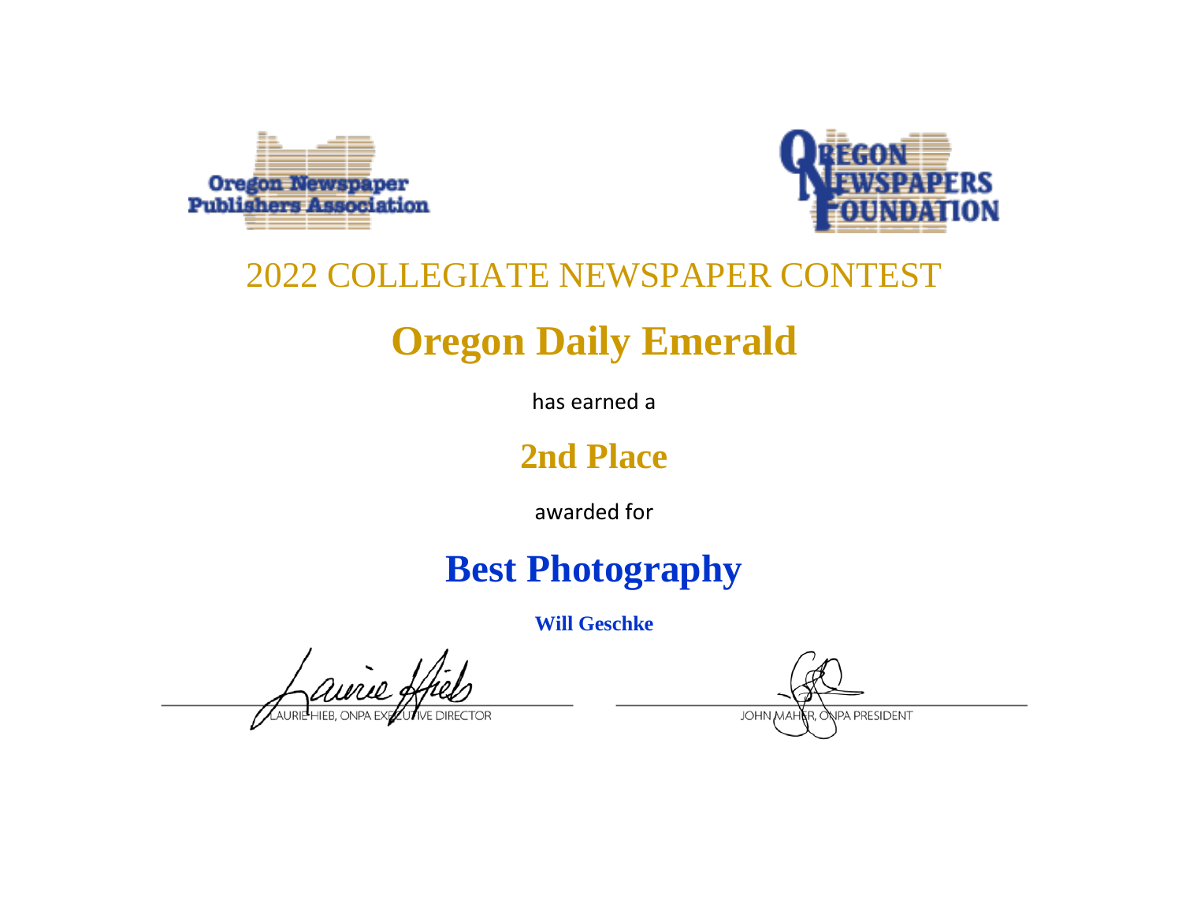Oregon Newspaper Publishers Association

OREGON NEWSPAPERS FOUNDATION

## 2022 COLLEGIATE NEWSPAPER CONTEST

# Oregon Daily Emerald

has earned a

## 2nd Place

awarded for

# Best Photography

**Will Geschke**

LAURIE HIEB, ONPA EXECUTIVE DIRECTOR

JOHN MAHER, ONPA PRESIDENT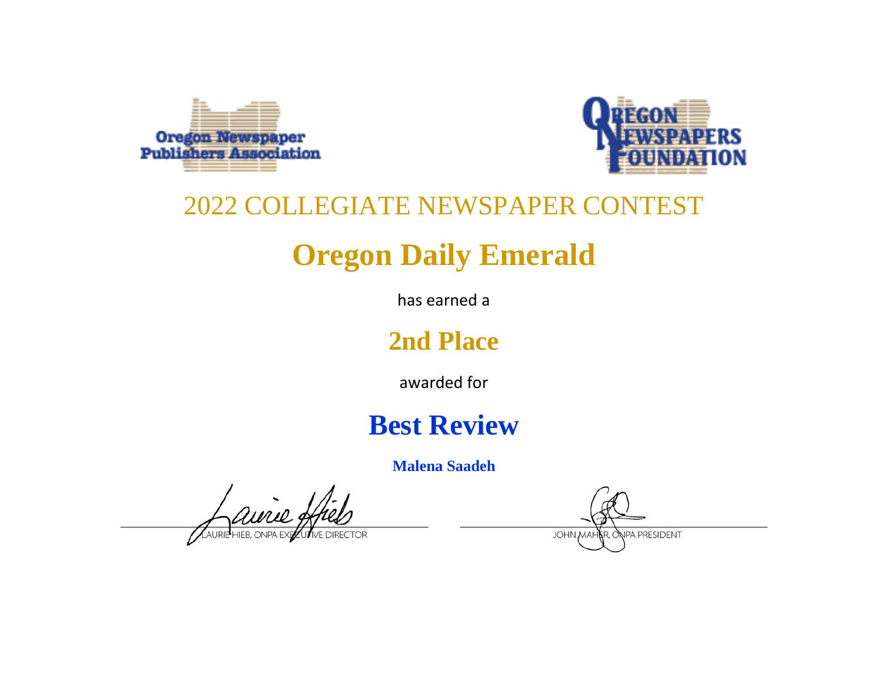Oregon Newspaper Publishers Association

OREGON NEWSPAPERS FOUNDATION

## 2022 COLLEGIATE NEWSPAPER CONTEST

# Oregon Daily Emerald

has earned a

## 2nd Place

awarded for

# Best Review

**Malena Saadeh**

LAURIE HIEB, ONPA EXECUTIVE DIRECTOR

JOHN MAHER, ONPA PRESIDENT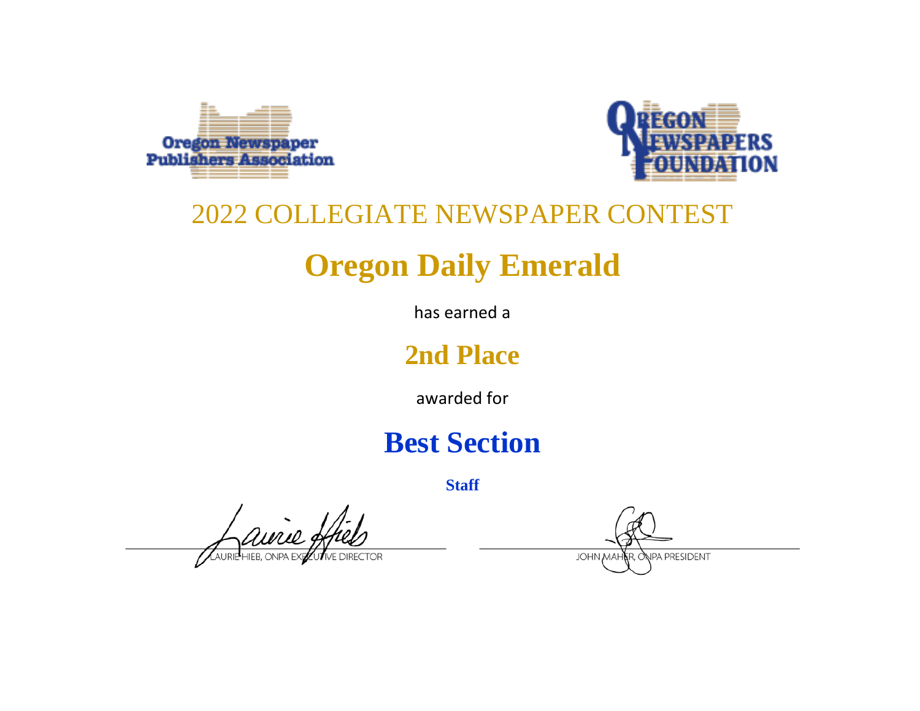Oregon Newspaper Publishers Association

OREGON NEWSPAPERS FOUNDATION

2022 COLLEGIATE NEWSPAPER CONTEST

# Oregon Daily Emerald

has earned a

## 2nd Place

awarded for

## Best Section

**Staff**

LAURIE HIEB, ONPA EXECUTIVE DIRECTOR

JOHN MAHER, ONPA PRESIDENT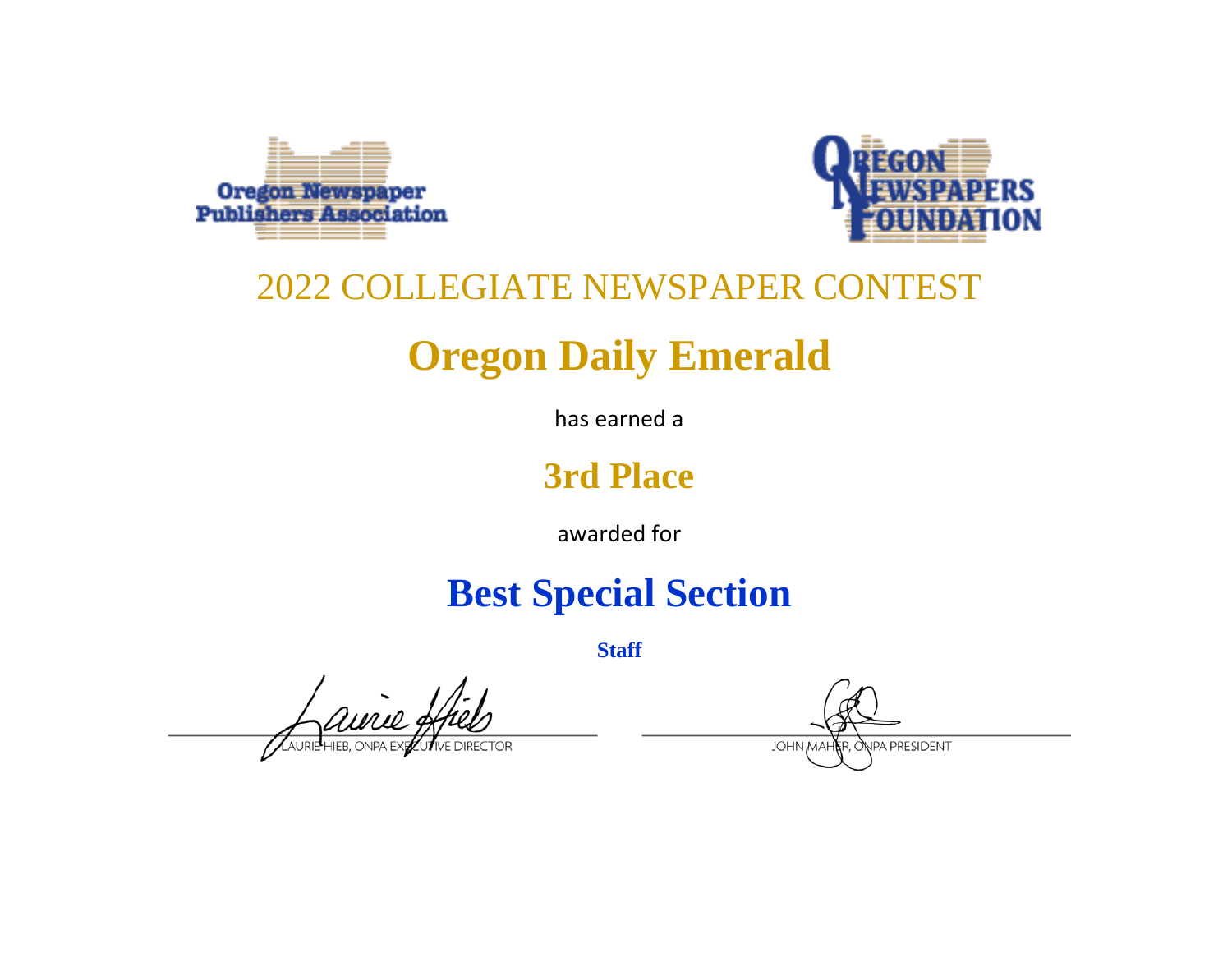Oregon Newspaper Publishers Association

OREGON NEWSPAPERS FOUNDATION

## 2022 COLLEGIATE NEWSPAPER CONTEST

# Oregon Daily Emerald

has earned a

## 3rd Place

awarded for

# Best Special Section

**Staff**

LAURIE HIEB, ONPA EXECUTIVE DIRECTOR

JOHN MAHER, ONPA PRESIDENT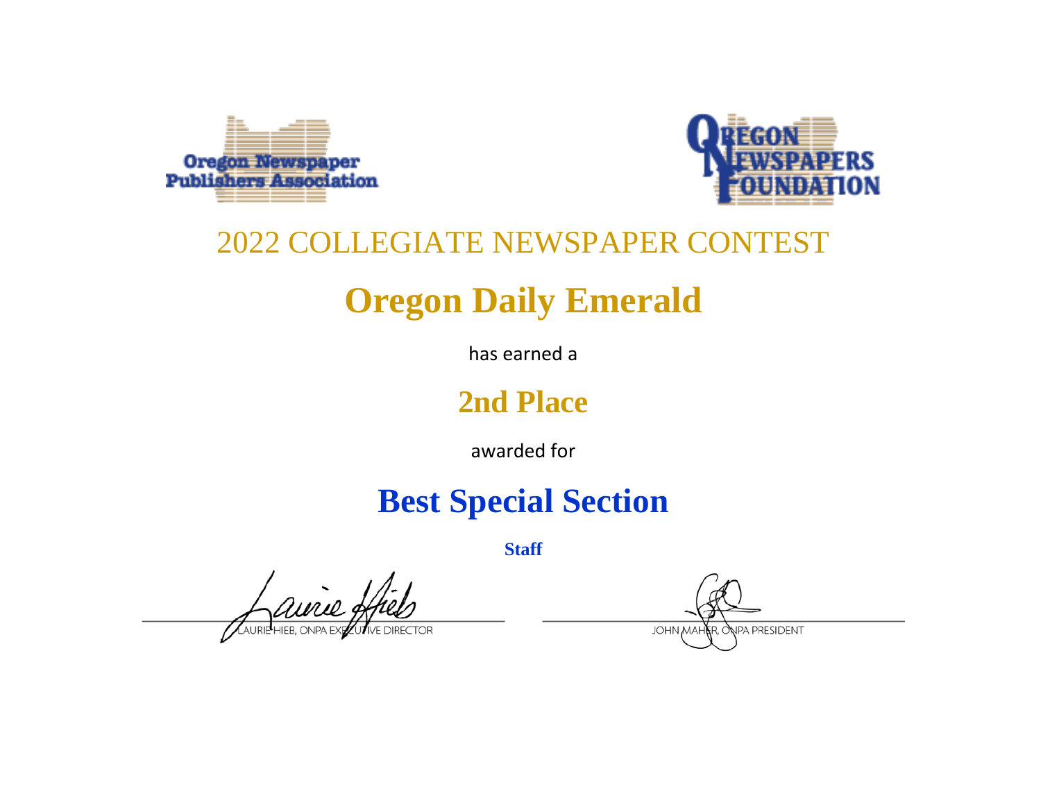Oregon Newspaper Publishers Association

Oregon Newspapers Foundation

## 2022 COLLEGIATE NEWSPAPER CONTEST

# Oregon Daily Emerald

has earned a

## 2nd Place

awarded for

# Best Special Section

**Staff**

LAURIE HIEB, ONPA EXECUTIVE DIRECTOR

JOHN MAHER, ONPA PRESIDENT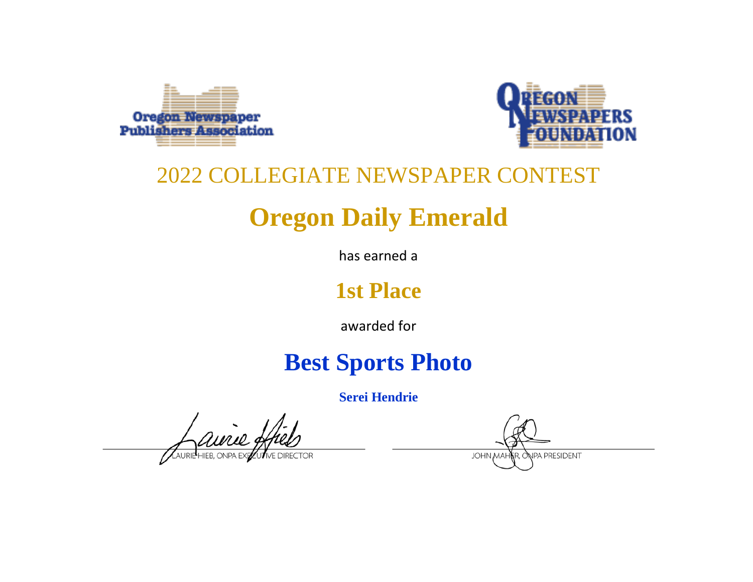Oregon Newspaper Publishers Association

OREGON NEWSPAPERS FOUNDATION

2022 COLLEGIATE NEWSPAPER CONTEST

# Oregon Daily Emerald

has earned a

## 1st Place

awarded for

## Best Sports Photo

**Serei Hendrie**

LAURIE HIEB, ONPA EXECUTIVE DIRECTOR

JOHN MAHER, ONPA PRESIDENT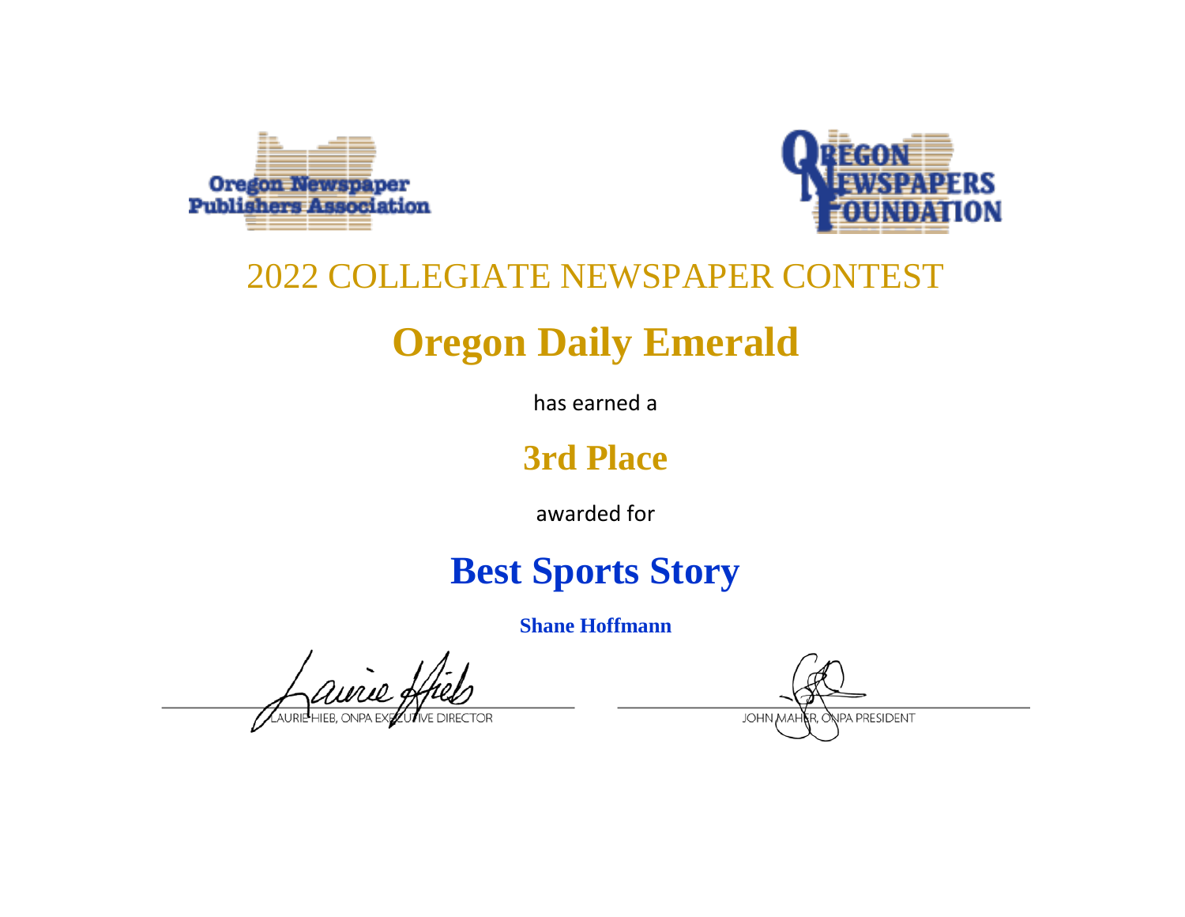Oregon Newspaper Publishers Association

OREGON NEWSPAPERS FOUNDATION

2022 COLLEGIATE NEWSPAPER CONTEST

# Oregon Daily Emerald

has earned a

## 3rd Place

awarded for

## Best Sports Story

**Shane Hoffmann**

LAURIE HIEB, ONPA EXECUTIVE DIRECTOR

JOHN MAHER, ONPA PRESIDENT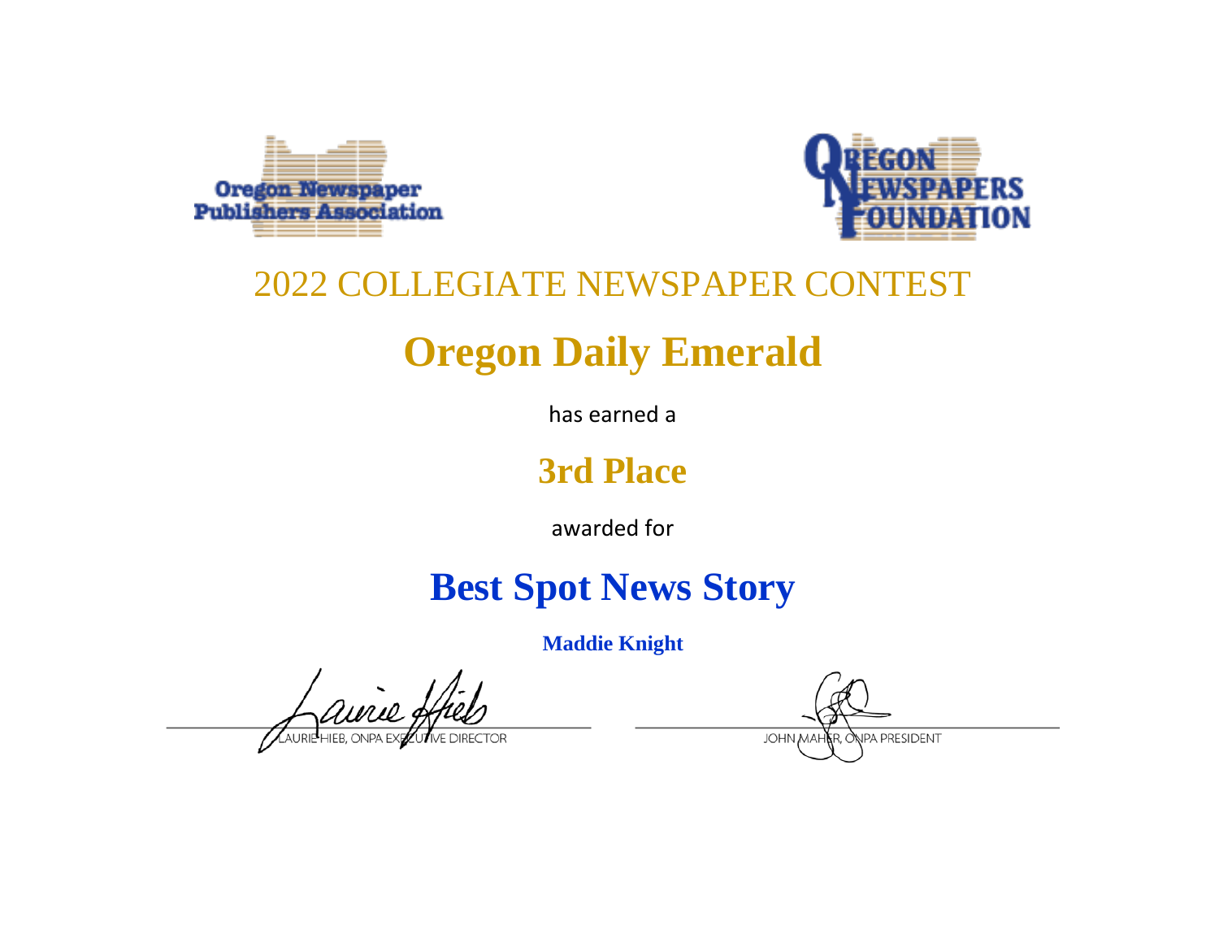Oregon Newspaper Publishers Association

OREGON NEWSPAPERS FOUNDATION

## 2022 COLLEGIATE NEWSPAPER CONTEST

# Oregon Daily Emerald

has earned a

## 3rd Place

awarded for

## Best Spot News Story

**Maddie Knight**

LAURIE HIEB, ONPA EXECUTIVE DIRECTOR

JOHN MAHER, ONPA PRESIDENT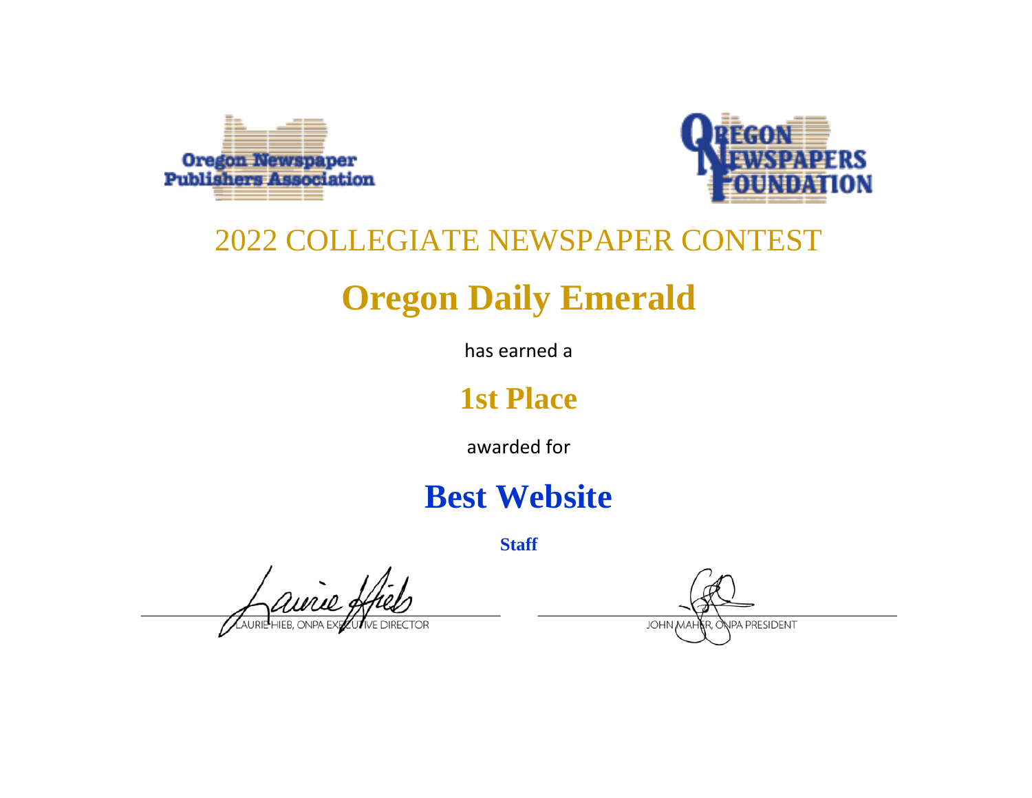Oregon Newspaper Publishers Association

OREGON NEWSPAPERS FOUNDATION

## 2022 COLLEGIATE NEWSPAPER CONTEST

# Oregon Daily Emerald

has earned a

## 1st Place

awarded for

## Best Website

**Staff**

LAURIE HIEB, ONPA EXECUTIVE DIRECTOR

JOHN MAHER, ONPA PRESIDENT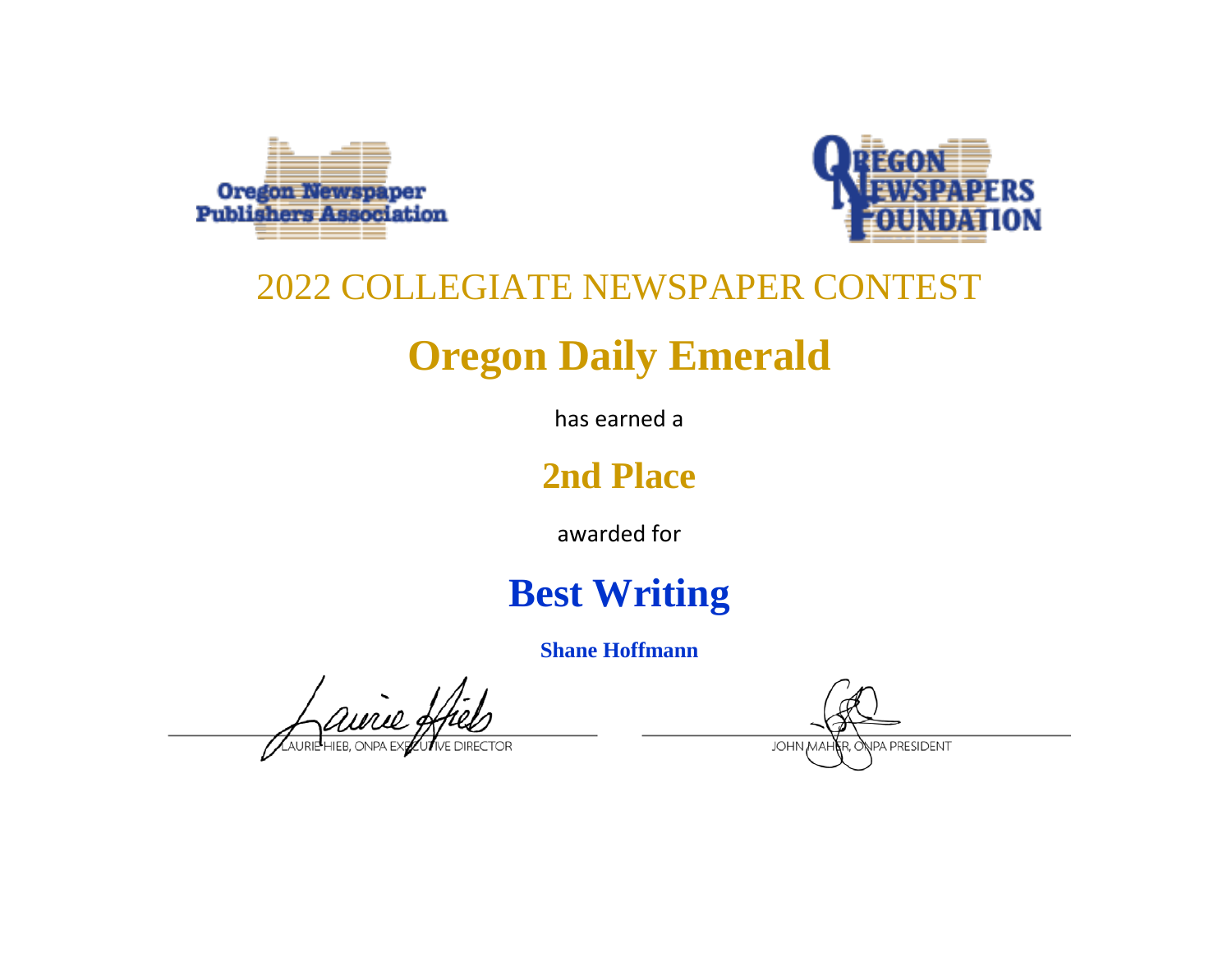Oregon Newspaper Publishers Association

Oregon Newspapers Foundation

## 2022 COLLEGIATE NEWSPAPER CONTEST

# Oregon Daily Emerald

has earned a

## 2nd Place

awarded for

# Best Writing

**Shane Hoffmann**

LAURIE HIEB, ONPA EXECUTIVE DIRECTOR

JOHN MAHER, ONPA PRESIDENT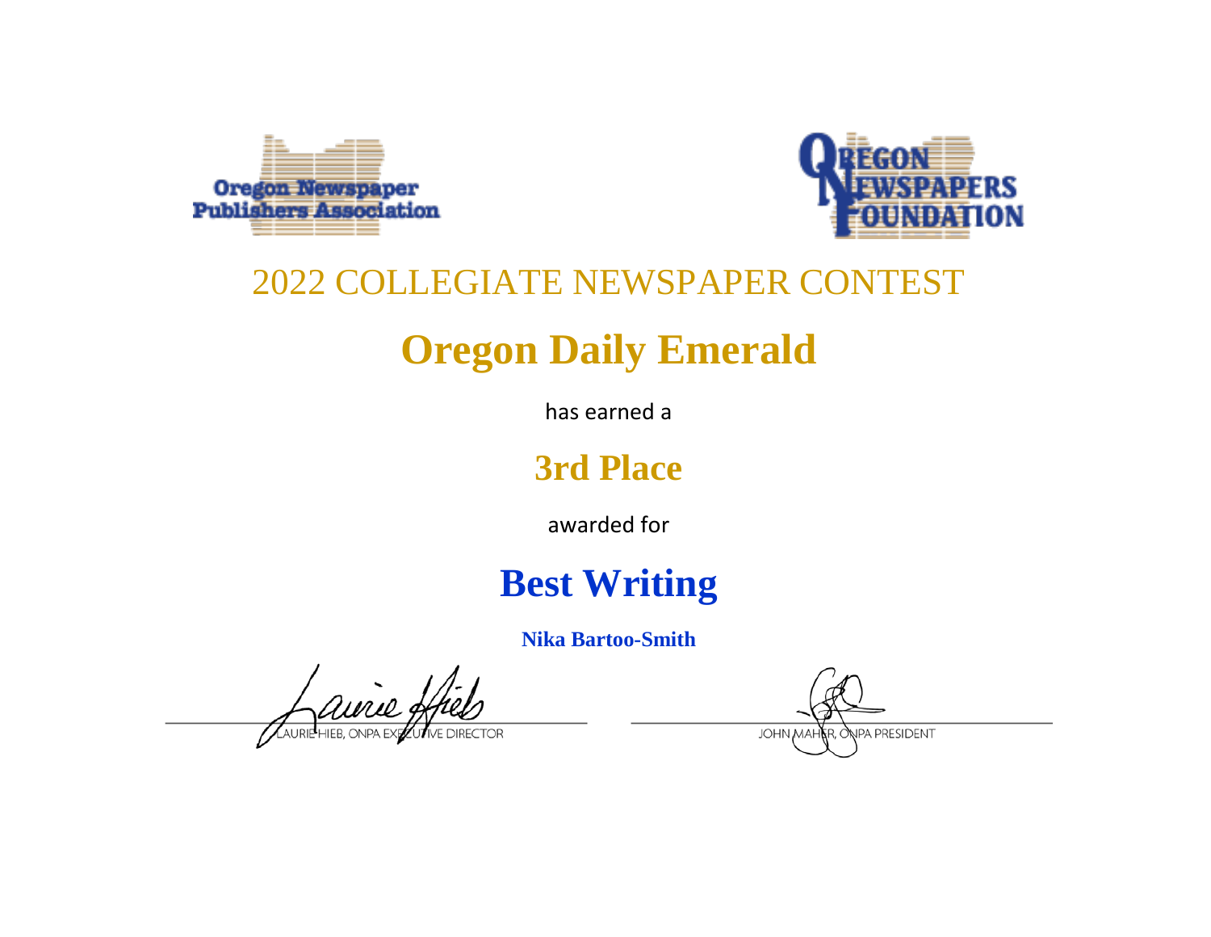Oregon Newspaper Publishers Association

OREGON NEWSPAPERS FOUNDATION

# 2022 COLLEGIATE NEWSPAPER CONTEST

# Oregon Daily Emerald

has earned a

## 3rd Place

awarded for

## Best Writing

**Nika Bartoo-Smith**

LAURIE HIEB, ONPA EXECUTIVE DIRECTOR

JOHN MAHER, ONPA PRESIDENT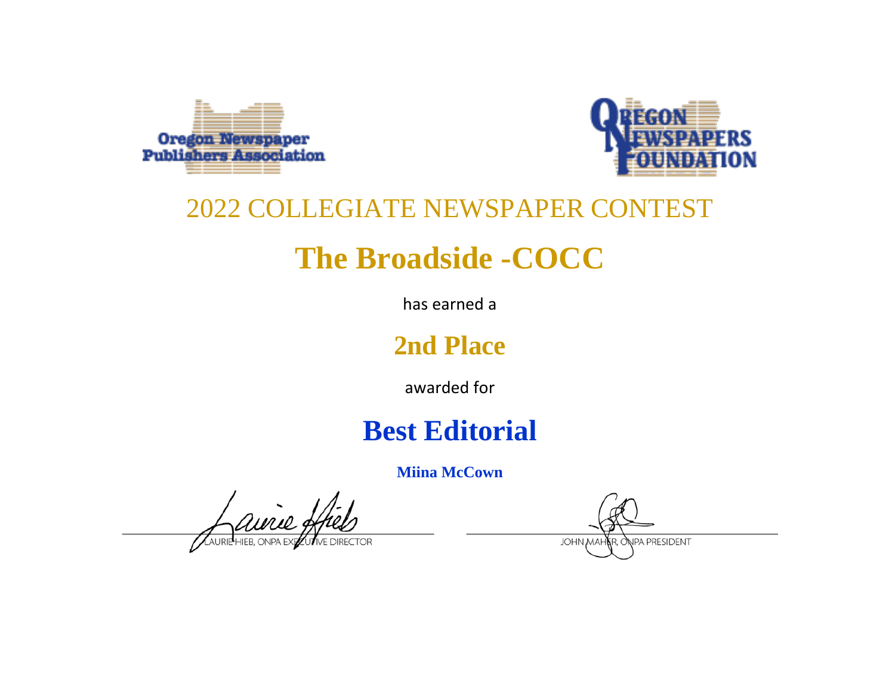Oregon Newspaper Publishers Association

OREGON NEWSPAPERS FOUNDATION

2022 COLLEGIATE NEWSPAPER CONTEST

# The Broadside -COCC

has earned a

## 2nd Place

awarded for

# Best Editorial

**Miina McCown**

LAURIE HIEB, ONPA EXECUTIVE DIRECTOR

JOHN MAHER, ONPA PRESIDENT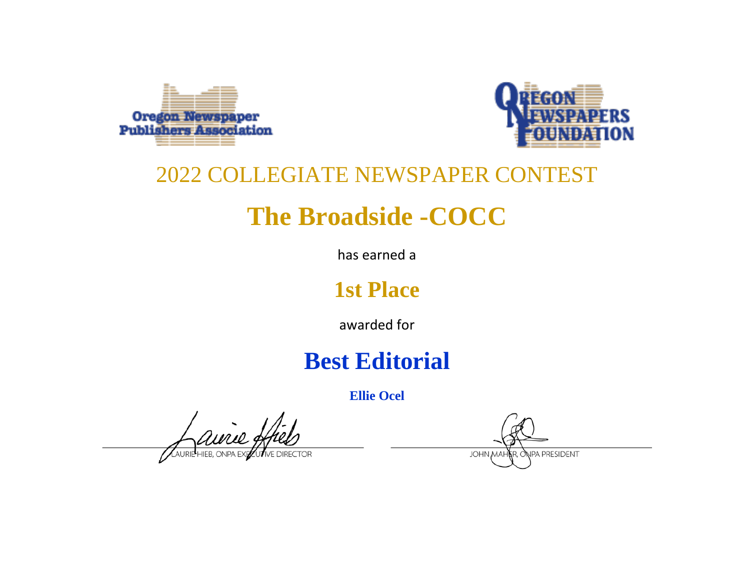Oregon Newspaper Publishers Association

OREGON NEWSPAPERS FOUNDATION

## 2022 COLLEGIATE NEWSPAPER CONTEST

# The Broadside -COCC

has earned a

## 1st Place

awarded for

# Best Editorial

**Ellie Ocel**

LAURIE HIEB, ONPA EXECUTIVE DIRECTOR

JOHN MAHER, ONPA PRESIDENT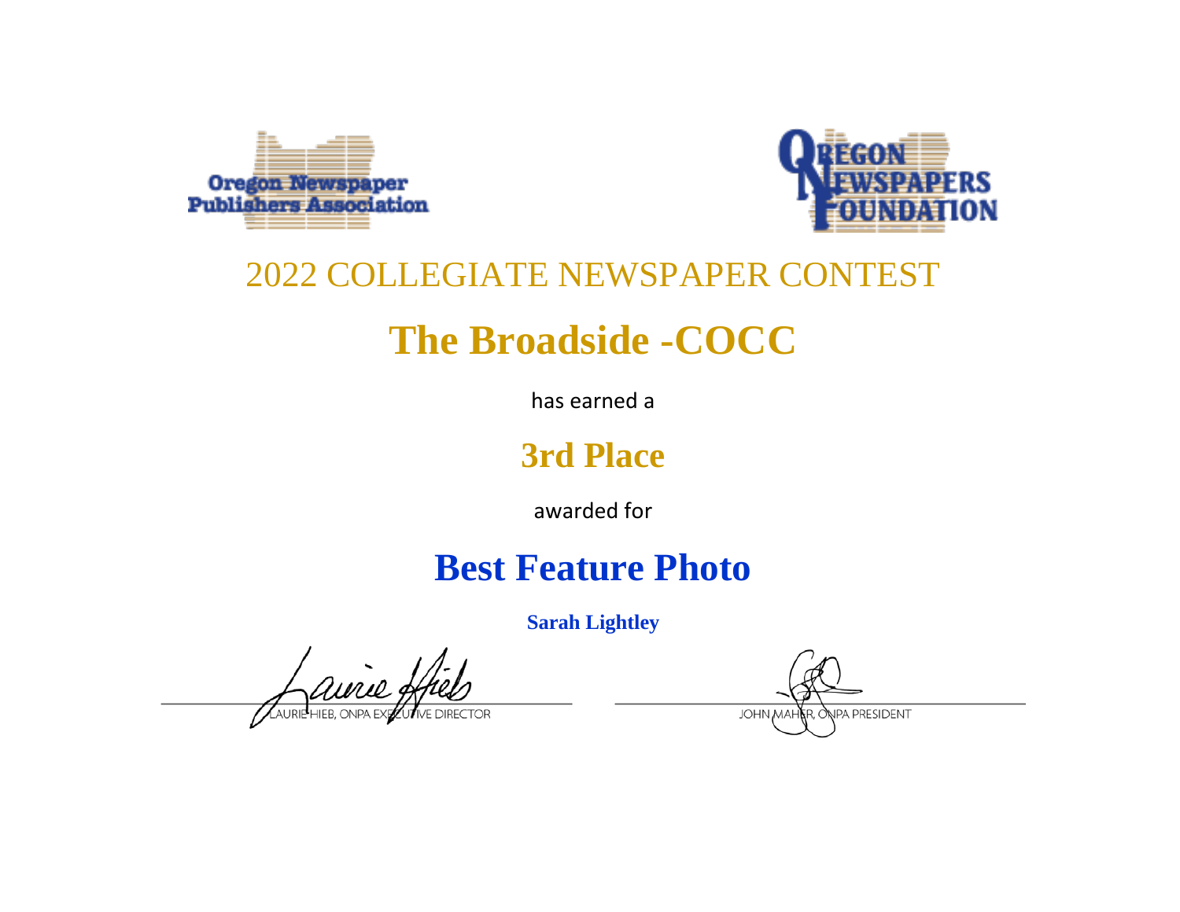Oregon Newspaper Publishers Association

Oregon Newspapers Foundation

## 2022 COLLEGIATE NEWSPAPER CONTEST

# The Broadside -COCC

has earned a

## 3rd Place

awarded for

# Best Feature Photo

**Sarah Lightley**

LAURIE HIEB, ONPA EXECUTIVE DIRECTOR

JOHN MAHER, ONPA PRESIDENT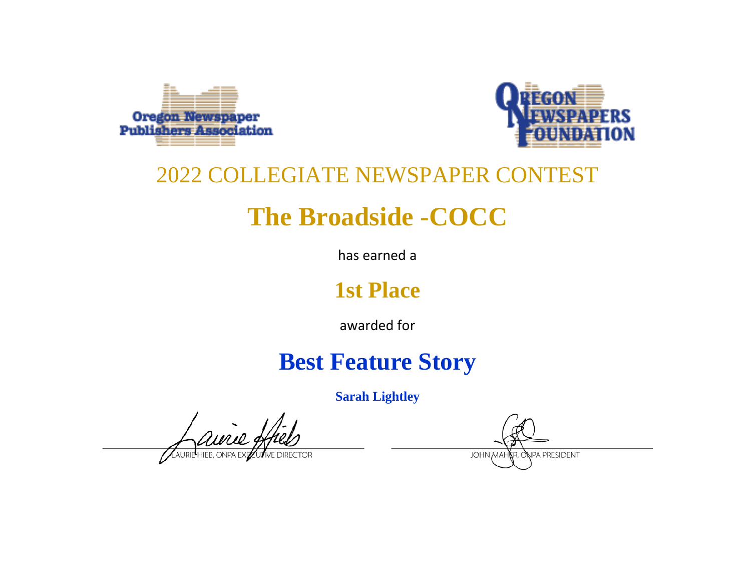Oregon Newspaper Publishers Association

OREGON NEWSPAPERS FOUNDATION

## 2022 COLLEGIATE NEWSPAPER CONTEST

# The Broadside -COCC

has earned a

## 1st Place

awarded for

# Best Feature Story

**Sarah Lightley**

LAURIE HIEB, ONPA EXECUTIVE DIRECTOR

JOHN MAHER, ONPA PRESIDENT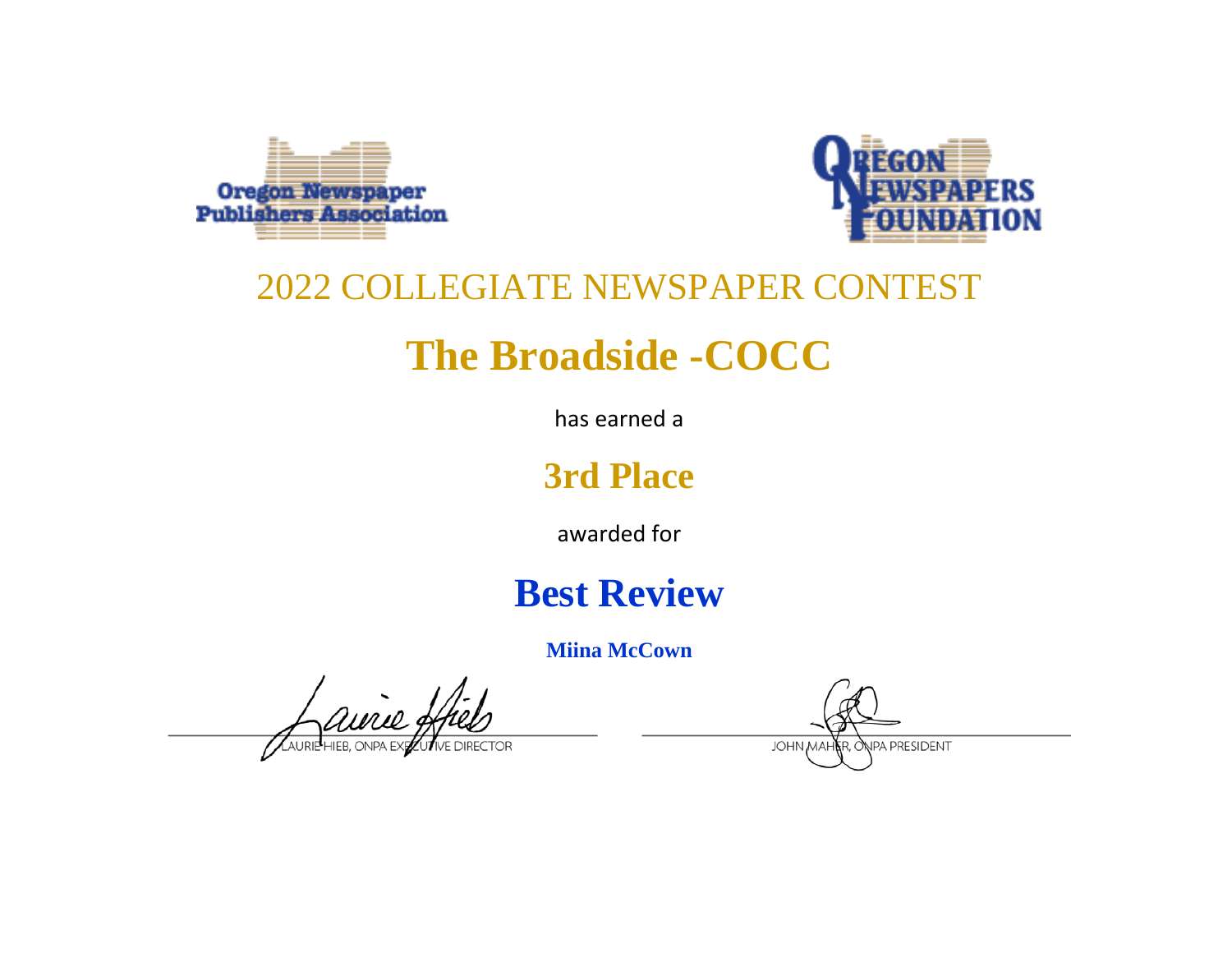Oregon Newspaper Publishers Association

OREGON NEWSPAPERS FOUNDATION

## 2022 COLLEGIATE NEWSPAPER CONTEST

# The Broadside -COCC

has earned a

## 3rd Place

awarded for

# Best Review

**Miina McCown**

LAURIE HIEB, ONPA EXECUTIVE DIRECTOR

JOHN MAHER, ONPA PRESIDENT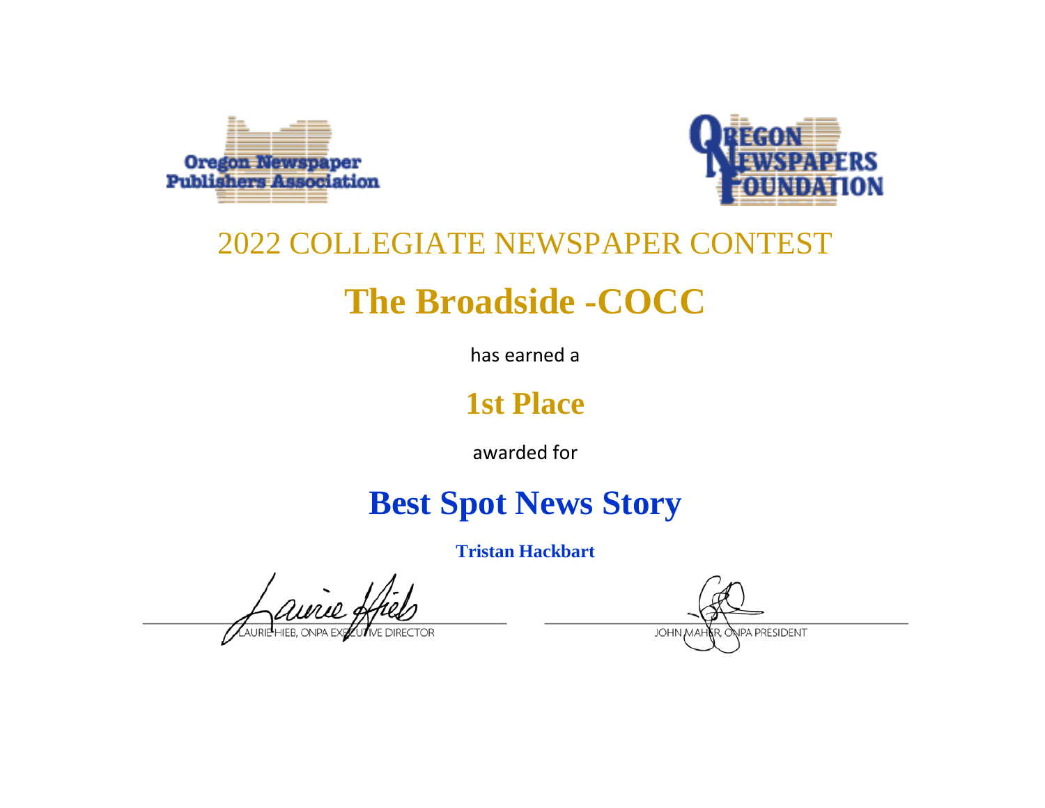Oregon Newspaper Publishers Association

OREGON NEWSPAPERS FOUNDATION

2022 COLLEGIATE NEWSPAPER CONTEST

# The Broadside -COCC

has earned a

## 1st Place

awarded for

## Best Spot News Story

**Tristan Hackbart**

LAURIE HIEB, ONPA EXECUTIVE DIRECTOR

JOHN MAHER, ONPA PRESIDENT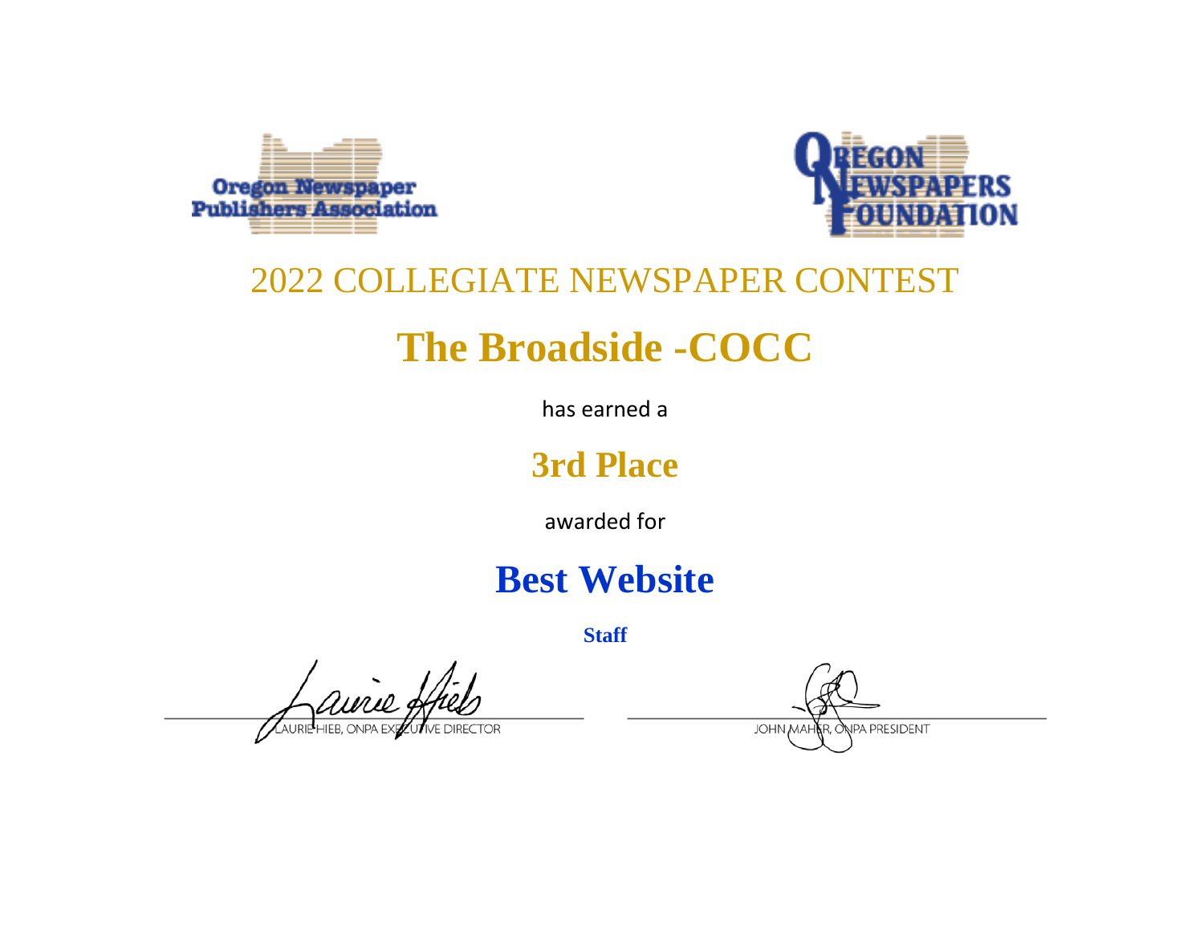Oregon Newspaper Publishers Association

OREGON NEWSPAPERS FOUNDATION

## 2022 COLLEGIATE NEWSPAPER CONTEST

# The Broadside -COCC

has earned a

## 3rd Place

awarded for

# Best Website

**Staff**

LAURIE HIEB, ONPA EXECUTIVE DIRECTOR

JOHN MAHER, ONPA PRESIDENT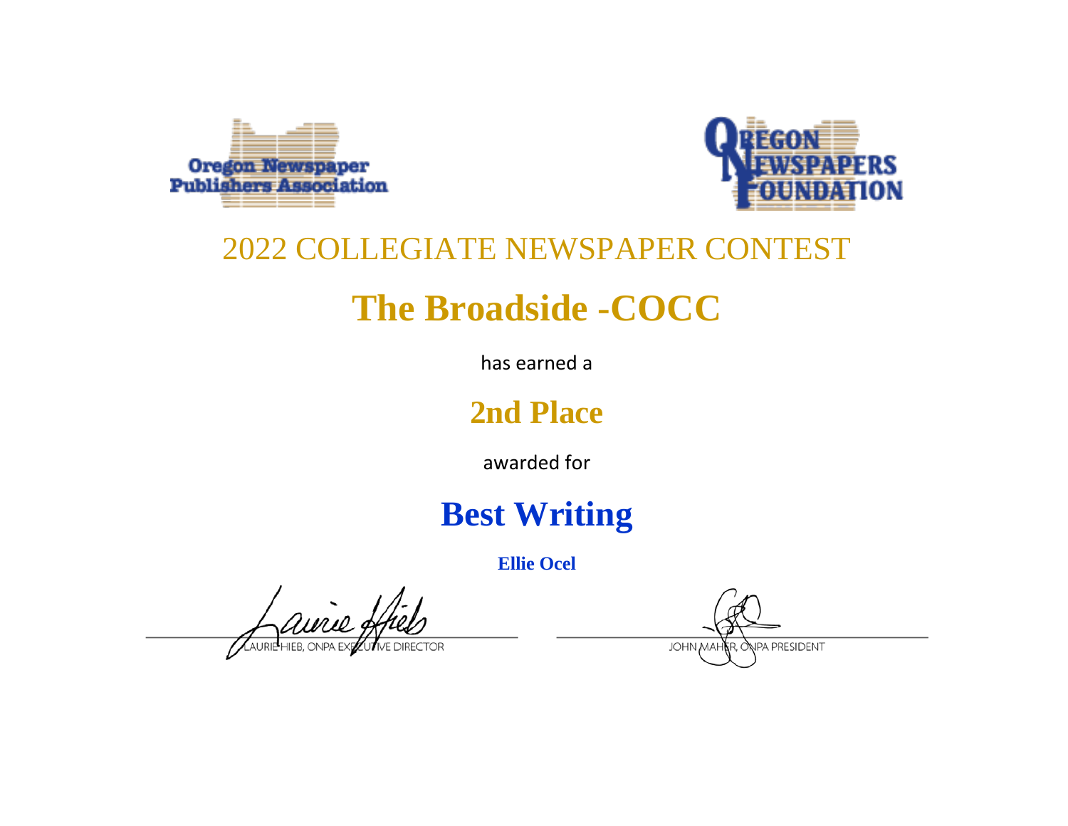Oregon Newspaper Publishers Association

OREGON NEWSPAPERS FOUNDATION

# 2022 COLLEGIATE NEWSPAPER CONTEST

# The Broadside -COCC

has earned a

## 2nd Place

awarded for

## Best Writing

**Ellie Ocel**

LAURIE HIEB, ONPA EXECUTIVE DIRECTOR

JOHN MAHER, ONPA PRESIDENT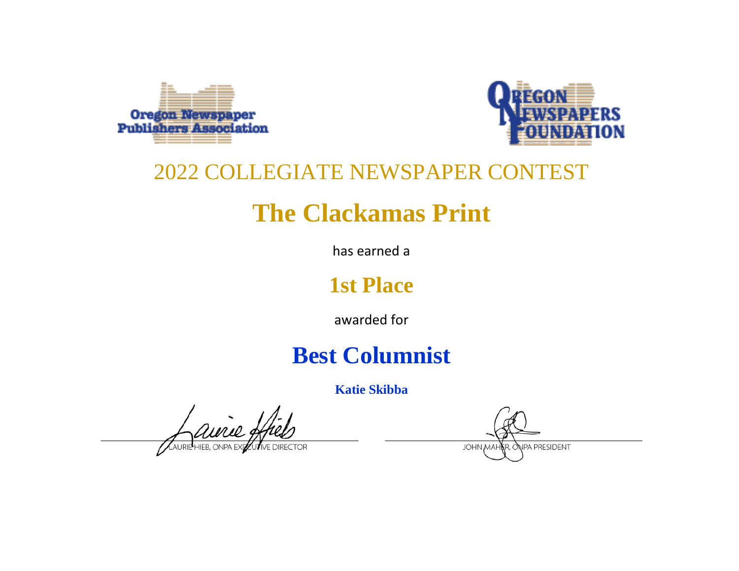Oregon Newspaper Publishers Association

Oregon Newspapers Foundation

# 2022 COLLEGIATE NEWSPAPER CONTEST

# The Clackamas Print

has earned a

## 1st Place

awarded for

## Best Columnist

**Katie Skibba**

LAURIE HIEB, ONPA EXECUTIVE DIRECTOR

JOHN MAHER, ONPA PRESIDENT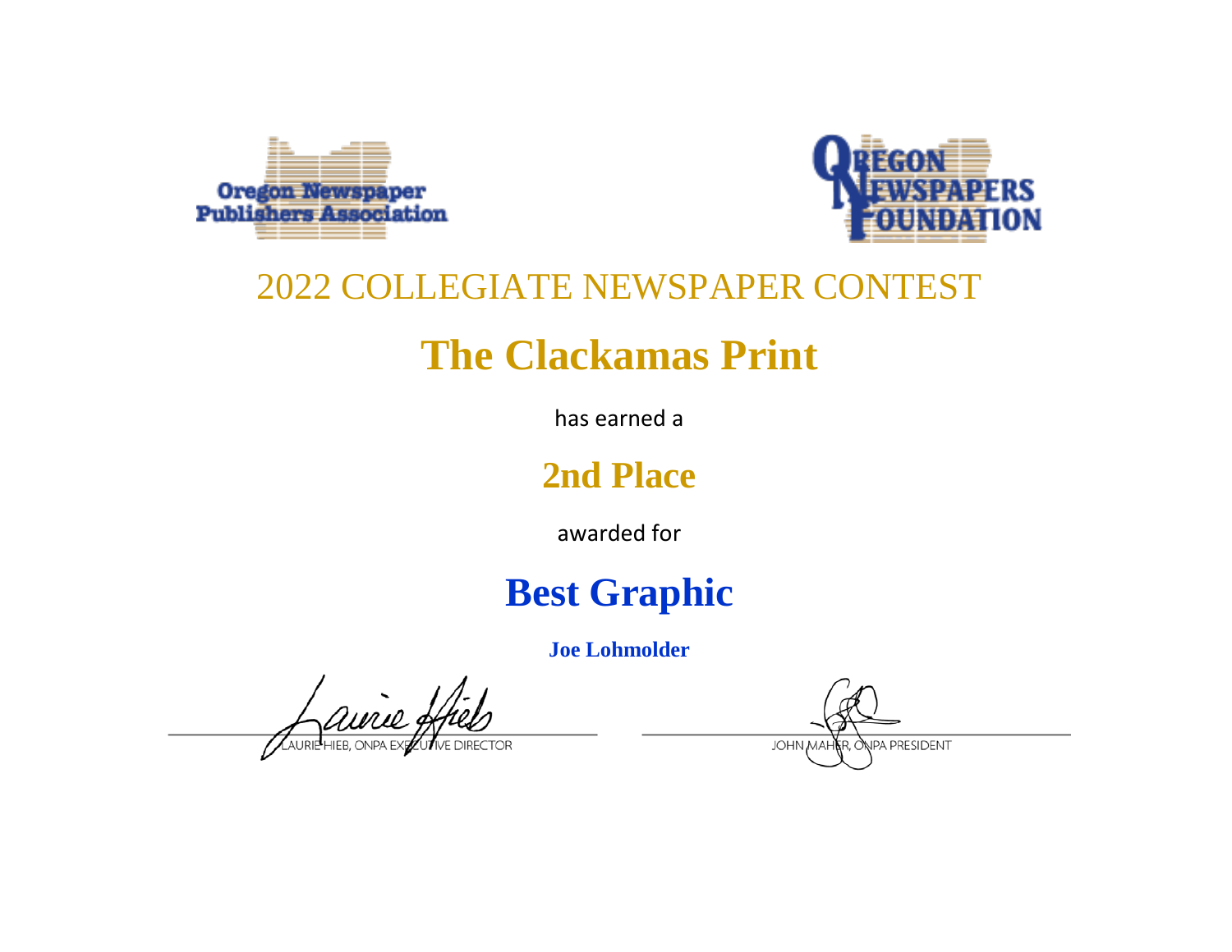Oregon Newspaper Publishers Association

Oregon Newspapers Foundation

## 2022 COLLEGIATE NEWSPAPER CONTEST

# The Clackamas Print

has earned a

## 2nd Place

awarded for

# Best Graphic

**Joe Lohmolder**

LAURIE HIEB, ONPA EXECUTIVE DIRECTOR

JOHN MAHER, ONPA PRESIDENT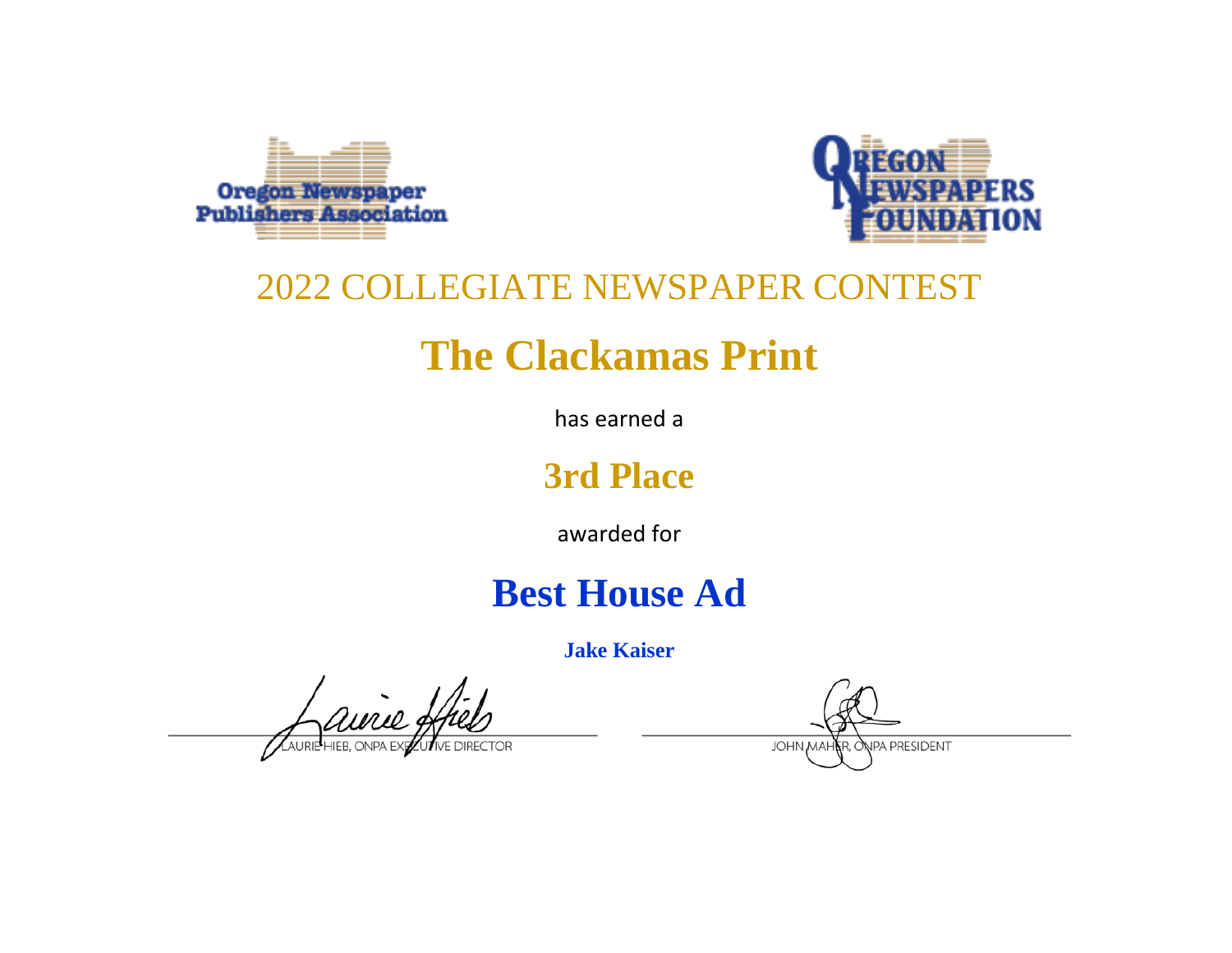Oregon Newspaper Publishers Association

OREGON NEWSPAPERS FOUNDATION

## 2022 COLLEGIATE NEWSPAPER CONTEST

# The Clackamas Print

has earned a

## 3rd Place

awarded for

# Best House Ad

**Jake Kaiser**

LAURIE HIEB, ONPA EXECUTIVE DIRECTOR

JOHN MAHER, ONPA PRESIDENT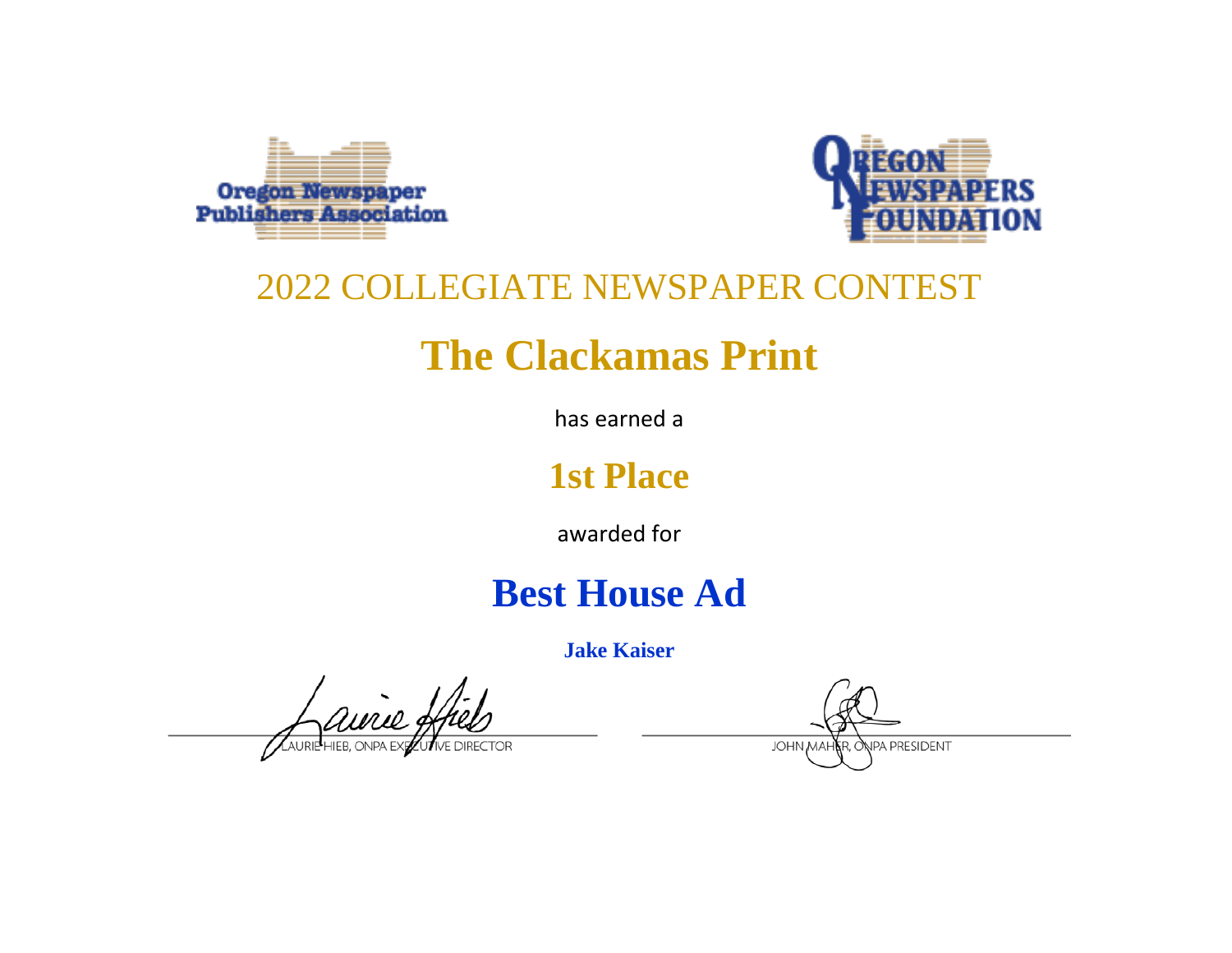Oregon Newspaper Publishers Association

OREGON NEWSPAPERS FOUNDATION

## 2022 COLLEGIATE NEWSPAPER CONTEST

# The Clackamas Print

has earned a

## 1st Place

awarded for

# Best House Ad

**Jake Kaiser**

LAURIE HIEB, ONPA EXECUTIVE DIRECTOR

JOHN MAHER, ONPA PRESIDENT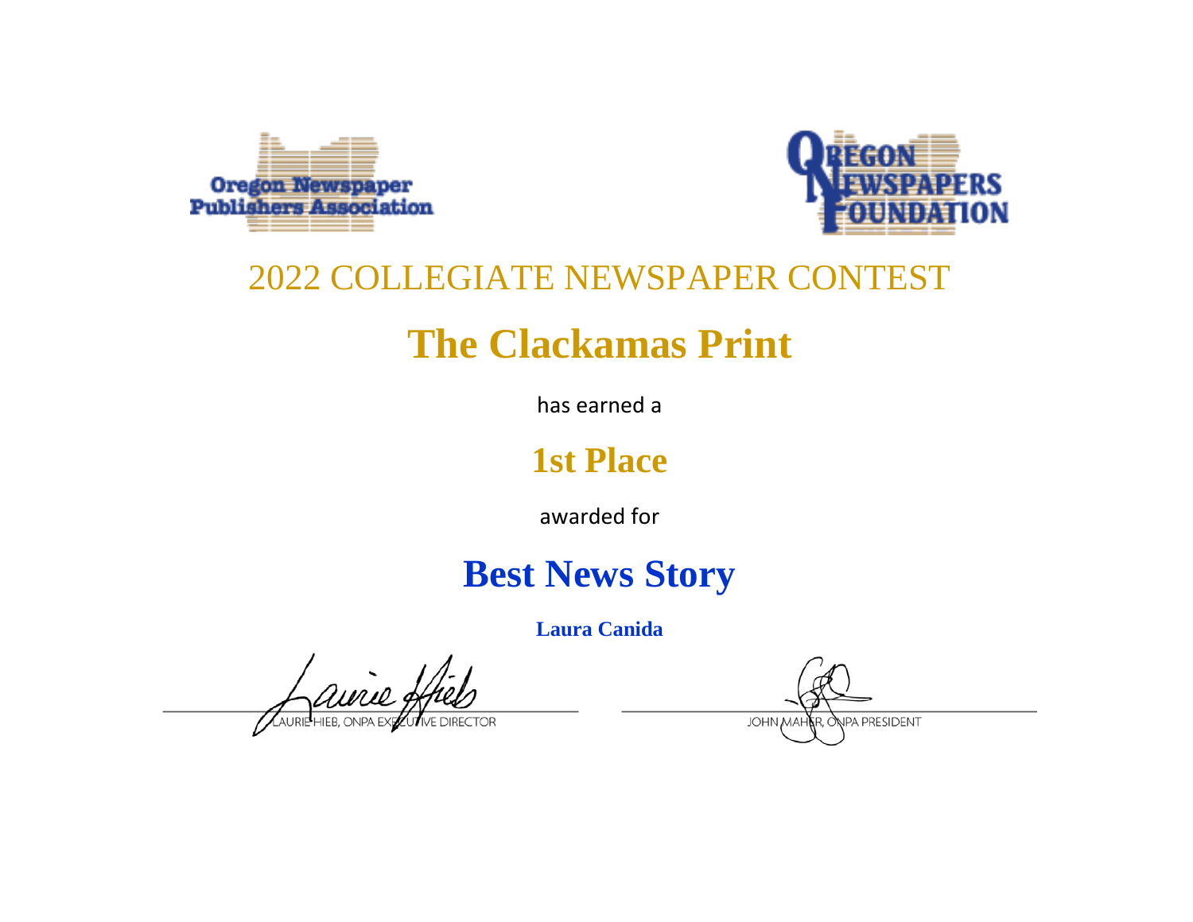Oregon Newspaper Publishers Association

OREGON NEWSPAPERS FOUNDATION

2022 COLLEGIATE NEWSPAPER CONTEST

# The Clackamas Print

has earned a

## 1st Place

awarded for

## Best News Story

**Laura Canida**

LAURIE HIEB, ONPA EXECUTIVE DIRECTOR

JOHN MAHER, ONPA PRESIDENT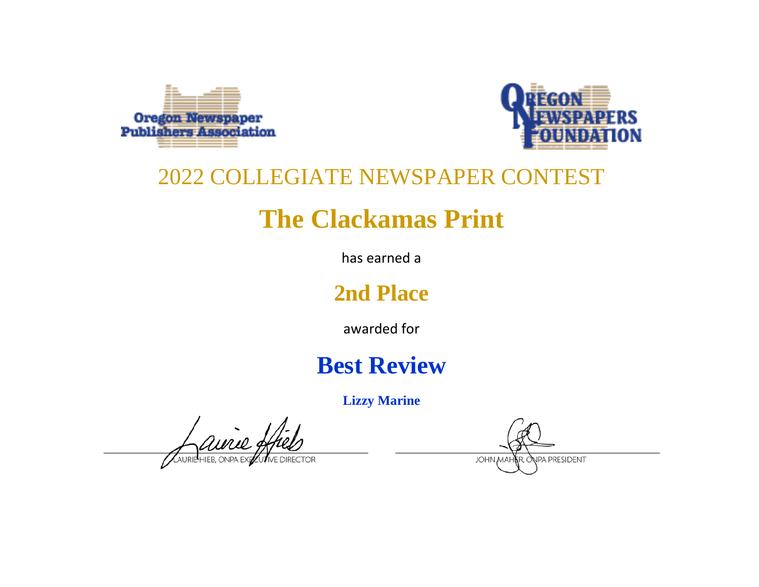Oregon Newspaper Publishers Association

OREGON NEWSPAPERS FOUNDATION

2022 COLLEGIATE NEWSPAPER CONTEST

# The Clackamas Print

has earned a

## 2nd Place

awarded for

## Best Review

**Lizzy Marine**

LAURIE HIEB, ONPA EXECUTIVE DIRECTOR

JOHN MAHER, ONPA PRESIDENT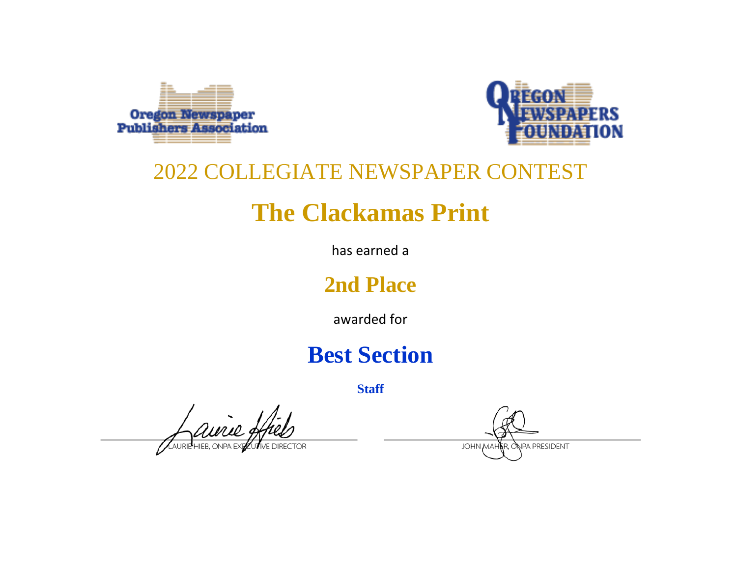Oregon Newspaper Publishers Association

OREGON NEWSPAPERS FOUNDATION

## 2022 COLLEGIATE NEWSPAPER CONTEST

# The Clackamas Print

has earned a

## 2nd Place

awarded for

# Best Section

**Staff**

LAURIE HIEB, ONPA EXECUTIVE DIRECTOR

JOHN MAHER, ONPA PRESIDENT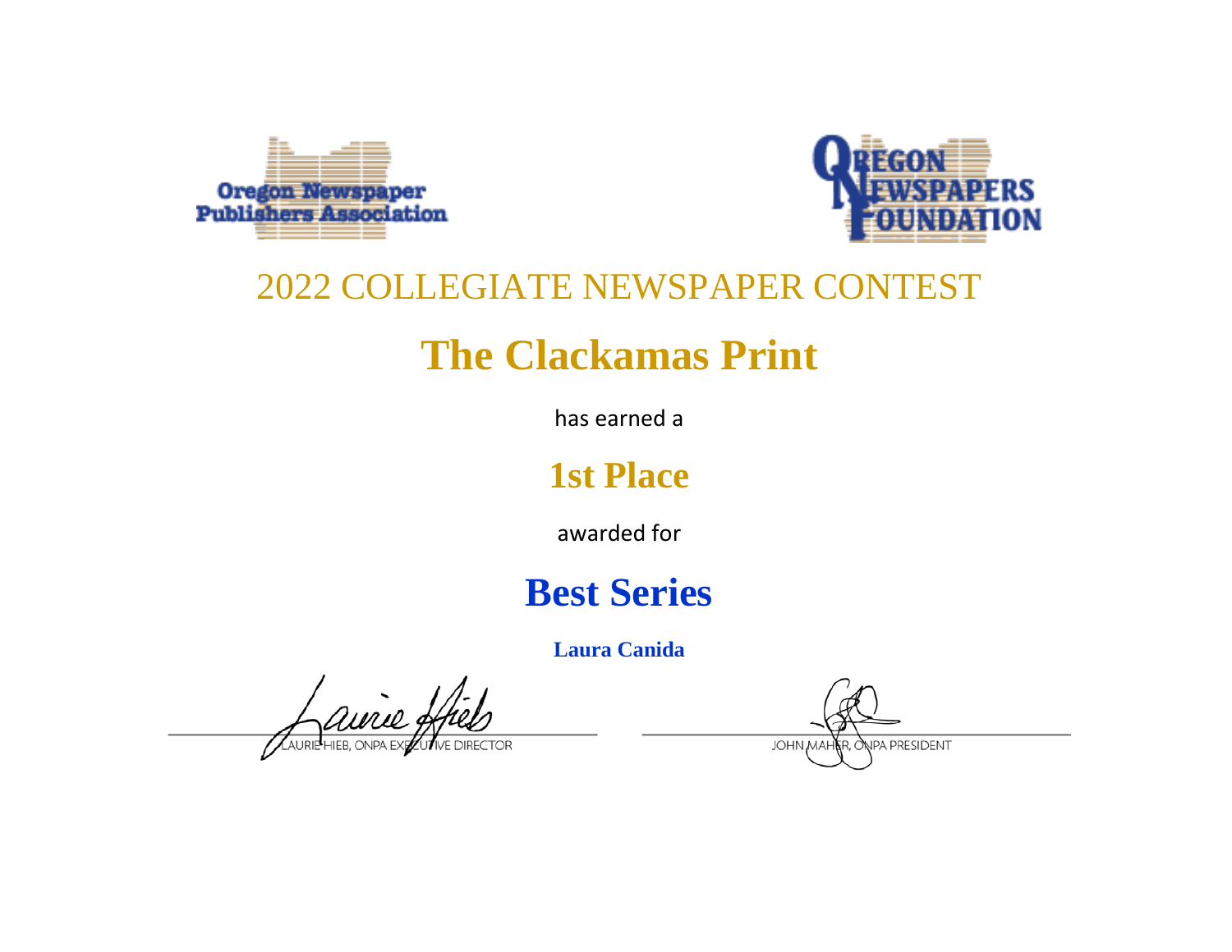Oregon Newspaper Publishers Association

Oregon Newspapers Foundation

## 2022 COLLEGIATE NEWSPAPER CONTEST

# The Clackamas Print

has earned a

## 1st Place

awarded for

## Best Series

**Laura Canida**

LAURIE HIEB, ONPA EXECUTIVE DIRECTOR

JOHN MAHER, ONPA PRESIDENT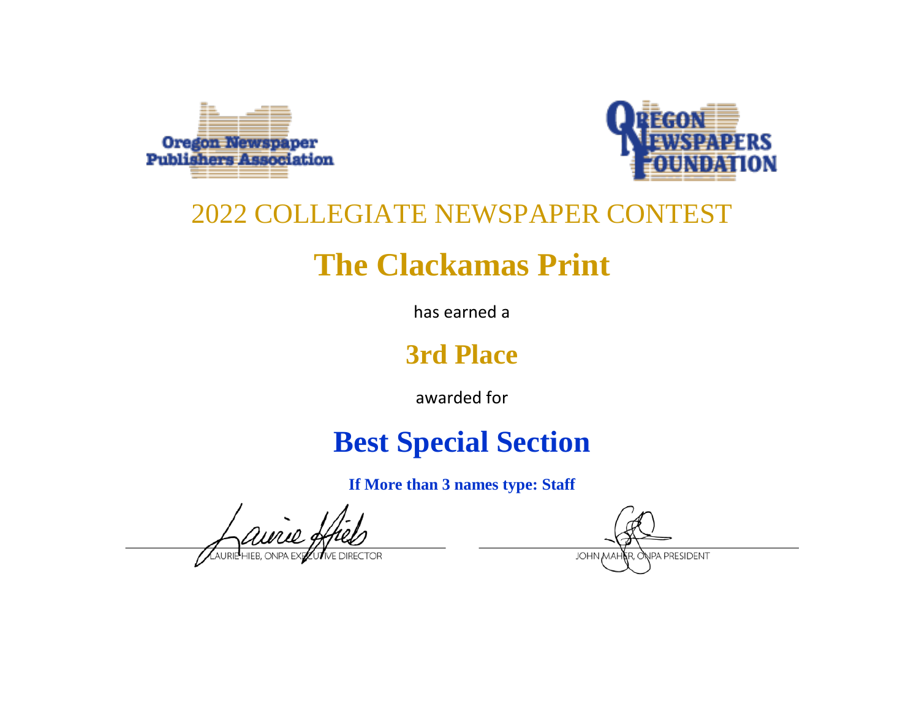Oregon Newspaper Publishers Association

Oregon Newspapers Foundation

## 2022 COLLEGIATE NEWSPAPER CONTEST

# The Clackamas Print

has earned a

## 3rd Place

awarded for

# Best Special Section

**If More than 3 names type: Staff**

LAURIE HIEB, ONPA EXECUTIVE DIRECTOR

JOHN MAHER, ONPA PRESIDENT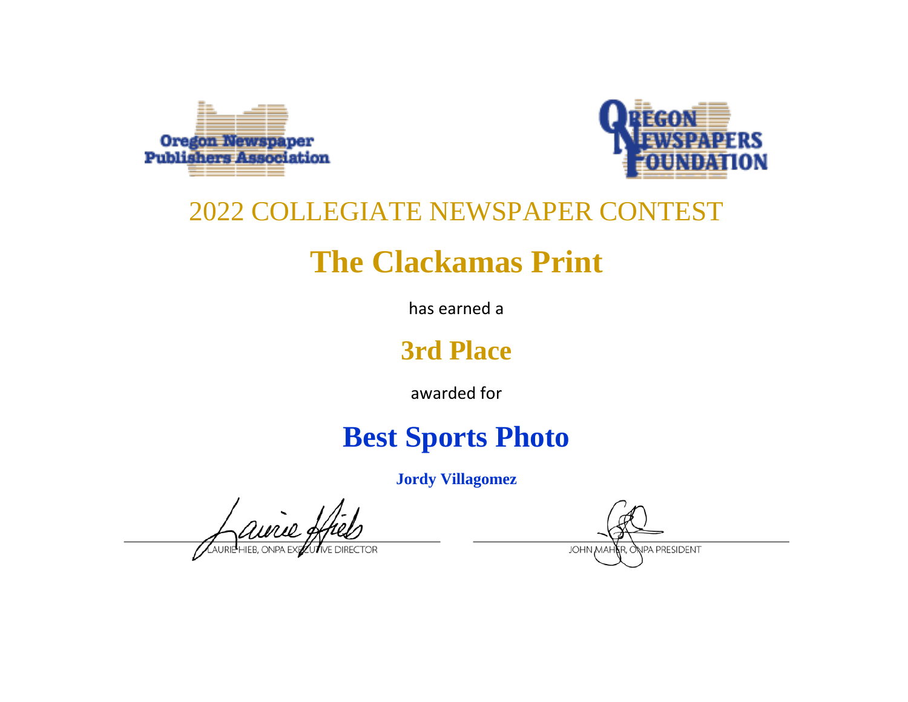Oregon Newspaper Publishers Association

Oregon Newspapers Foundation

## 2022 COLLEGIATE NEWSPAPER CONTEST

# The Clackamas Print

has earned a

## 3rd Place

awarded for

# Best Sports Photo

**Jordy Villagomez**

LAURIE HIEB, ONPA EXECUTIVE DIRECTOR

JOHN MAHER, ONPA PRESIDENT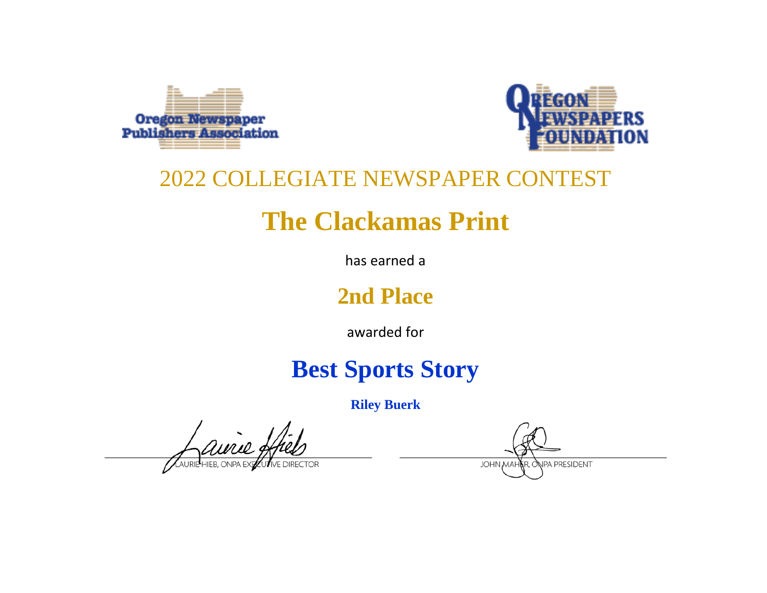Oregon Newspaper Publishers Association

OREGON NEWSPAPERS FOUNDATION

2022 COLLEGIATE NEWSPAPER CONTEST

# The Clackamas Print

has earned a

## 2nd Place

awarded for

## Best Sports Story

**Riley Buerk**

LAURIE HIEB, ONPA EXECUTIVE DIRECTOR

JOHN MAHER, ONPA PRESIDENT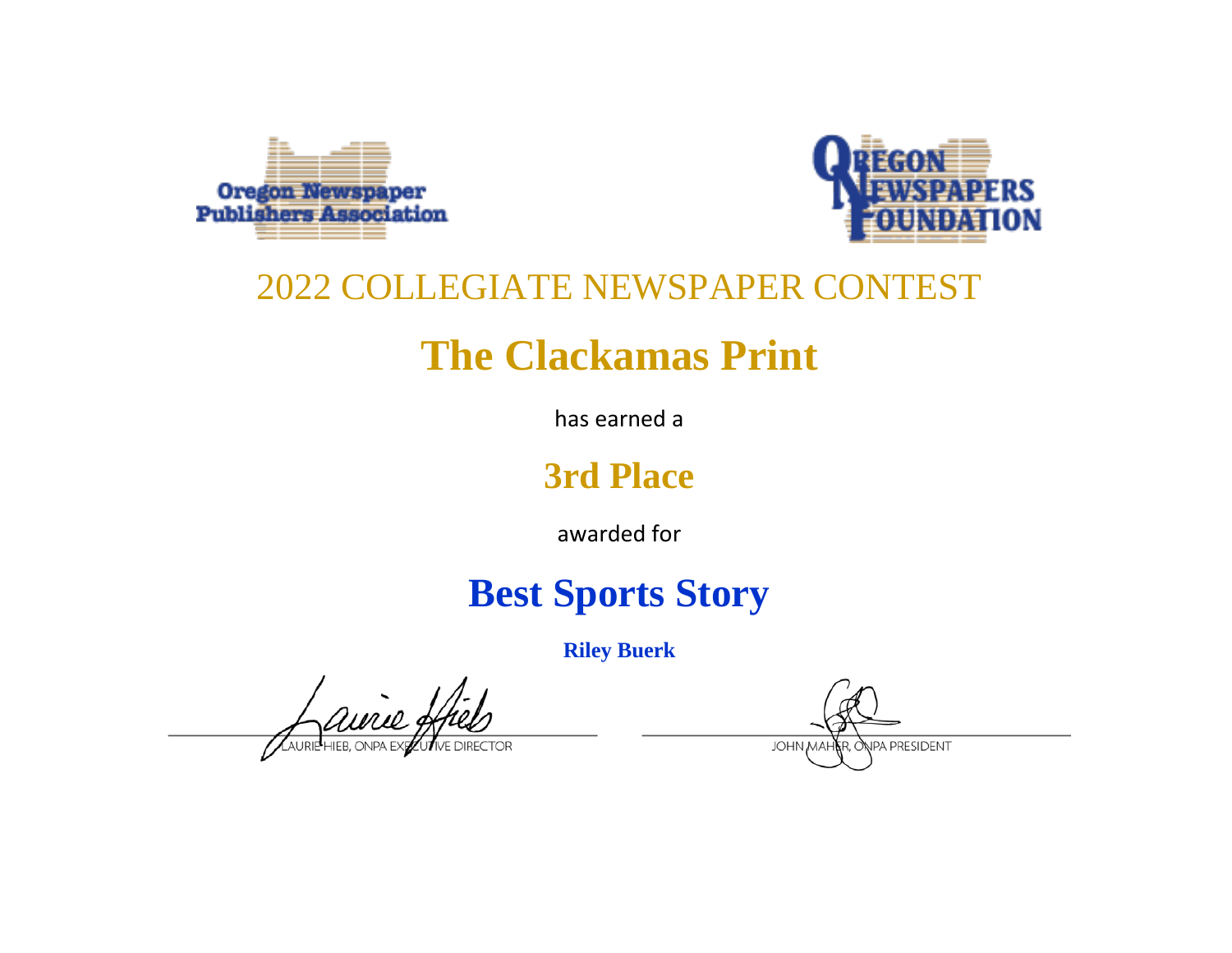Oregon Newspaper Publishers Association

OREGON NEWSPAPERS FOUNDATION

2022 COLLEGIATE NEWSPAPER CONTEST

# The Clackamas Print

has earned a

## 3rd Place

awarded for

## Best Sports Story

**Riley Buerk**

LAURIE HIEB, ONPA EXECUTIVE DIRECTOR

JOHN MAHER, ONPA PRESIDENT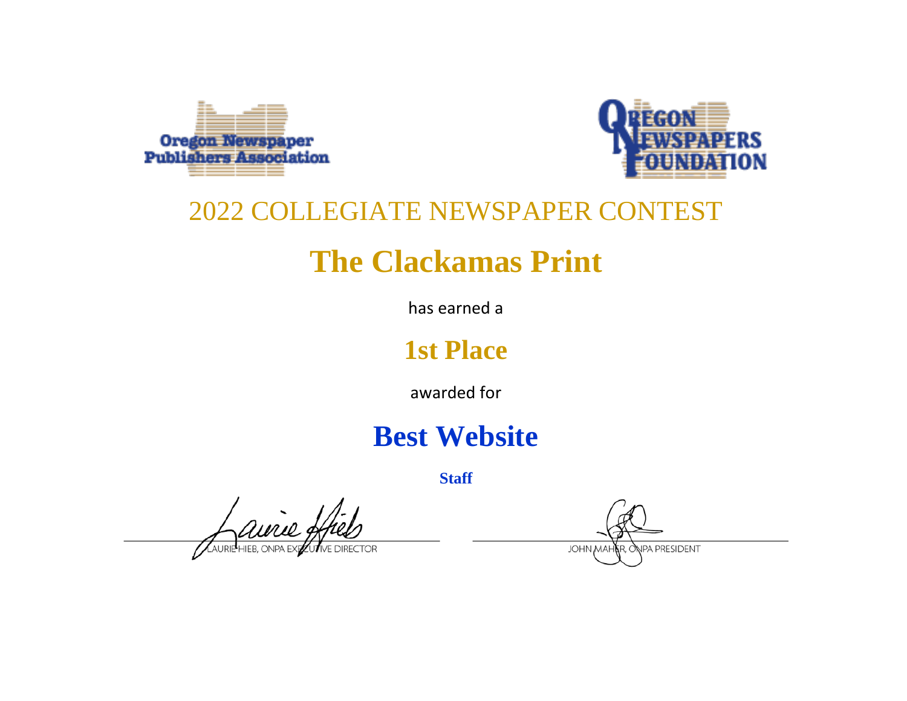Oregon Newspaper Publishers Association

OREGON NEWSPAPERS FOUNDATION

2022 COLLEGIATE NEWSPAPER CONTEST

# The Clackamas Print

has earned a

## 1st Place

awarded for

# Best Website

**Staff**

LAURIE HIEB, ONPA EXECUTIVE DIRECTOR

JOHN MAHER, ONPA PRESIDENT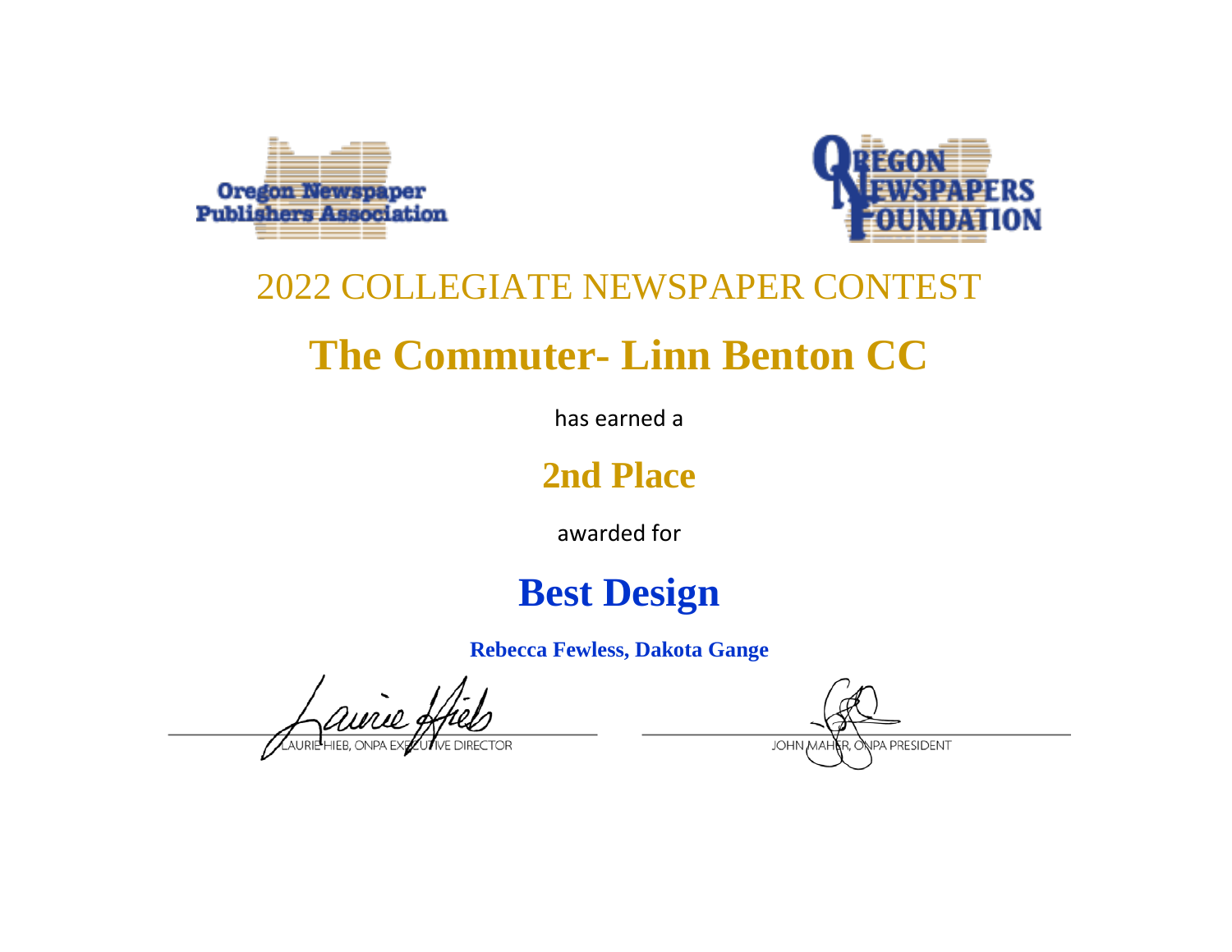Oregon Newspaper Publishers Association

OREGON NEWSPAPERS FOUNDATION

2022 COLLEGIATE NEWSPAPER CONTEST

# The Commuter- Linn Benton CC

has earned a

## 2nd Place

awarded for

## Best Design

**Rebecca Fewless, Dakota Gange**

LAURIE HIEB, ONPA EXECUTIVE DIRECTOR

JOHN MAHER, ONPA PRESIDENT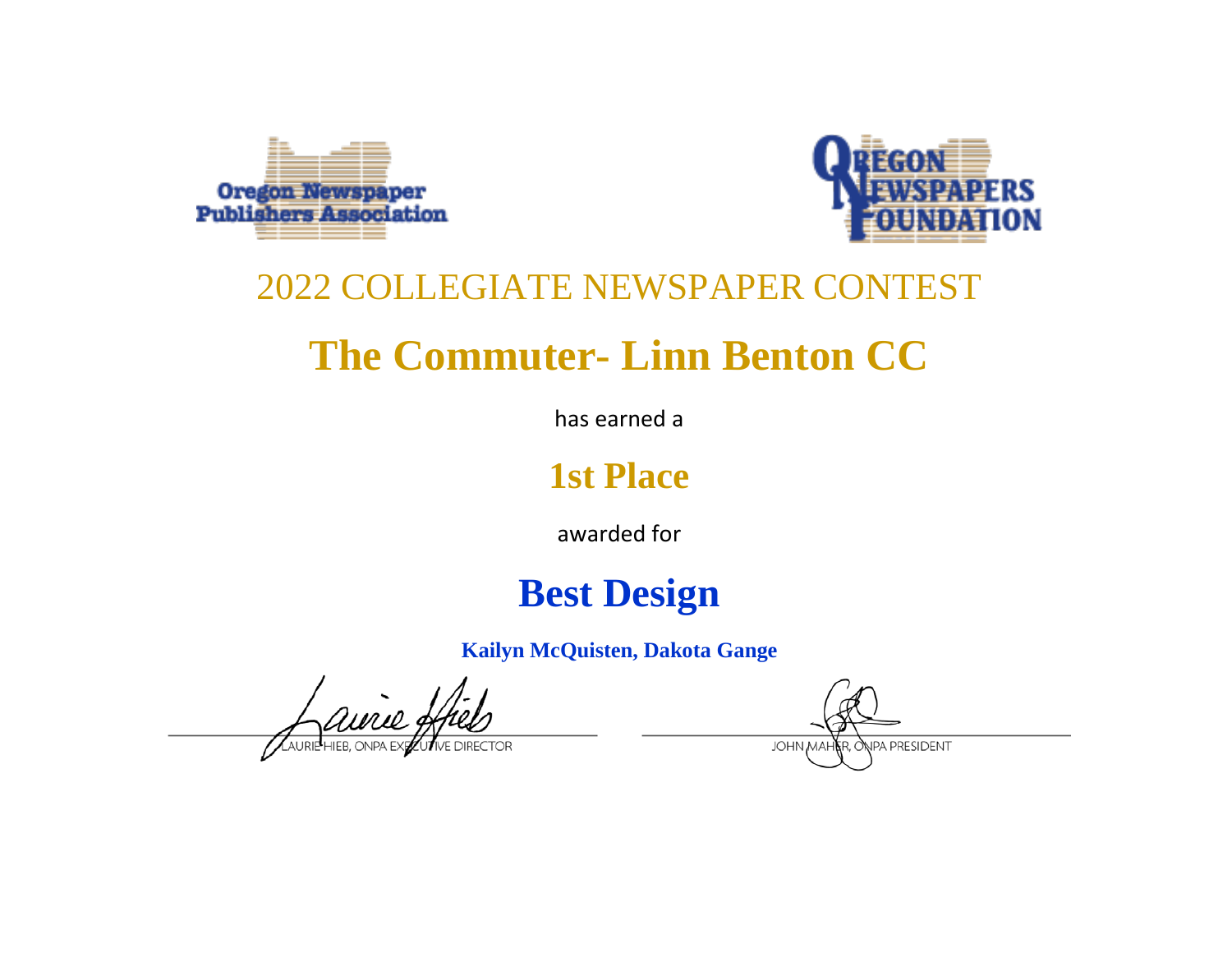Oregon Newspaper Publishers Association

OREGON NEWSPAPERS FOUNDATION

2022 COLLEGIATE NEWSPAPER CONTEST

# The Commuter- Linn Benton CC

has earned a

## 1st Place

awarded for

## Best Design

**Kailyn McQuisten, Dakota Gange**

LAURIE HIEB, ONPA EXECUTIVE DIRECTOR

JOHN MAHER, ONPA PRESIDENT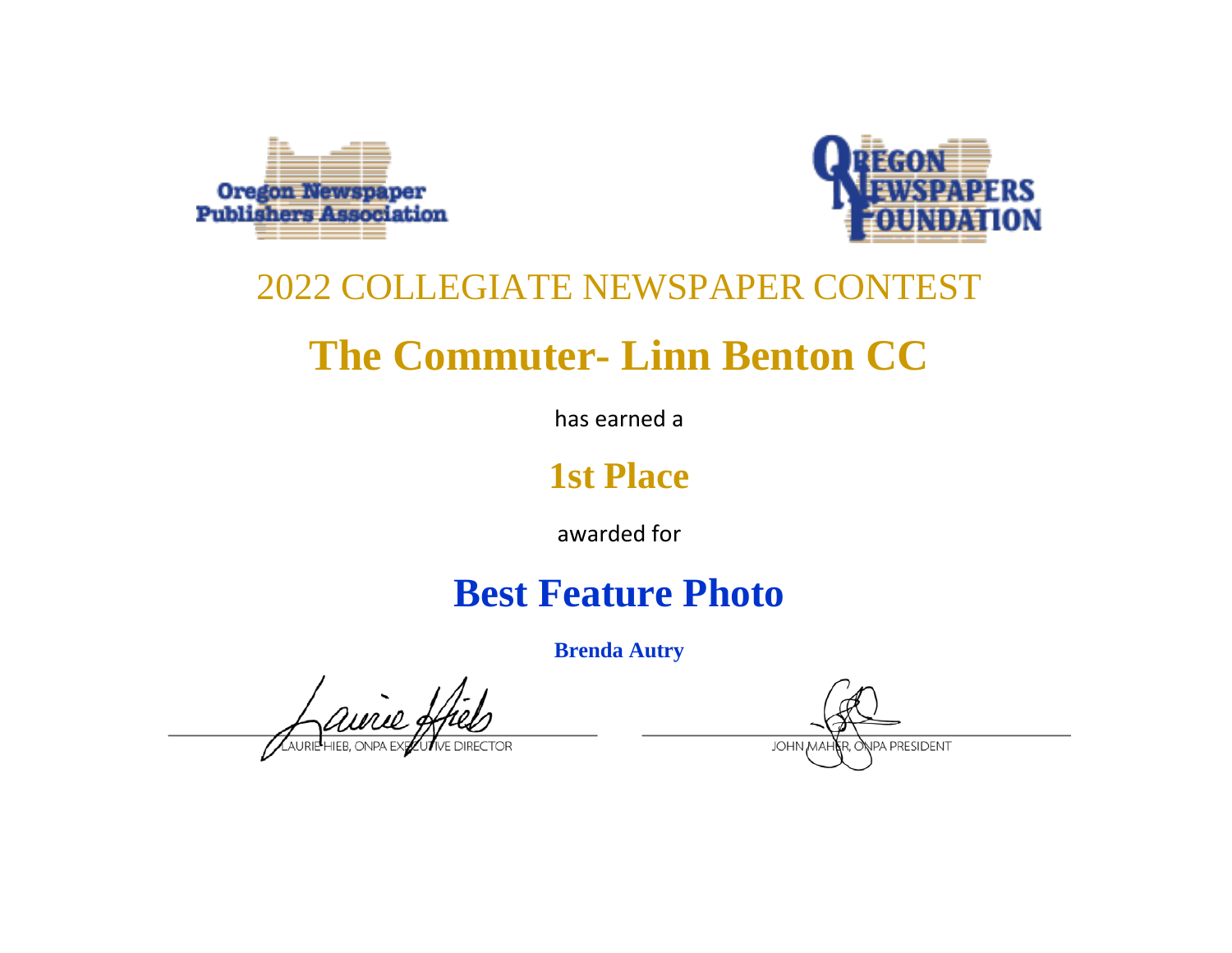Oregon Newspaper Publishers Association

Oregon Newspapers Foundation

## 2022 COLLEGIATE NEWSPAPER CONTEST

# The Commuter- Linn Benton CC

has earned a

## 1st Place

awarded for

## Best Feature Photo

**Brenda Autry**

LAURIE HIEB, ONPA EXECUTIVE DIRECTOR

JOHN MAHER, ONPA PRESIDENT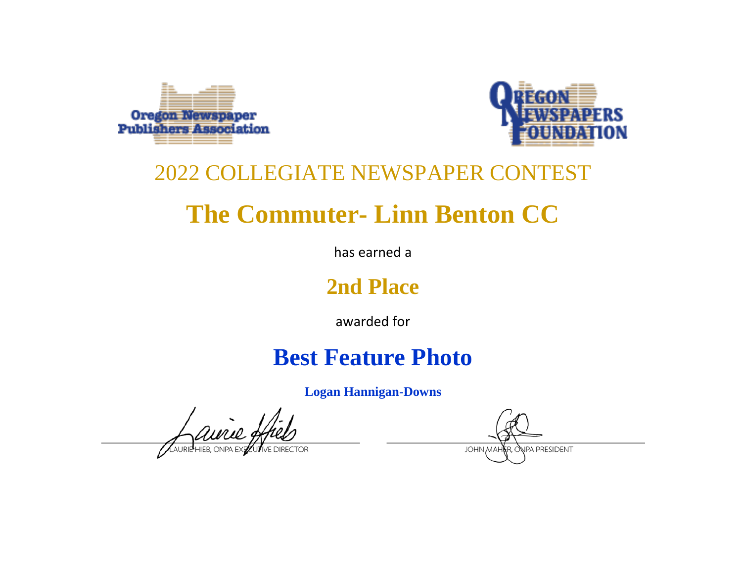Oregon Newspaper Publishers Association

OREGON NEWSPAPERS FOUNDATION

## 2022 COLLEGIATE NEWSPAPER CONTEST

# The Commuter- Linn Benton CC

has earned a

## 2nd Place

awarded for

# Best Feature Photo

**Logan Hannigan-Downs**

LAURIE HIEB, ONPA EXECUTIVE DIRECTOR

JOHN MAHER, ONPA PRESIDENT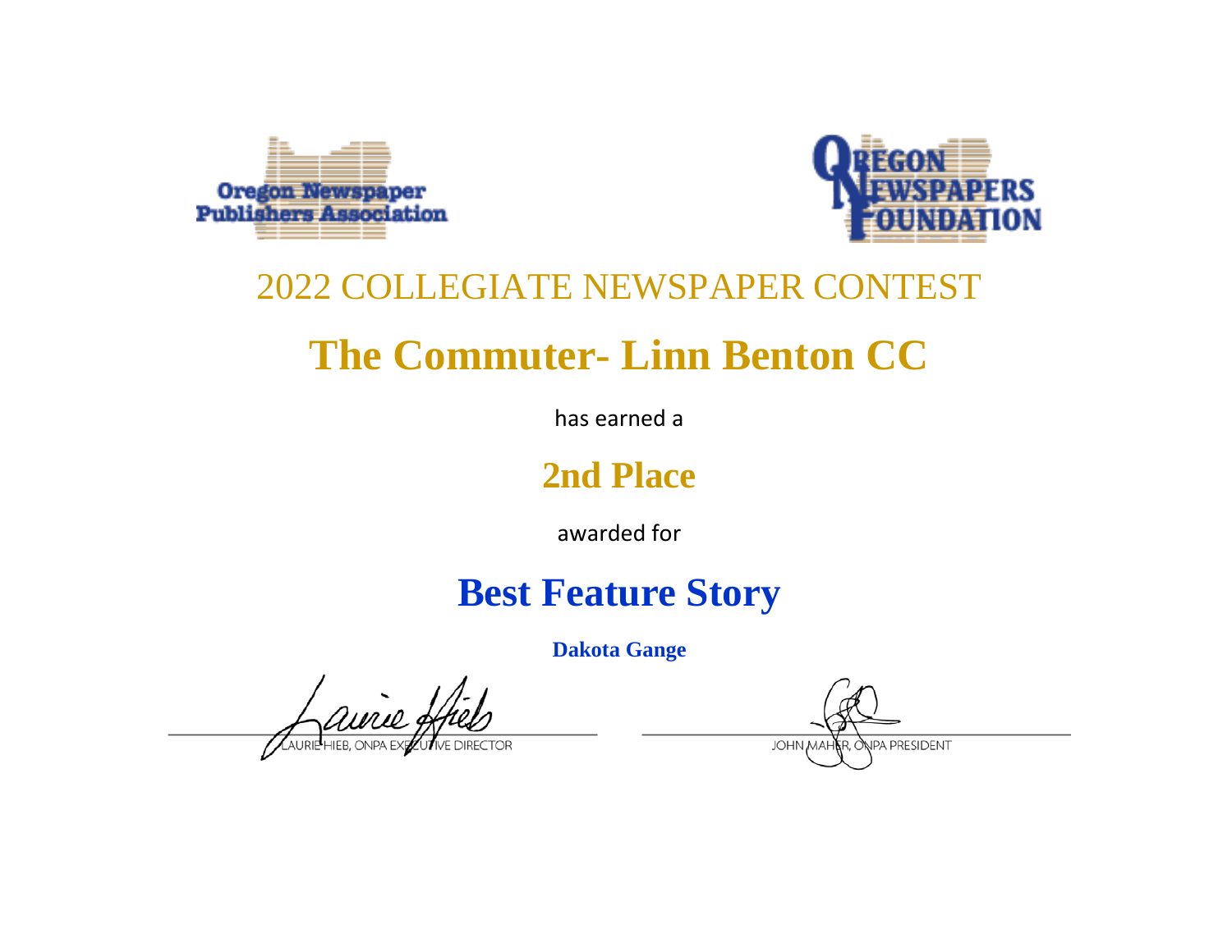Oregon Newspaper Publishers Association

OREGON NEWSPAPERS FOUNDATION

2022 COLLEGIATE NEWSPAPER CONTEST

# The Commuter- Linn Benton CC

has earned a

## 2nd Place

awarded for

## Best Feature Story

**Dakota Gange**

LAURIE HIEB, ONPA EXECUTIVE DIRECTOR

JOHN MAHER, ONPA PRESIDENT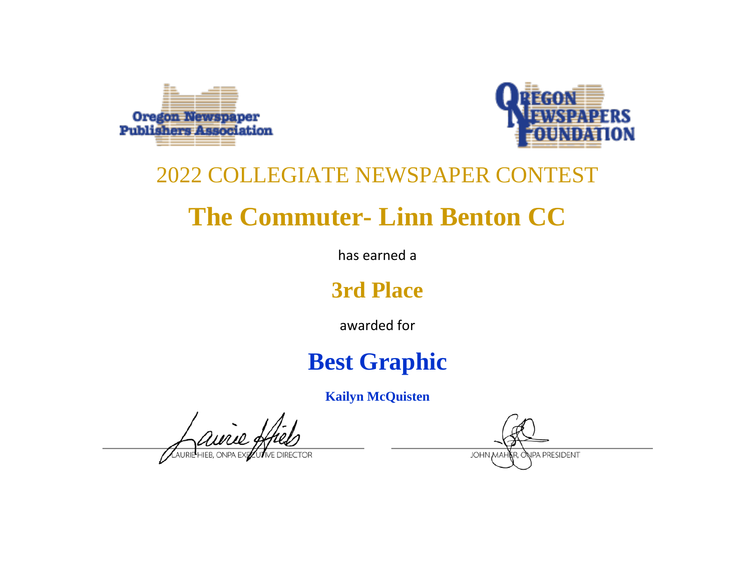Oregon Newspaper Publishers Association

Oregon Newspapers Foundation

## 2022 COLLEGIATE NEWSPAPER CONTEST

# The Commuter- Linn Benton CC

has earned a

## 3rd Place

awarded for

# Best Graphic

**Kailyn McQuisten**

LAURIE HIEB, ONPA EXECUTIVE DIRECTOR

JOHN MAHER, ONPA PRESIDENT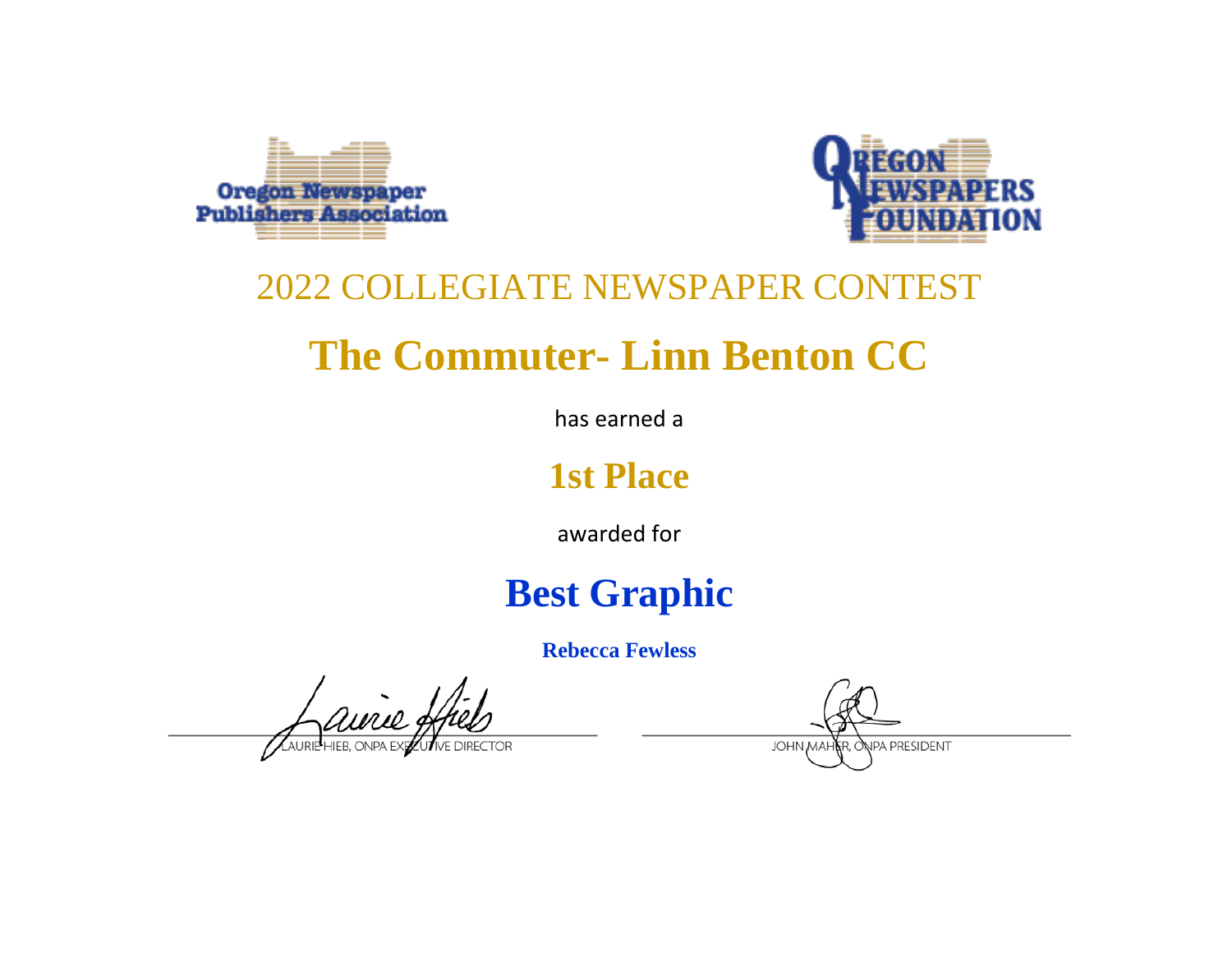Oregon Newspaper Publishers Association

OREGON NEWSPAPERS FOUNDATION

2022 COLLEGIATE NEWSPAPER CONTEST

# The Commuter- Linn Benton CC

has earned a

## 1st Place

awarded for

## Best Graphic

**Rebecca Fewless**

LAURIE HIEB, ONPA EXECUTIVE DIRECTOR

JOHN MAHER, ONPA PRESIDENT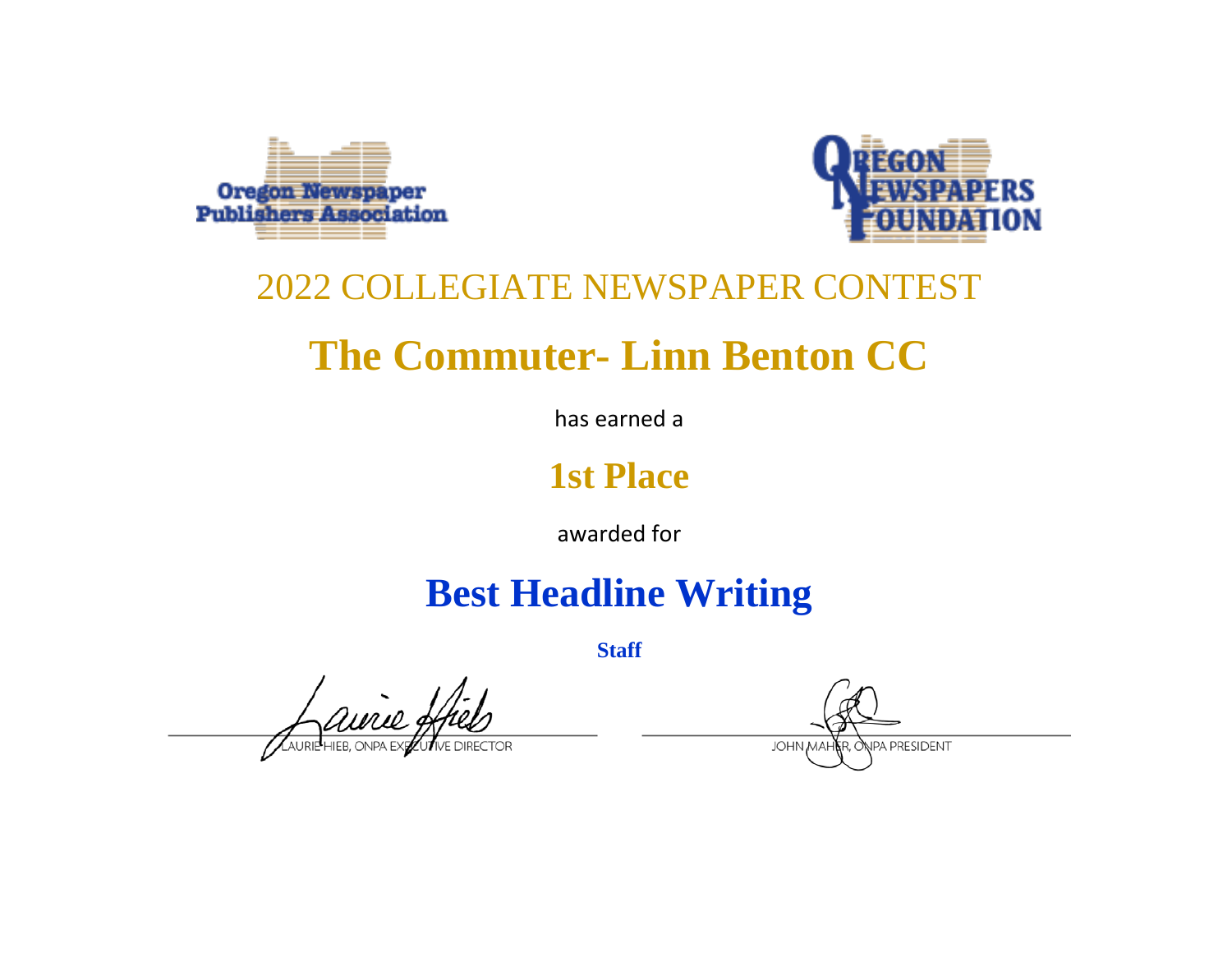Oregon Newspaper Publishers Association

Oregon Newspapers Foundation

## 2022 COLLEGIATE NEWSPAPER CONTEST

# The Commuter- Linn Benton CC

has earned a

## 1st Place

awarded for

# Best Headline Writing

**Staff**

LAURIE HIEB, ONPA EXECUTIVE DIRECTOR

JOHN MAHER, ONPA PRESIDENT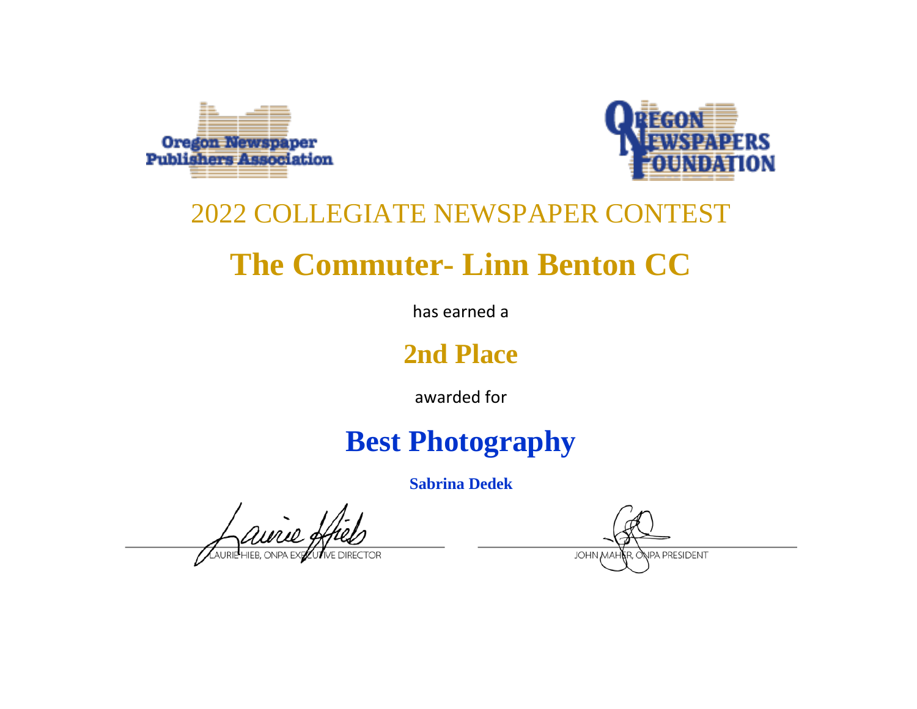Oregon Newspaper Publishers Association

Oregon Newspapers Foundation

# 2022 COLLEGIATE NEWSPAPER CONTEST

## The Commuter- Linn Benton CC

has earned a

## 2nd Place

awarded for

## Best Photography

**Sabrina Dedek**

LAURIE HIEB, ONPA EXECUTIVE DIRECTOR

JOHN MAHER, ONPA PRESIDENT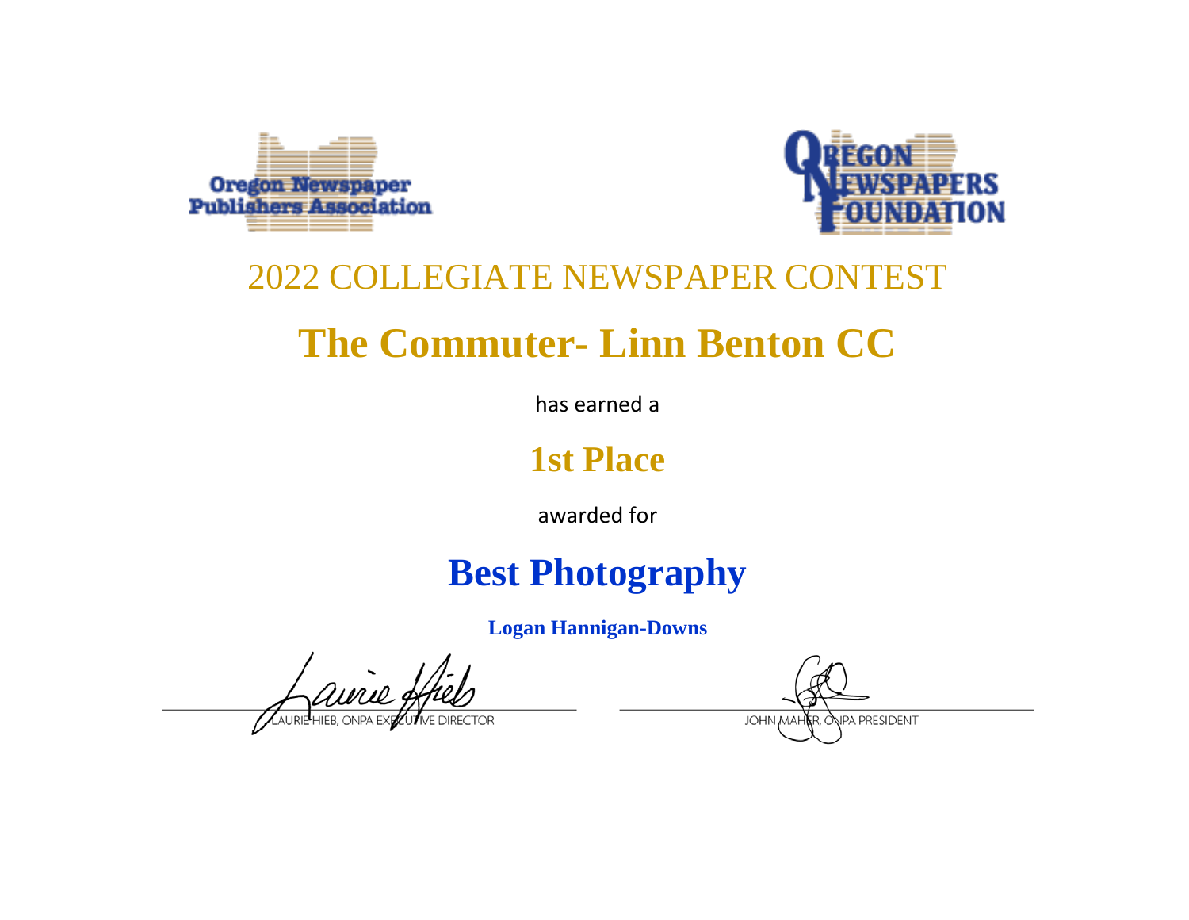Oregon Newspaper Publishers Association

OREGON NEWSPAPERS FOUNDATION

2022 COLLEGIATE NEWSPAPER CONTEST

# The Commuter- Linn Benton CC

has earned a

## 1st Place

awarded for

## Best Photography

**Logan Hannigan-Downs**

LAURIE HIEB, ONPA EXECUTIVE DIRECTOR

JOHN MAHER, ONPA PRESIDENT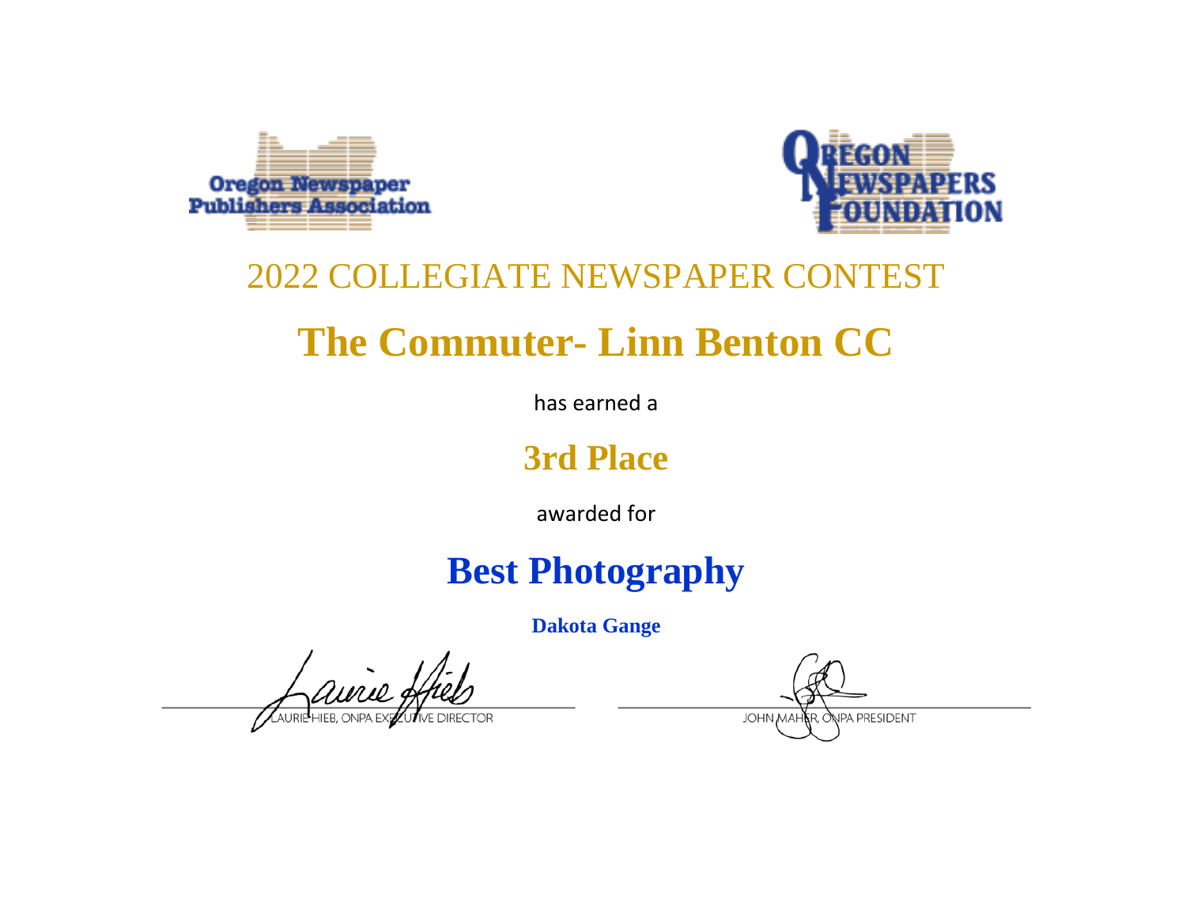Oregon Newspaper Publishers Association

OREGON NEWSPAPERS FOUNDATION

2022 COLLEGIATE NEWSPAPER CONTEST

# The Commuter- Linn Benton CC

has earned a

## 3rd Place

awarded for

## Best Photography

**Dakota Gange**

LAURIE HIEB, ONPA EXECUTIVE DIRECTOR

JOHN MAHER, ONPA PRESIDENT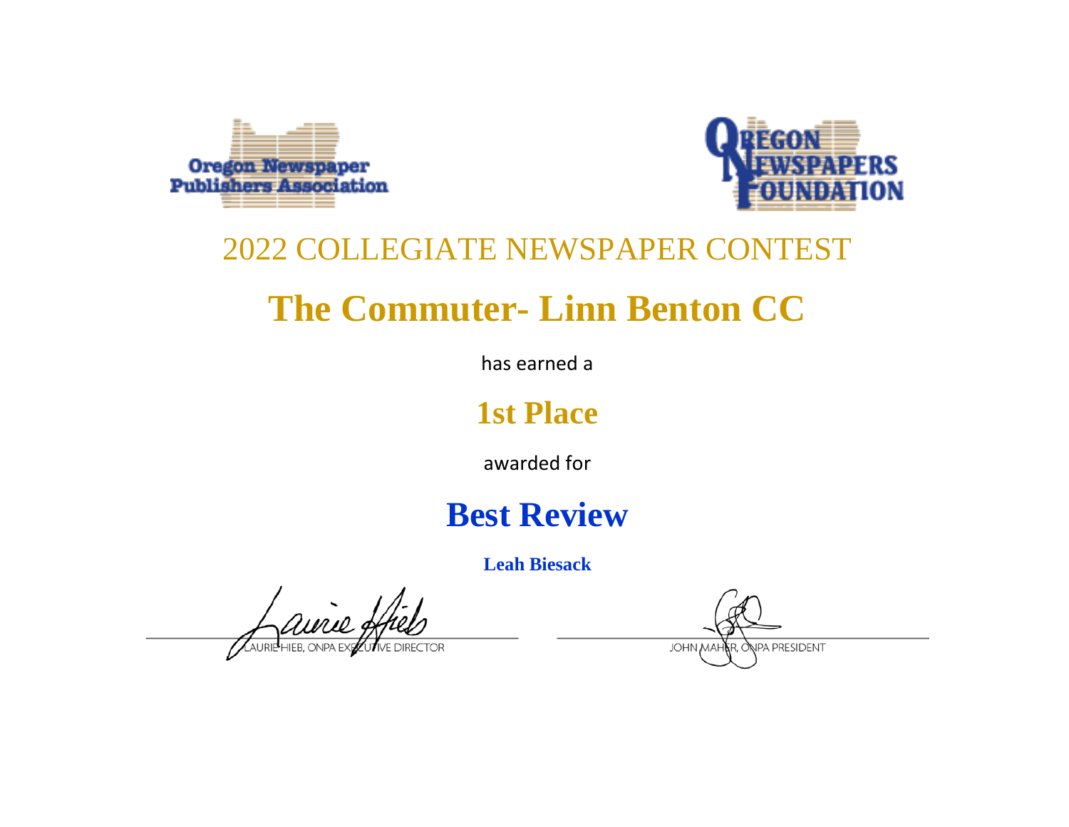Oregon Newspaper Publishers Association

Oregon Newspapers Foundation

## 2022 COLLEGIATE NEWSPAPER CONTEST

# The Commuter- Linn Benton CC

has earned a

## 1st Place

awarded for

# Best Review

**Leah Biesack**

LAURIE HIEB, ONPA EXECUTIVE DIRECTOR

JOHN MAHER, ONPA PRESIDENT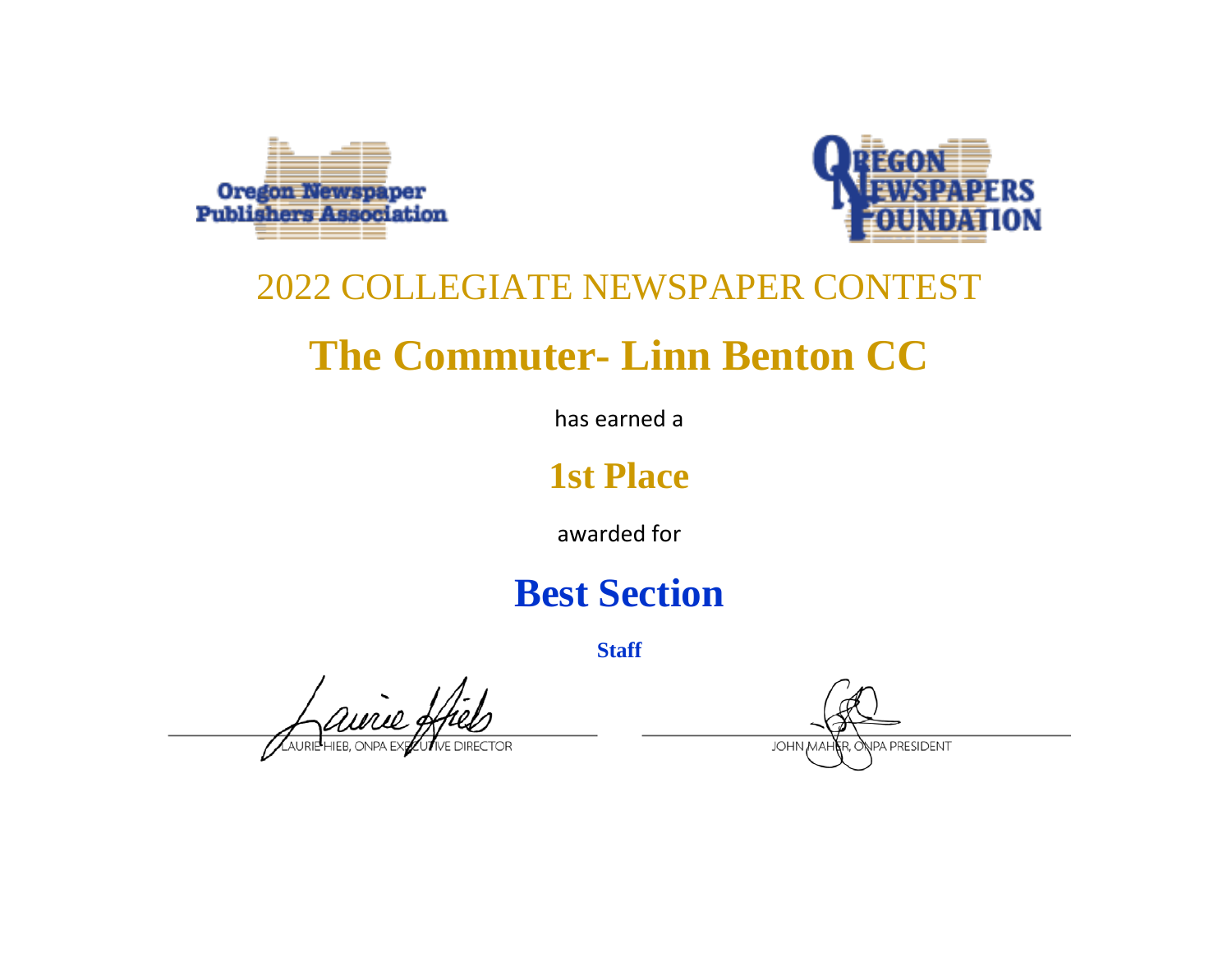Oregon Newspaper Publishers Association

OREGON NEWSPAPERS FOUNDATION

# 2022 COLLEGIATE NEWSPAPER CONTEST

# The Commuter- Linn Benton CC

has earned a

## 1st Place

awarded for

## Best Section

**Staff**

LAURIE HIEB, ONPA EXECUTIVE DIRECTOR

JOHN MAHER, ONPA PRESIDENT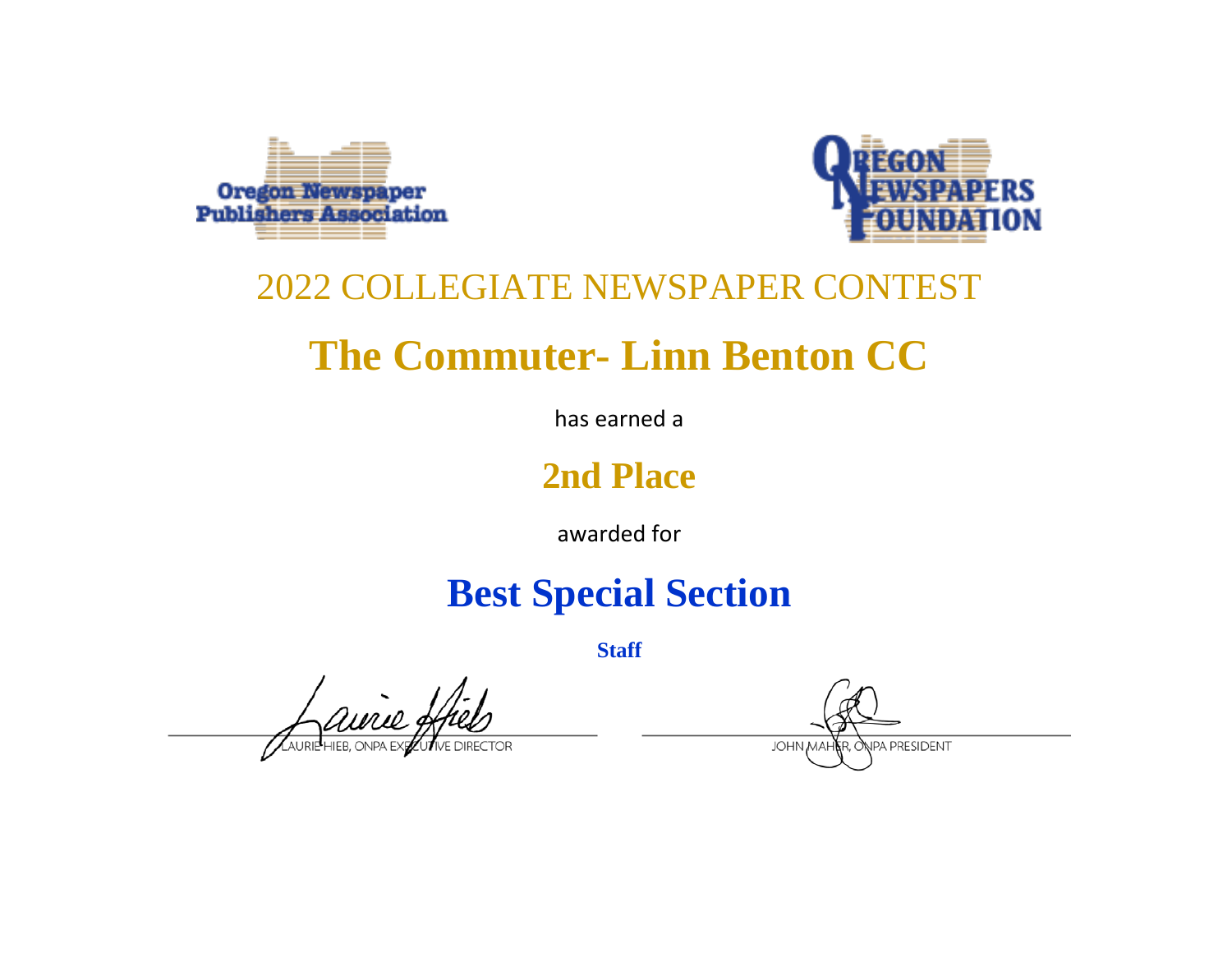Oregon Newspaper Publishers Association

OREGON NEWSPAPERS FOUNDATION

## 2022 COLLEGIATE NEWSPAPER CONTEST

# The Commuter- Linn Benton CC

has earned a

## 2nd Place

awarded for

## Best Special Section

**Staff**

LAURIE HIEB, ONPA EXECUTIVE DIRECTOR

JOHN MAHER, ONPA PRESIDENT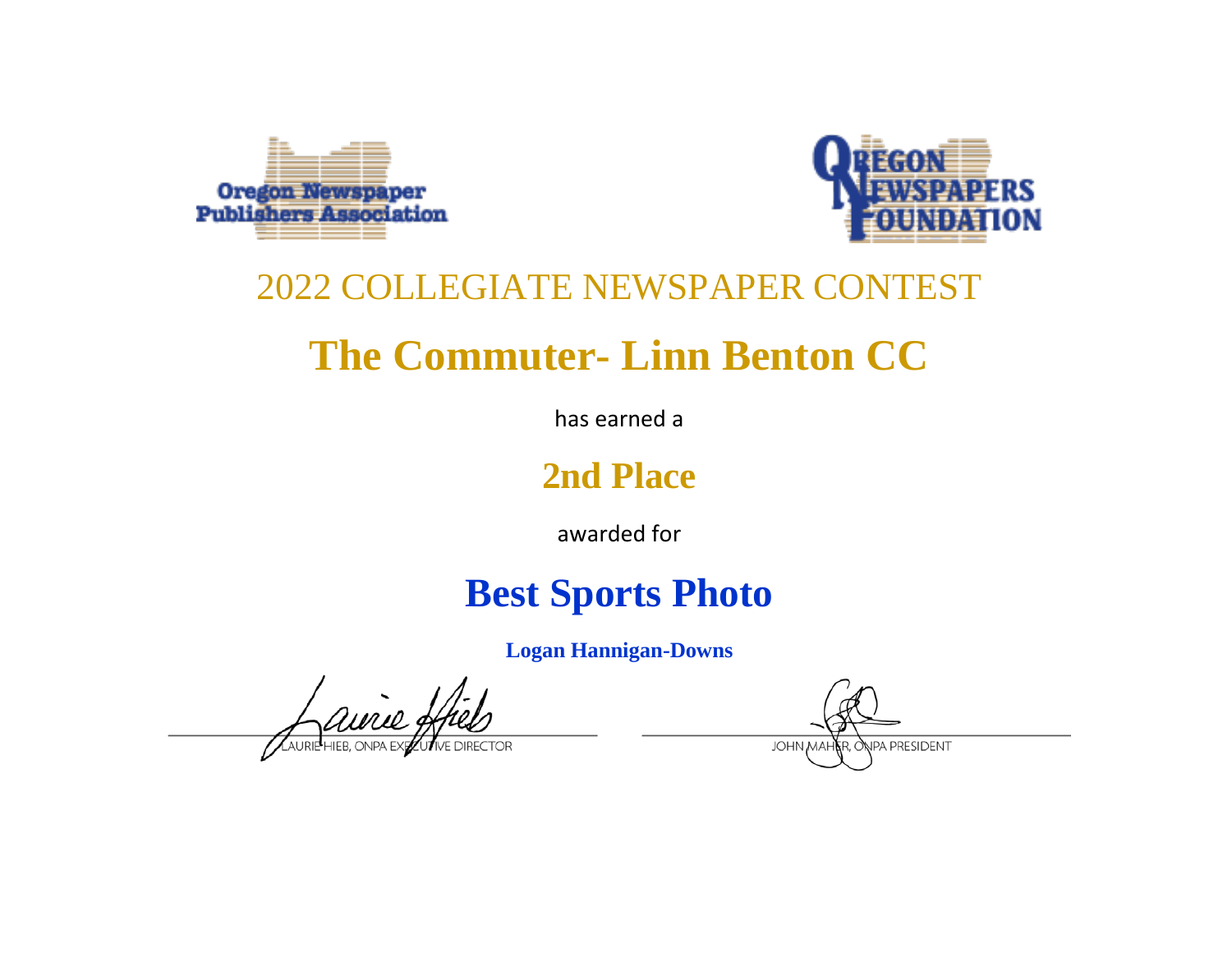Oregon Newspaper Publishers Association

OREGON NEWSPAPERS FOUNDATION

2022 COLLEGIATE NEWSPAPER CONTEST

# The Commuter- Linn Benton CC

has earned a

## 2nd Place

awarded for

## Best Sports Photo

**Logan Hannigan-Downs**

LAURIE HIEB, ONPA EXECUTIVE DIRECTOR

JOHN MAHER, ONPA PRESIDENT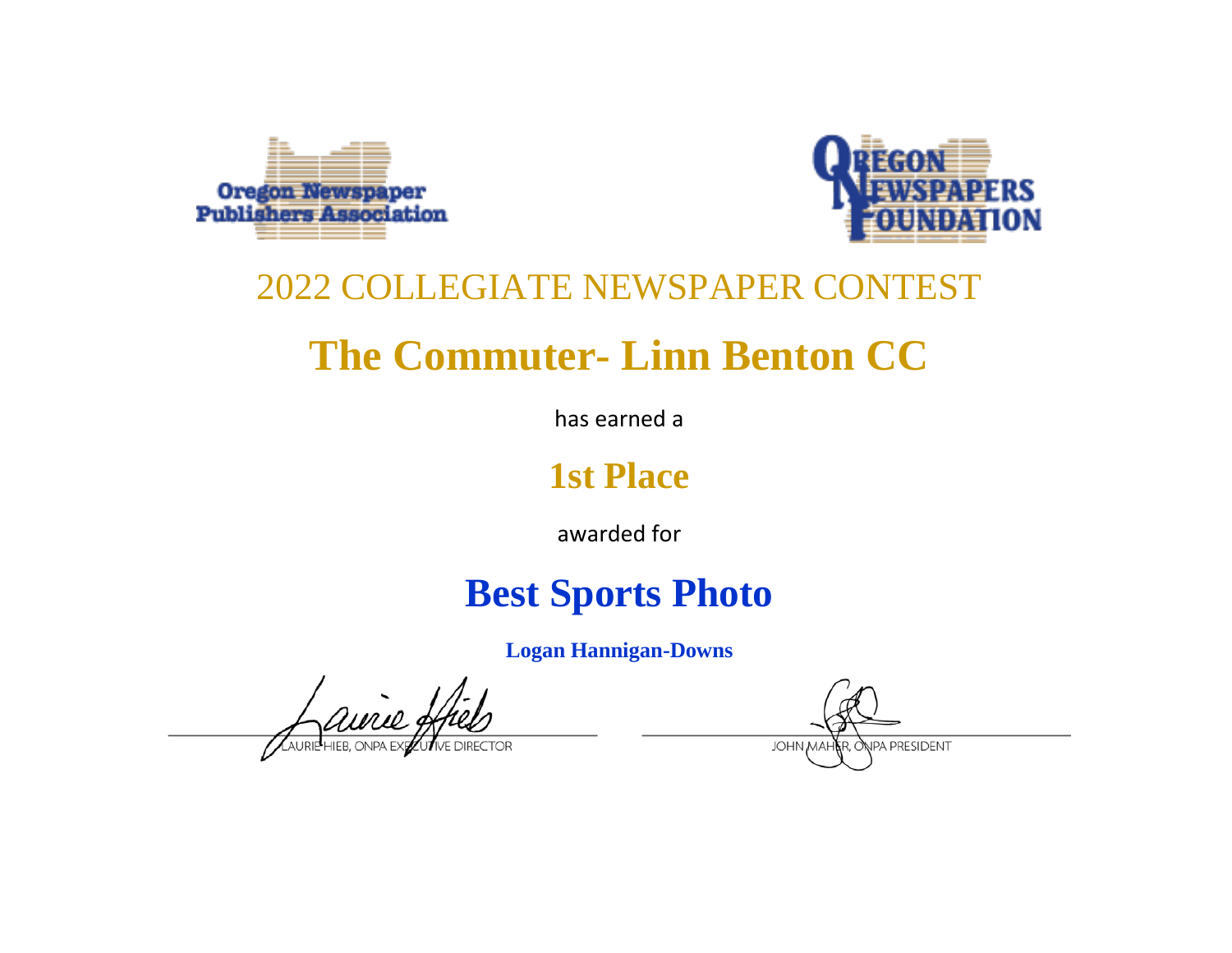Oregon Newspaper Publishers Association

Oregon Newspapers Foundation

2022 COLLEGIATE NEWSPAPER CONTEST

# The Commuter- Linn Benton CC

has earned a

## 1st Place

awarded for

## Best Sports Photo

**Logan Hannigan-Downs**

LAURIE HIEB, ONPA EXECUTIVE DIRECTOR

JOHN MAHER, ONPA PRESIDENT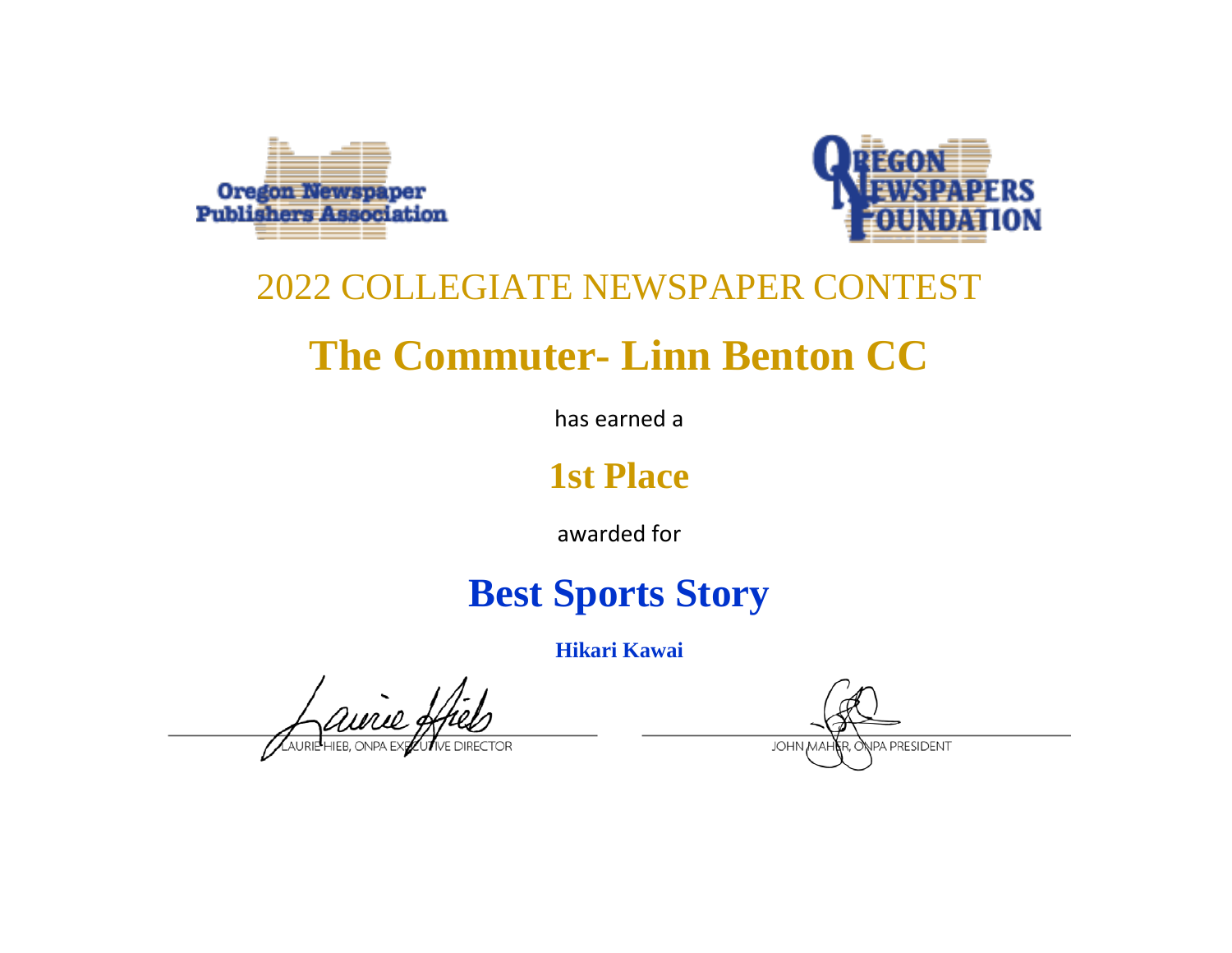Oregon Newspaper Publishers Association

OREGON NEWSPAPERS FOUNDATION

## 2022 COLLEGIATE NEWSPAPER CONTEST

# The Commuter- Linn Benton CC

has earned a

## 1st Place

awarded for

## Best Sports Story

**Hikari Kawai**

LAURIE HIEB, ONPA EXECUTIVE DIRECTOR

JOHN MAHER, ONPA PRESIDENT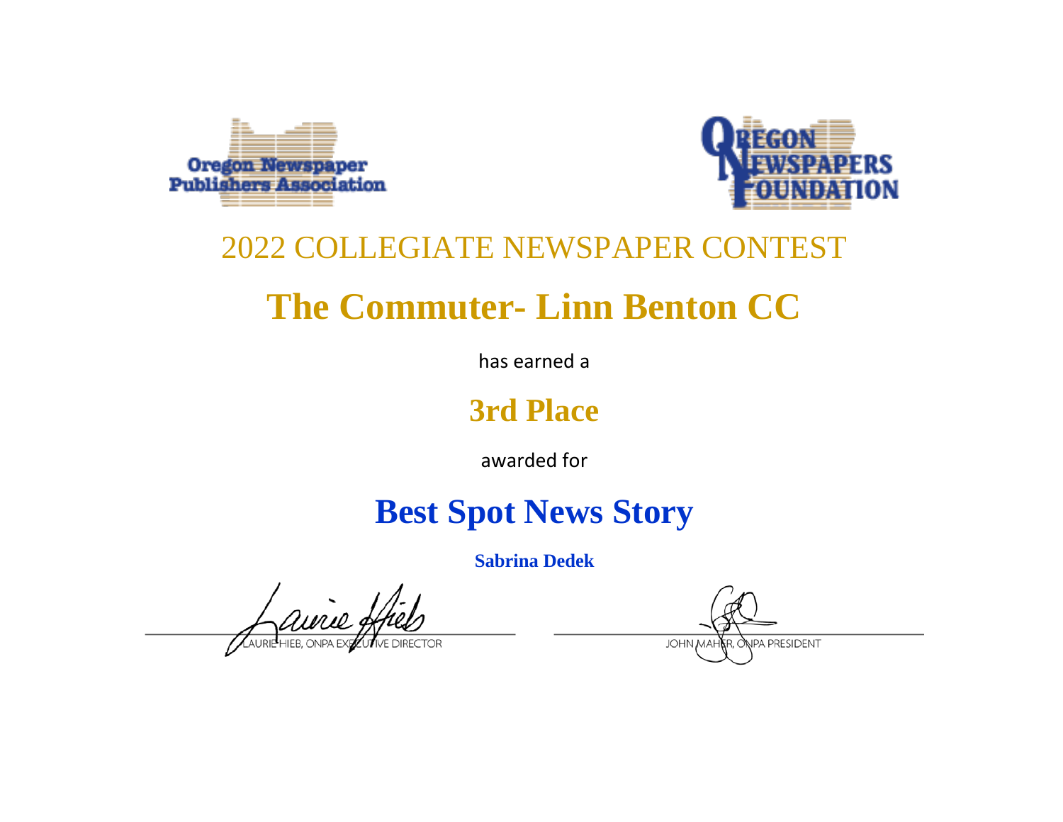Oregon Newspaper Publishers Association

OREGON NEWSPAPERS FOUNDATION

2022 COLLEGIATE NEWSPAPER CONTEST

# The Commuter- Linn Benton CC

has earned a

## 3rd Place

awarded for

## Best Spot News Story

**Sabrina Dedek**

LAURIE HIEB, ONPA EXECUTIVE DIRECTOR

JOHN MAHER, ONPA PRESIDENT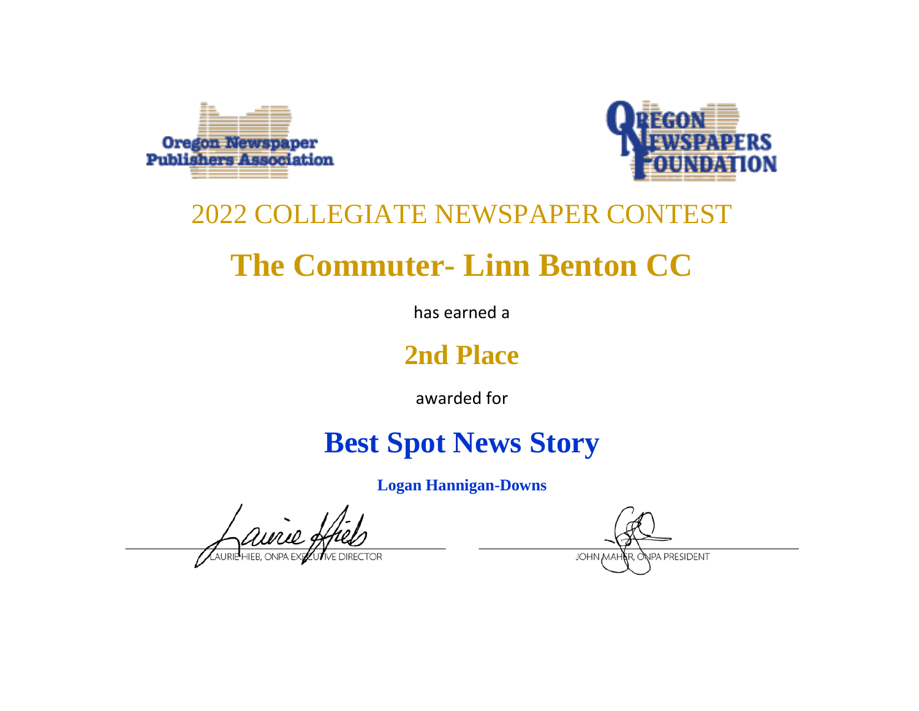Oregon Newspaper Publishers Association

OREGON NEWSPAPERS FOUNDATION

2022 COLLEGIATE NEWSPAPER CONTEST

# The Commuter- Linn Benton CC

has earned a

## 2nd Place

awarded for

## Best Spot News Story

**Logan Hannigan-Downs**

LAURIE HIEB, ONPA EXECUTIVE DIRECTOR

JOHN MAHER, ONPA PRESIDENT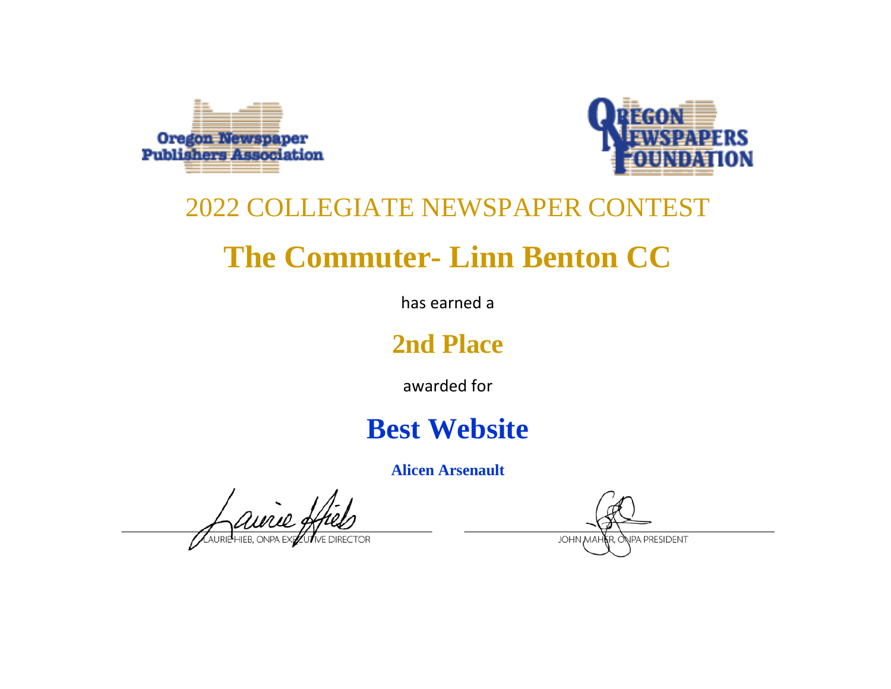Oregon Newspaper Publishers Association

OREGON NEWSPAPERS FOUNDATION

## 2022 COLLEGIATE NEWSPAPER CONTEST

# The Commuter- Linn Benton CC

has earned a

## 2nd Place

awarded for

# Best Website

**Alicen Arsenault**

LAURIE HIEB, ONPA EXECUTIVE DIRECTOR

JOHN MAHER, ONPA PRESIDENT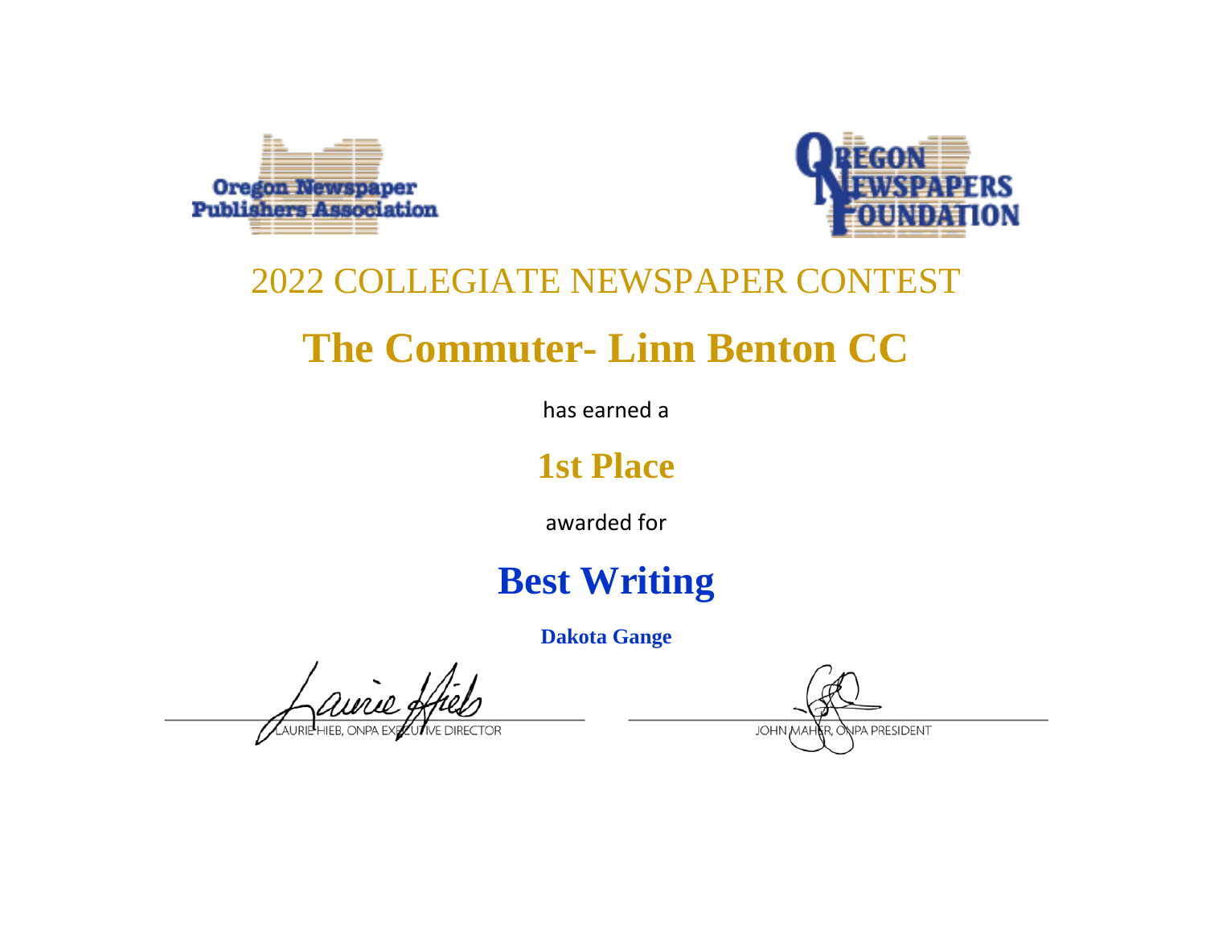Oregon Newspaper Publishers Association

Oregon Newspapers Foundation

# 2022 COLLEGIATE NEWSPAPER CONTEST

## The Commuter- Linn Benton CC

has earned a

## 1st Place

awarded for

## Best Writing

**Dakota Gange**

LAURIE HIEB, ONPA EXECUTIVE DIRECTOR

JOHN MAHER, ONPA PRESIDENT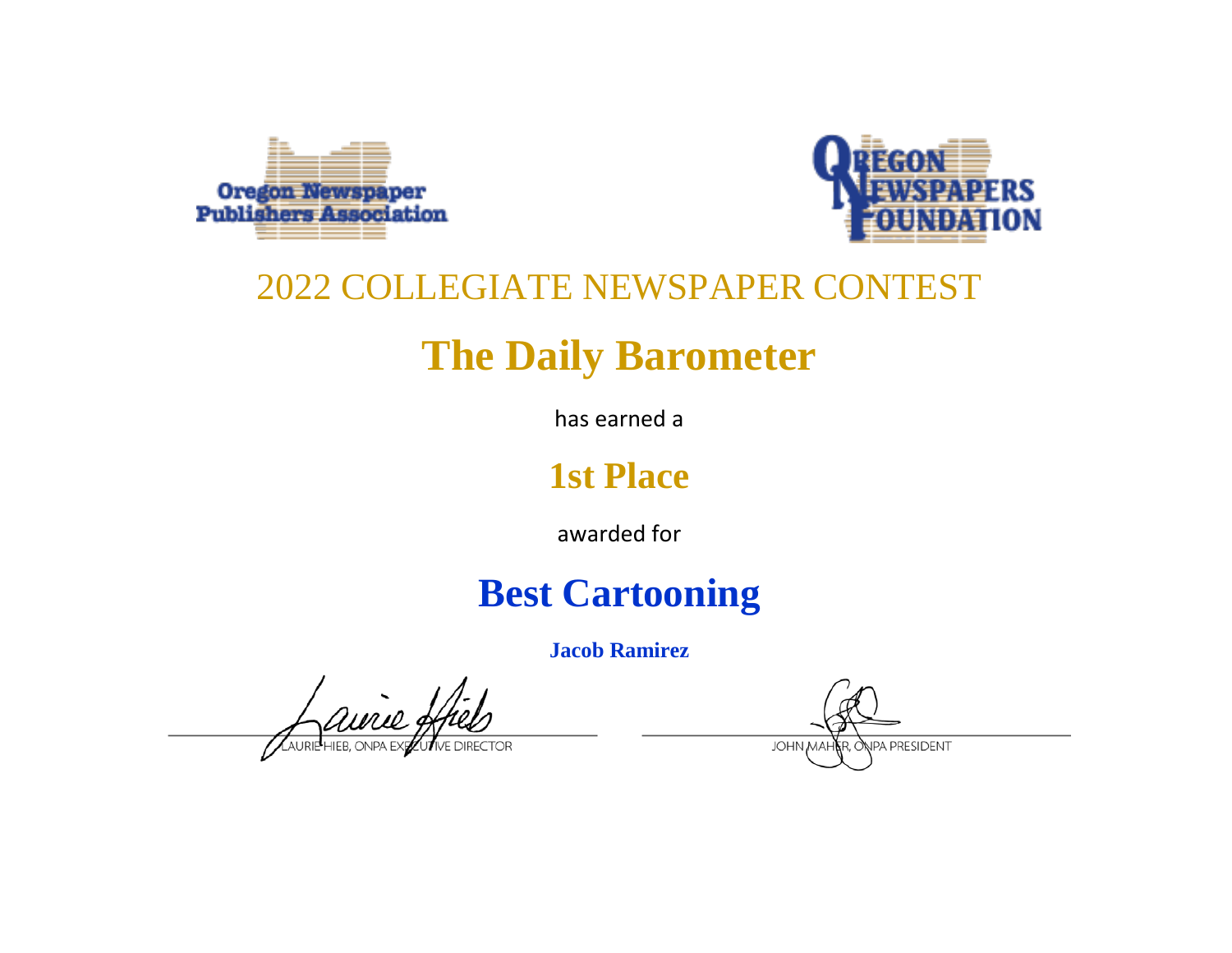Oregon Newspaper Publishers Association

OREGON NEWSPAPERS FOUNDATION

## 2022 COLLEGIATE NEWSPAPER CONTEST

# The Daily Barometer

has earned a

## 1st Place

awarded for

# Best Cartooning

**Jacob Ramirez**

LAURIE HIEB, ONPA EXECUTIVE DIRECTOR

JOHN MAHER, ONPA PRESIDENT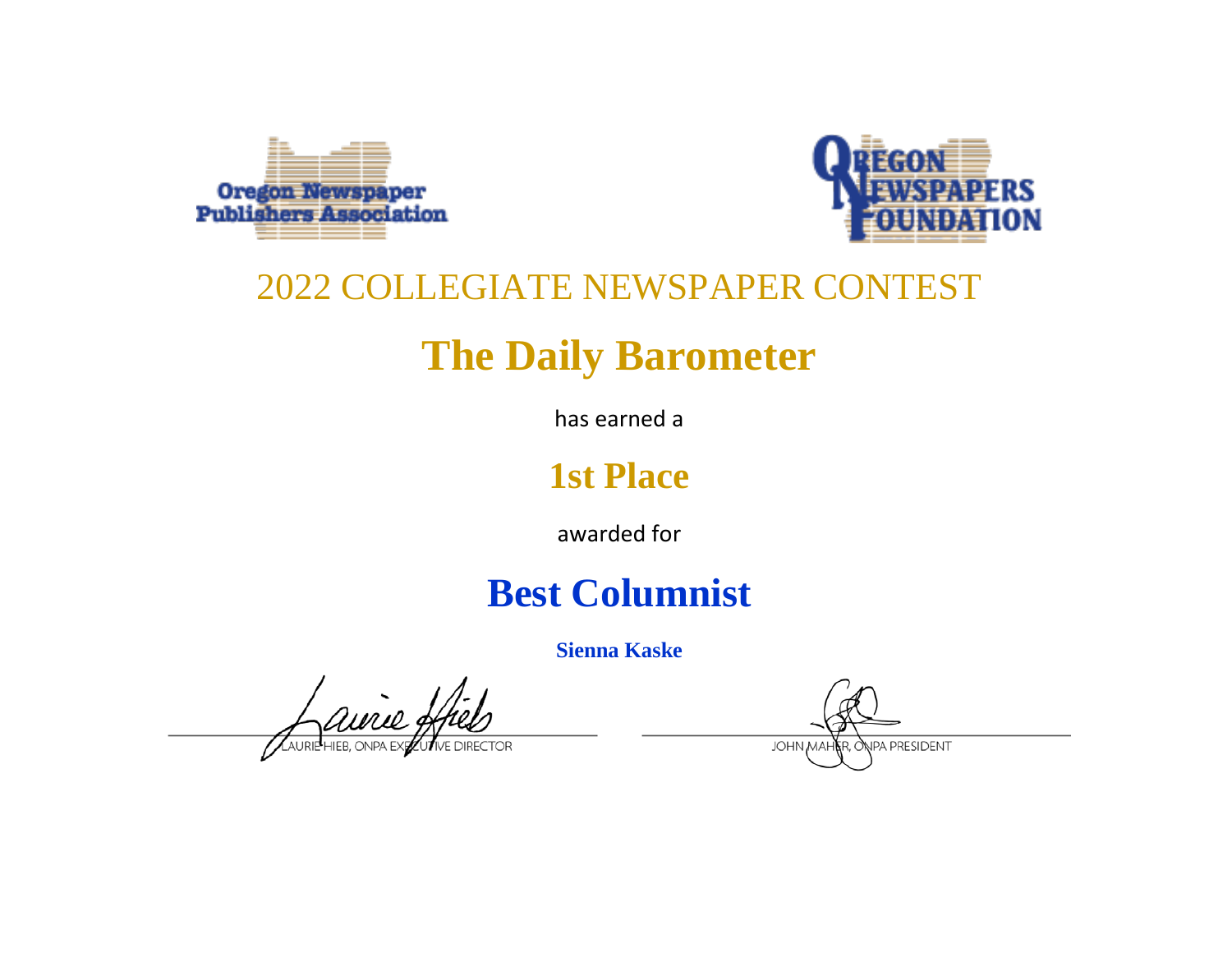Oregon Newspaper Publishers Association

OREGON NEWSPAPERS FOUNDATION

2022 COLLEGIATE NEWSPAPER CONTEST

# The Daily Barometer

has earned a

## 1st Place

awarded for

# Best Columnist

**Sienna Kaske**

LAURIE HIEB, ONPA EXECUTIVE DIRECTOR

JOHN MAHER, ONPA PRESIDENT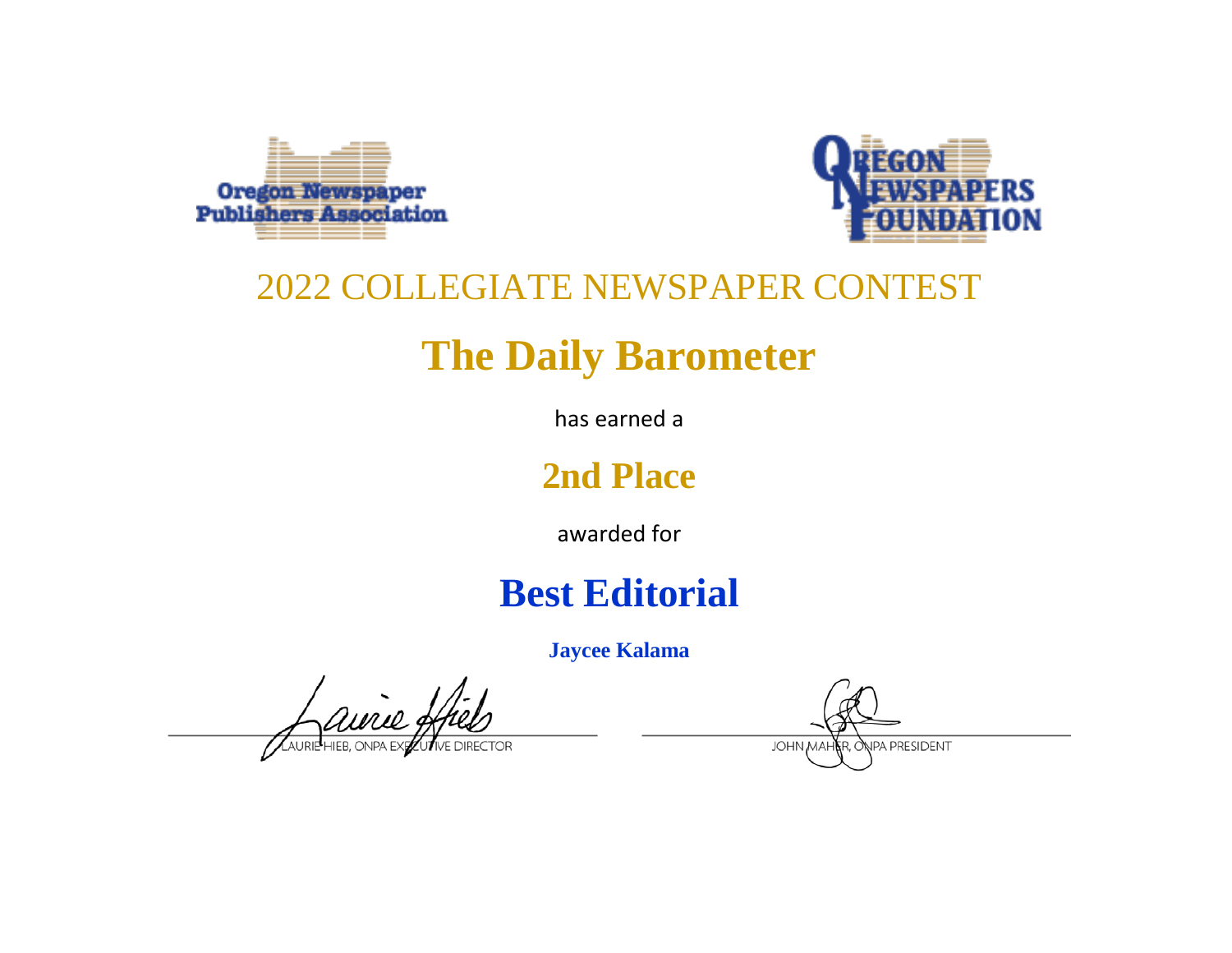Oregon Newspaper Publishers Association

OREGON NEWSPAPERS FOUNDATION

2022 COLLEGIATE NEWSPAPER CONTEST

# The Daily Barometer

has earned a

## 2nd Place

awarded for

# Best Editorial

**Jaycee Kalama**

LAURIE HIEB, ONPA EXECUTIVE DIRECTOR

JOHN MAHER, ONPA PRESIDENT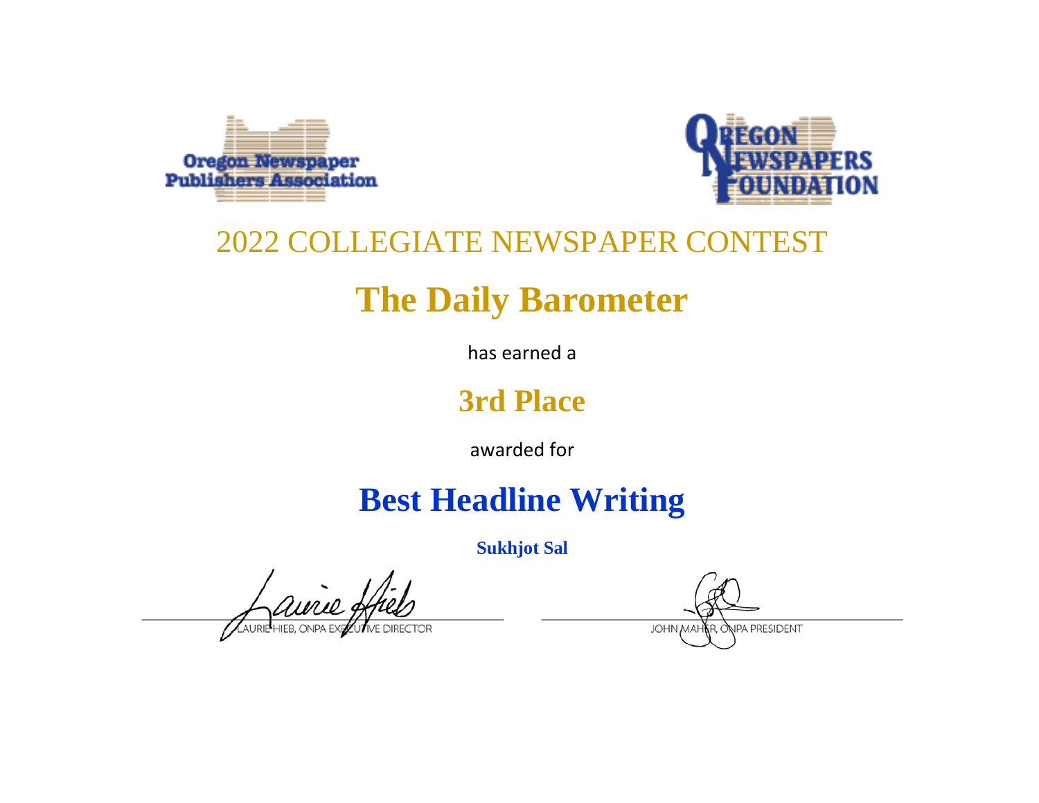Oregon Newspaper Publishers Association

OREGON NEWSPAPERS FOUNDATION

## 2022 COLLEGIATE NEWSPAPER CONTEST

# The Daily Barometer

has earned a

## 3rd Place

awarded for

# Best Headline Writing

**Sukhjot Sal**

LAURIE HIEB, ONPA EXECUTIVE DIRECTOR

JOHN MAHER, ONPA PRESIDENT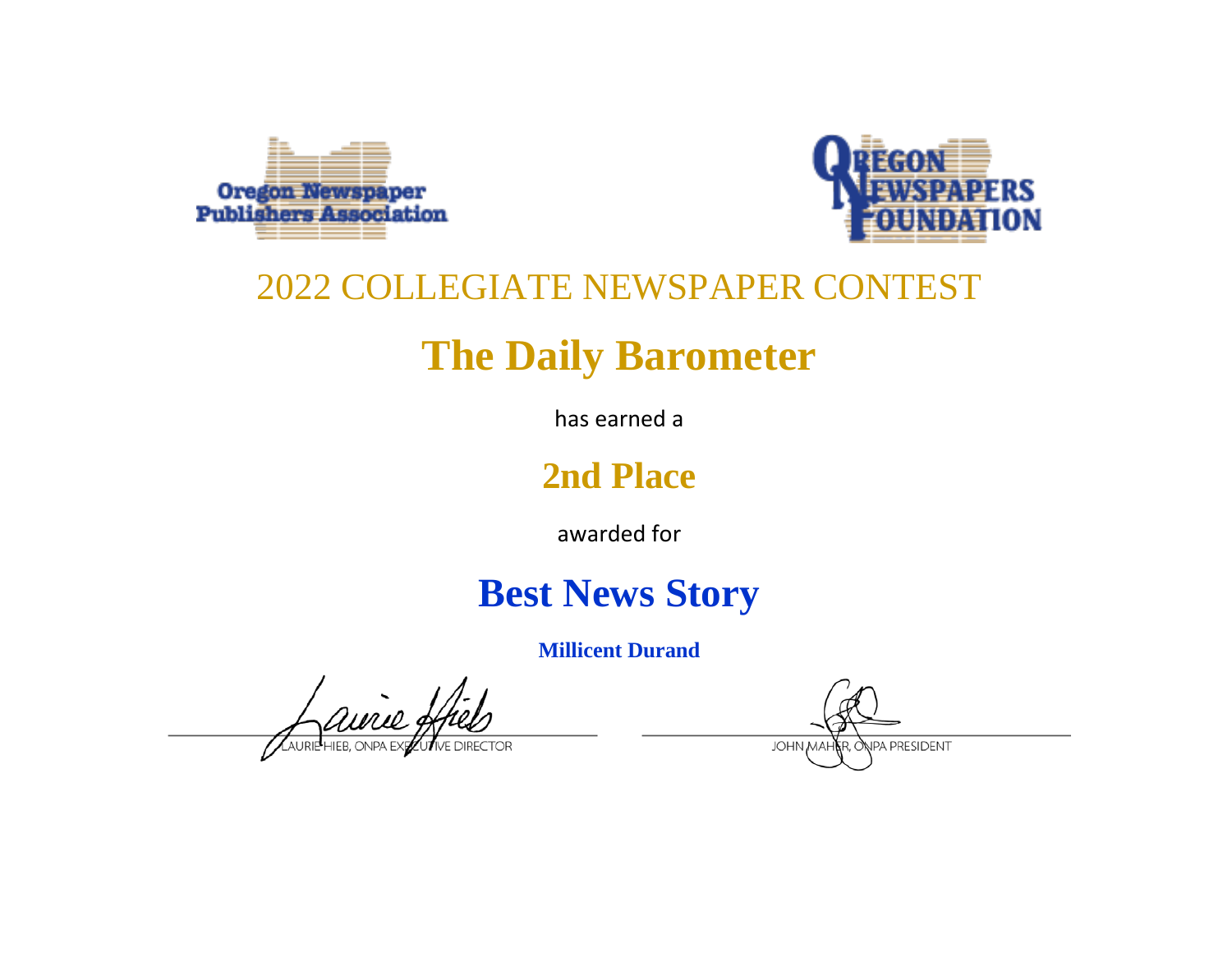Oregon Newspaper Publishers Association

OREGON NEWSPAPERS FOUNDATION

## 2022 COLLEGIATE NEWSPAPER CONTEST

# The Daily Barometer

has earned a

## 2nd Place

awarded for

# Best News Story

**Millicent Durand**

LAURIE HIEB, ONPA EXECUTIVE DIRECTOR

JOHN MAHER, ONPA PRESIDENT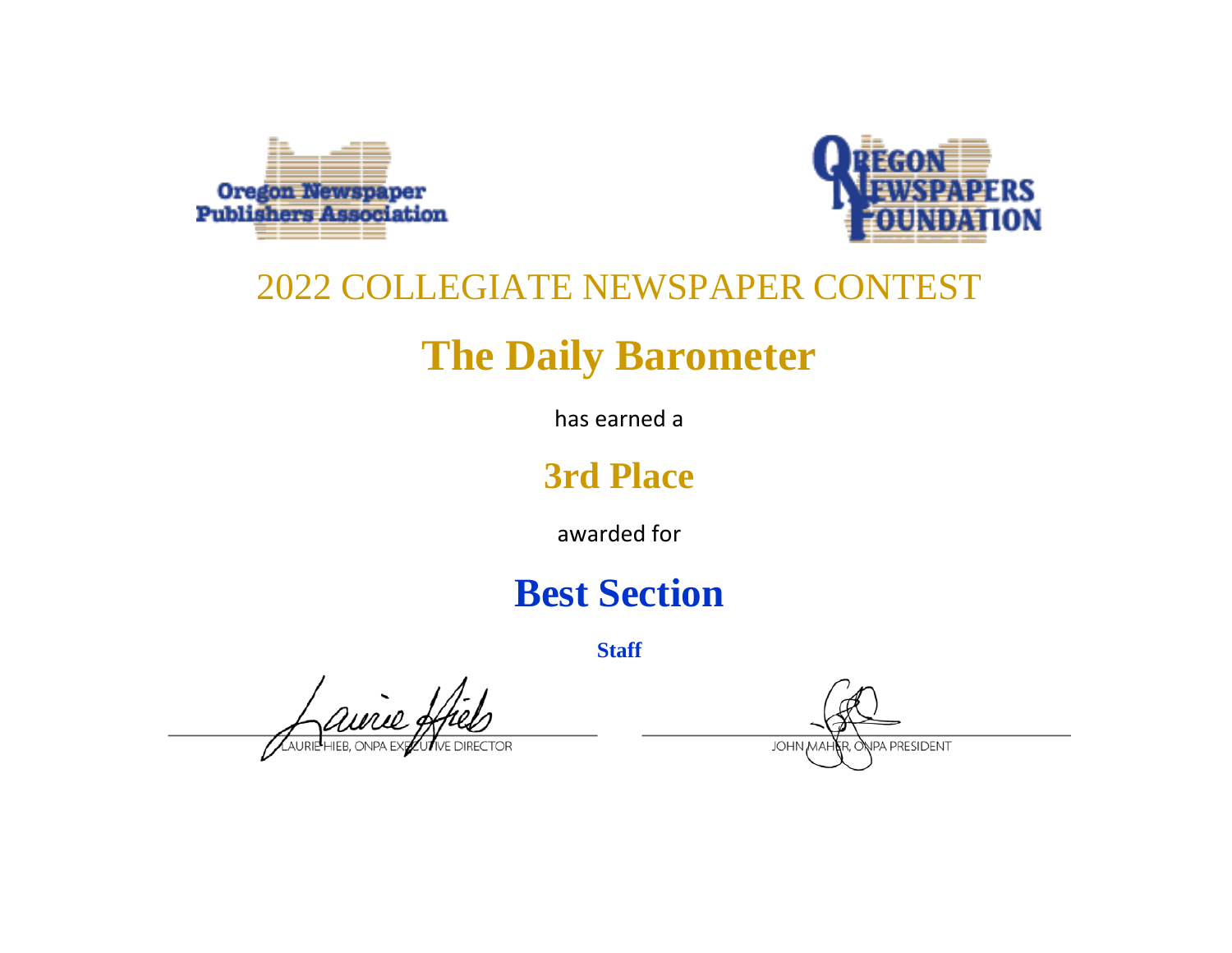Oregon Newspaper Publishers Association

OREGON NEWSPAPERS FOUNDATION

2022 COLLEGIATE NEWSPAPER CONTEST

# The Daily Barometer

has earned a

## 3rd Place

awarded for

# Best Section

**Staff**

LAURIE HIEB, ONPA EXECUTIVE DIRECTOR

JOHN MAHER, ONPA PRESIDENT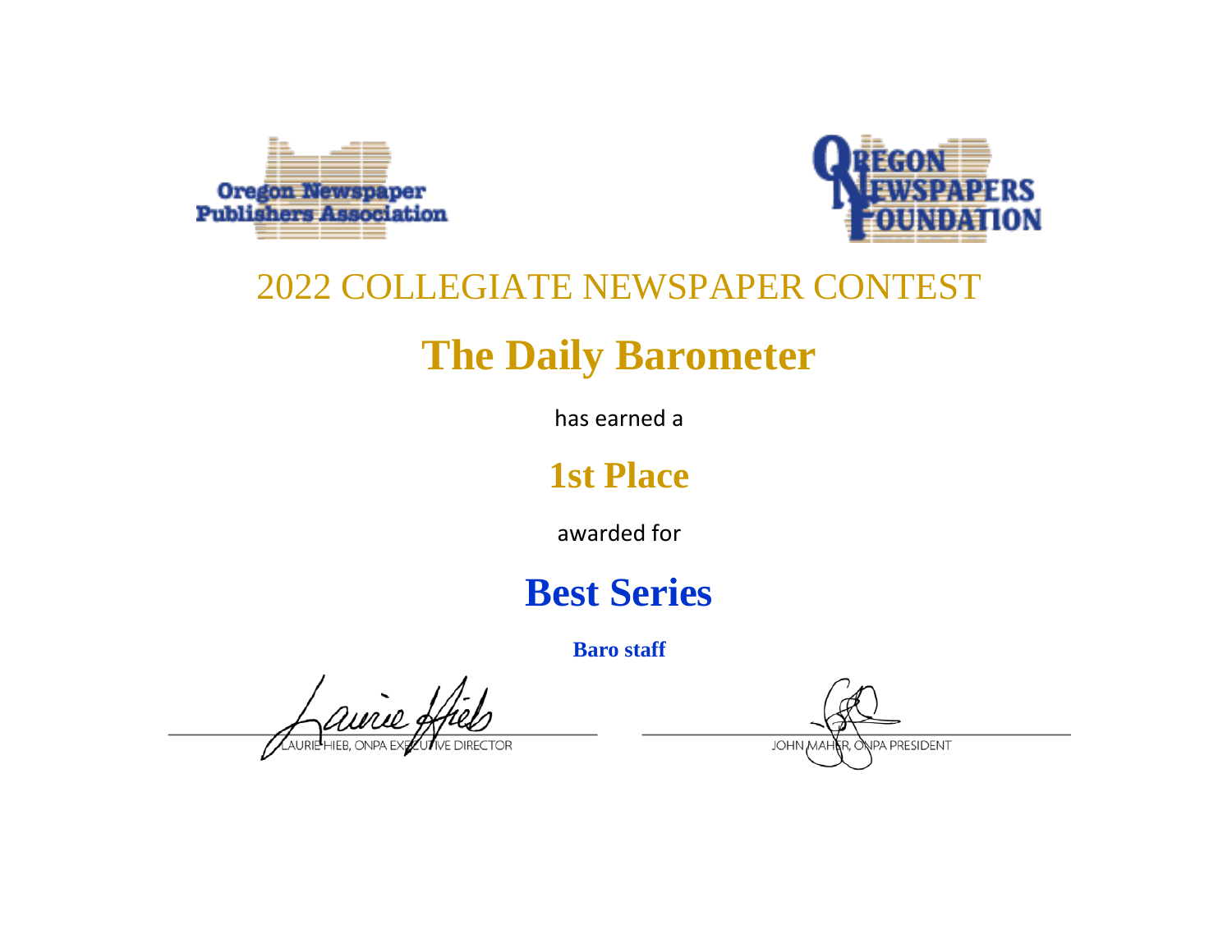Oregon Newspaper Publishers Association

OREGON NEWSPAPERS FOUNDATION

2022 COLLEGIATE NEWSPAPER CONTEST

# The Daily Barometer

has earned a

## 1st Place

awarded for

## Best Series

**Baro staff**

LAURIE HIEB, ONPA EXECUTIVE DIRECTOR

JOHN MAHER, ONPA PRESIDENT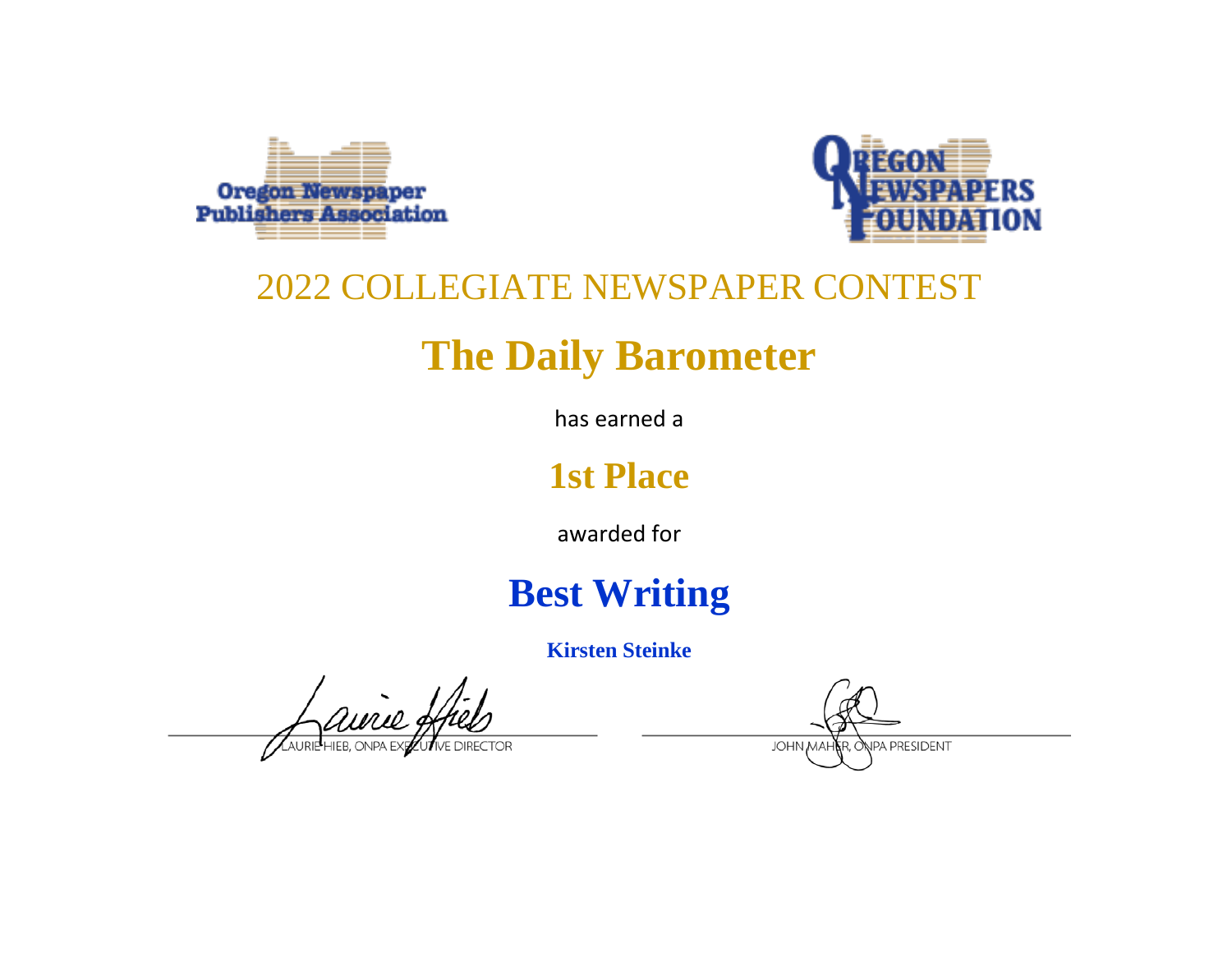Oregon Newspaper Publishers Association

OREGON NEWSPAPERS FOUNDATION

# 2022 COLLEGIATE NEWSPAPER CONTEST

## The Daily Barometer

has earned a

## 1st Place

awarded for

## Best Writing

**Kirsten Steinke**

LAURIE HIEB, ONPA EXECUTIVE DIRECTOR

JOHN MAHER, ONPA PRESIDENT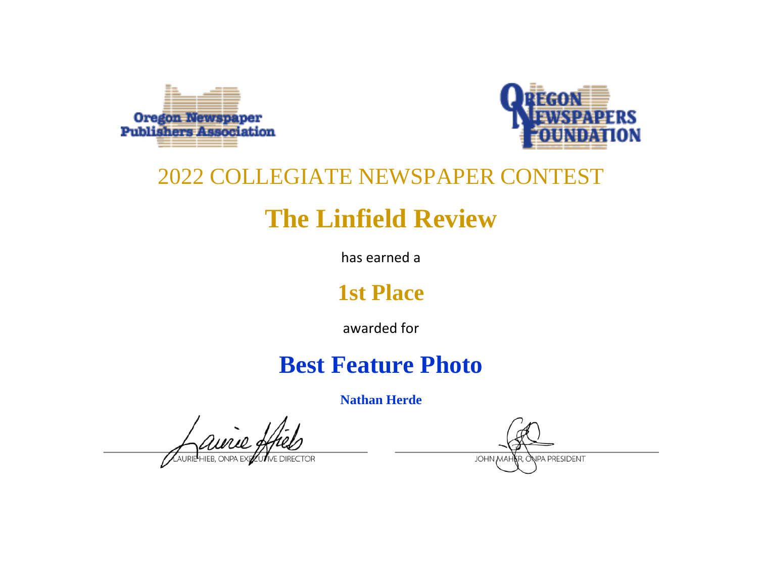Oregon Newspaper Publishers Association

Oregon Newspapers Foundation

## 2022 COLLEGIATE NEWSPAPER CONTEST

# The Linfield Review

has earned a

## 1st Place

awarded for

# Best Feature Photo

**Nathan Herde**

LAURIE HIEB, ONPA EXECUTIVE DIRECTOR

JOHN MAHER, ONPA PRESIDENT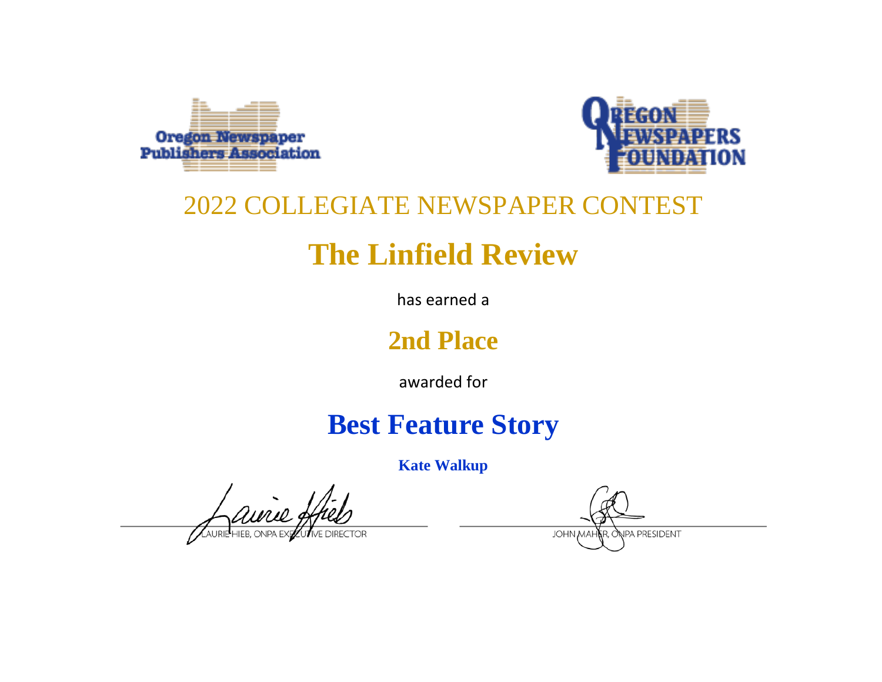Oregon Newspaper Publishers Association

OREGON NEWSPAPERS FOUNDATION

2022 COLLEGIATE NEWSPAPER CONTEST

# The Linfield Review

has earned a

## 2nd Place

awarded for

# Best Feature Story

**Kate Walkup**

LAURIE HIEB, ONPA EXECUTIVE DIRECTOR

JOHN MAHER, ONPA PRESIDENT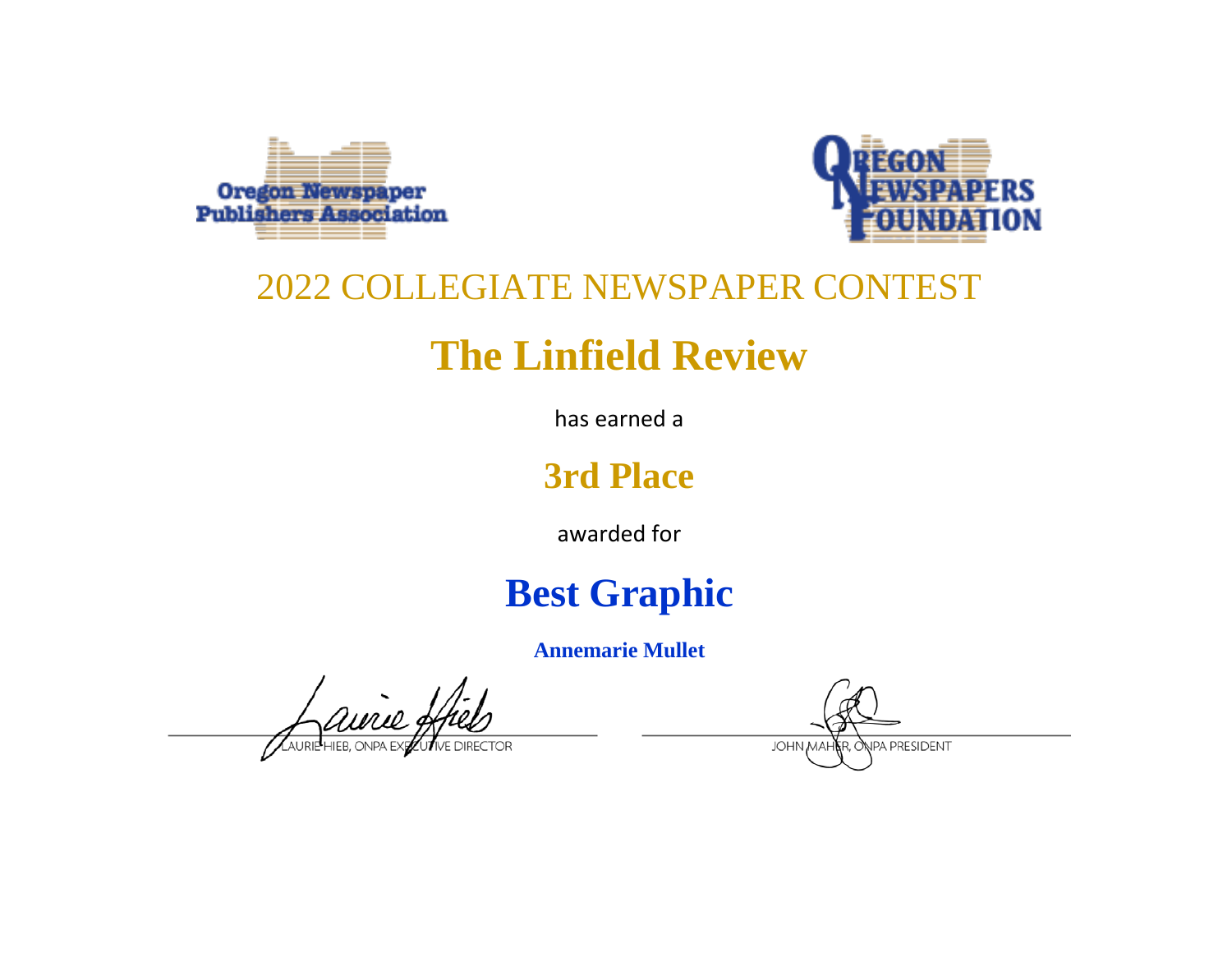Oregon Newspaper Publishers Association

OREGON NEWSPAPERS FOUNDATION

## 2022 COLLEGIATE NEWSPAPER CONTEST

# The Linfield Review

has earned a

## 3rd Place

awarded for

# Best Graphic

**Annemarie Mullet**

LAURIE HIEB, ONPA EXECUTIVE DIRECTOR

JOHN MAHER, ONPA PRESIDENT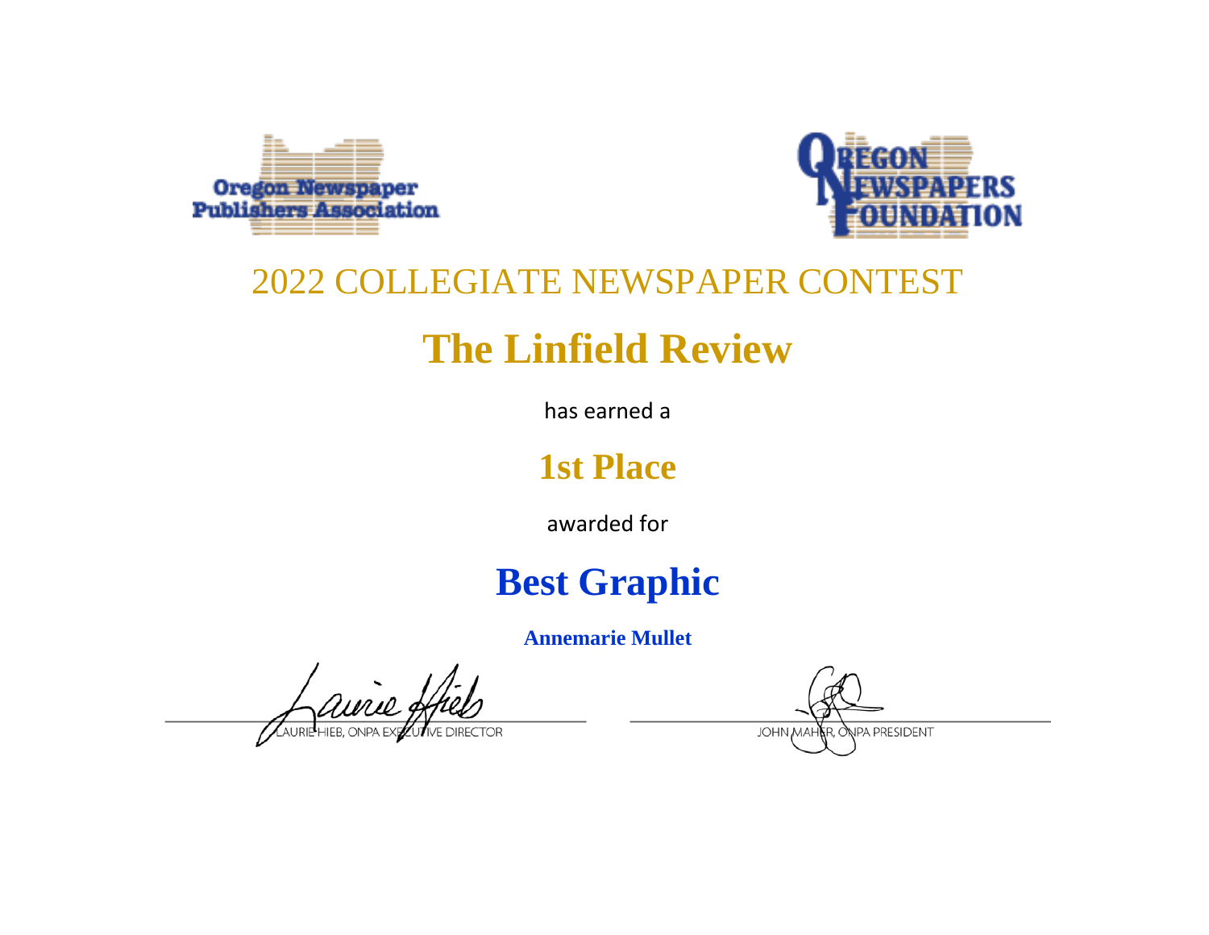Oregon Newspaper Publishers Association

OREGON NEWSPAPERS FOUNDATION

## 2022 COLLEGIATE NEWSPAPER CONTEST

# The Linfield Review

has earned a

## 1st Place

awarded for

# Best Graphic

**Annemarie Mullet**

LAURIE HIEB, ONPA EXECUTIVE DIRECTOR

JOHN MAHER, ONPA PRESIDENT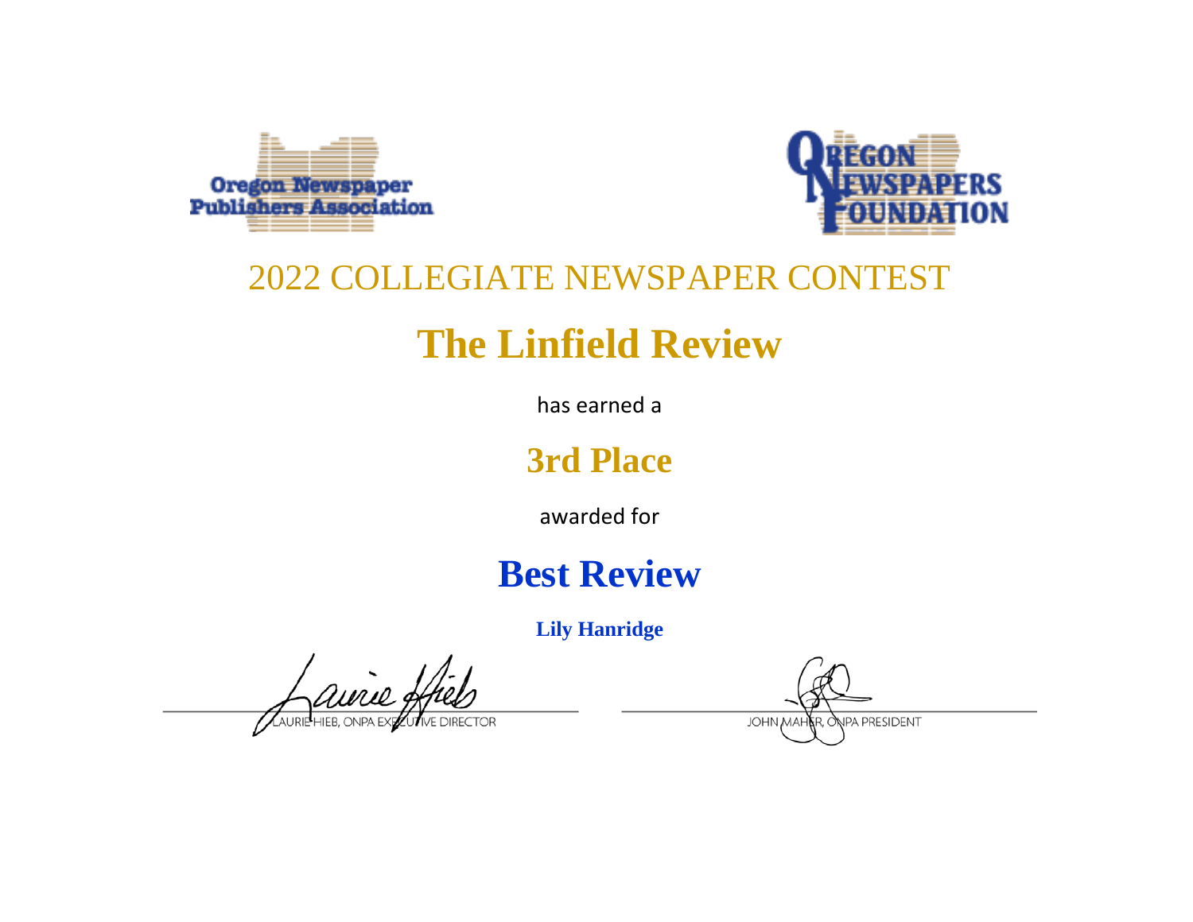Oregon Newspaper Publishers Association

OREGON NEWSPAPERS FOUNDATION

## 2022 COLLEGIATE NEWSPAPER CONTEST

# The Linfield Review

has earned a

## 3rd Place

awarded for

# Best Review

**Lily Hanridge**

LAURIE HIEB, ONPA EXECUTIVE DIRECTOR

JOHN MAHER, ONPA PRESIDENT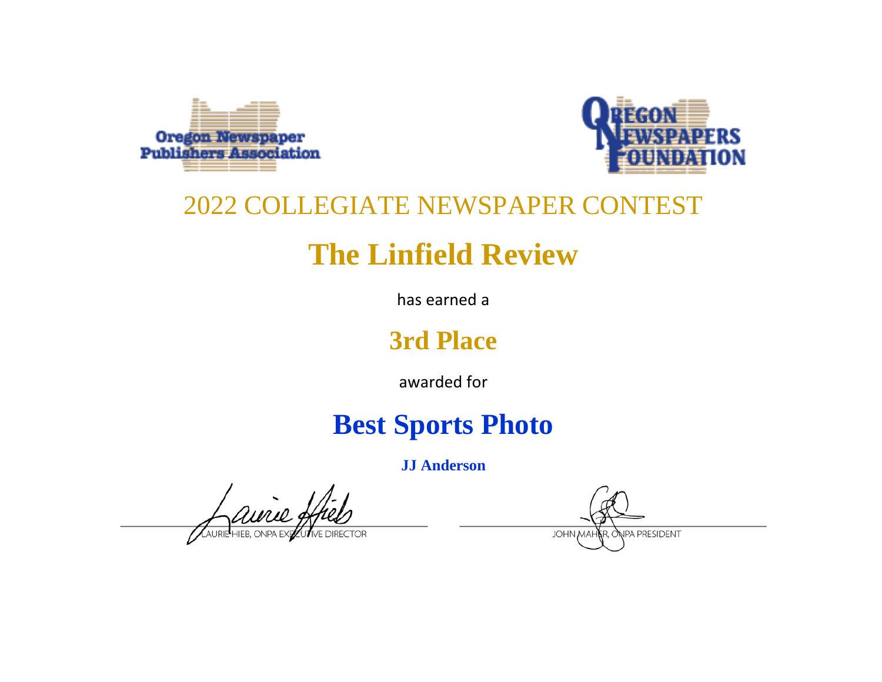Oregon Newspaper Publishers Association

Oregon Newspapers Foundation

## 2022 COLLEGIATE NEWSPAPER CONTEST

# The Linfield Review

has earned a

## 3rd Place

awarded for

# Best Sports Photo

**JJ Anderson**

LAURIE HIEB, ONPA EXECUTIVE DIRECTOR

JOHN MAHER, ONPA PRESIDENT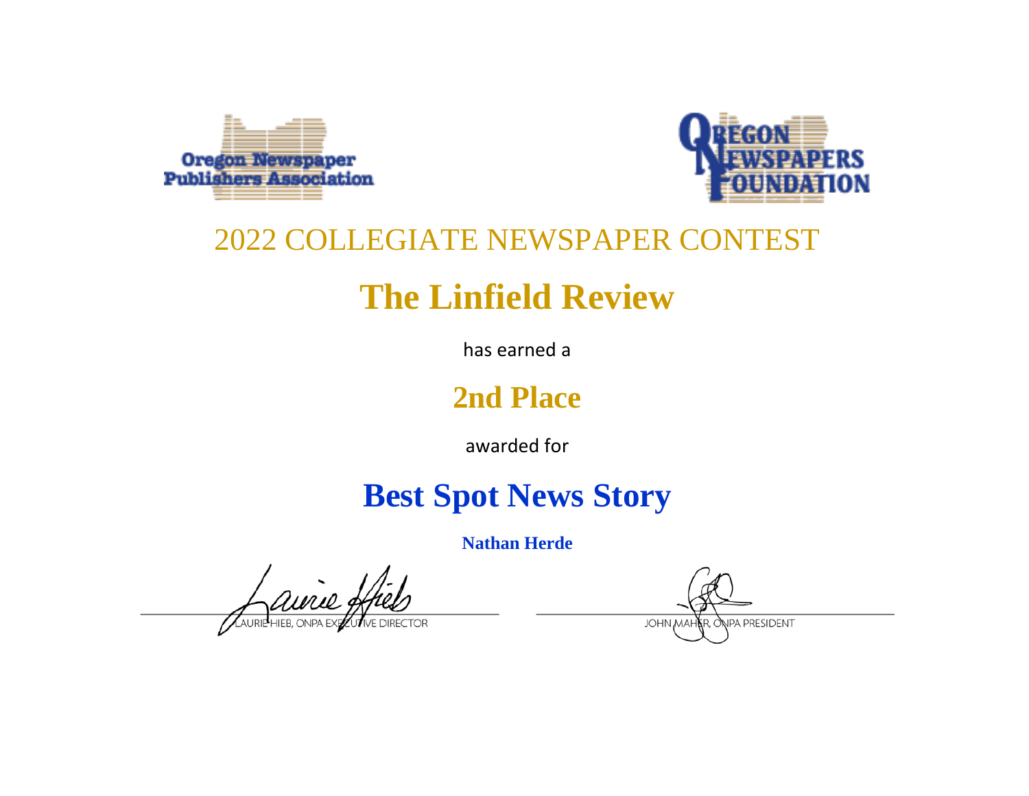Oregon Newspaper Publishers Association

Oregon Newspapers Foundation

2022 COLLEGIATE NEWSPAPER CONTEST

# The Linfield Review

has earned a

## 2nd Place

awarded for

## Best Spot News Story

**Nathan Herde**

LAURIE HIEB, ONPA EXECUTIVE DIRECTOR

JOHN MAHER, ONPA PRESIDENT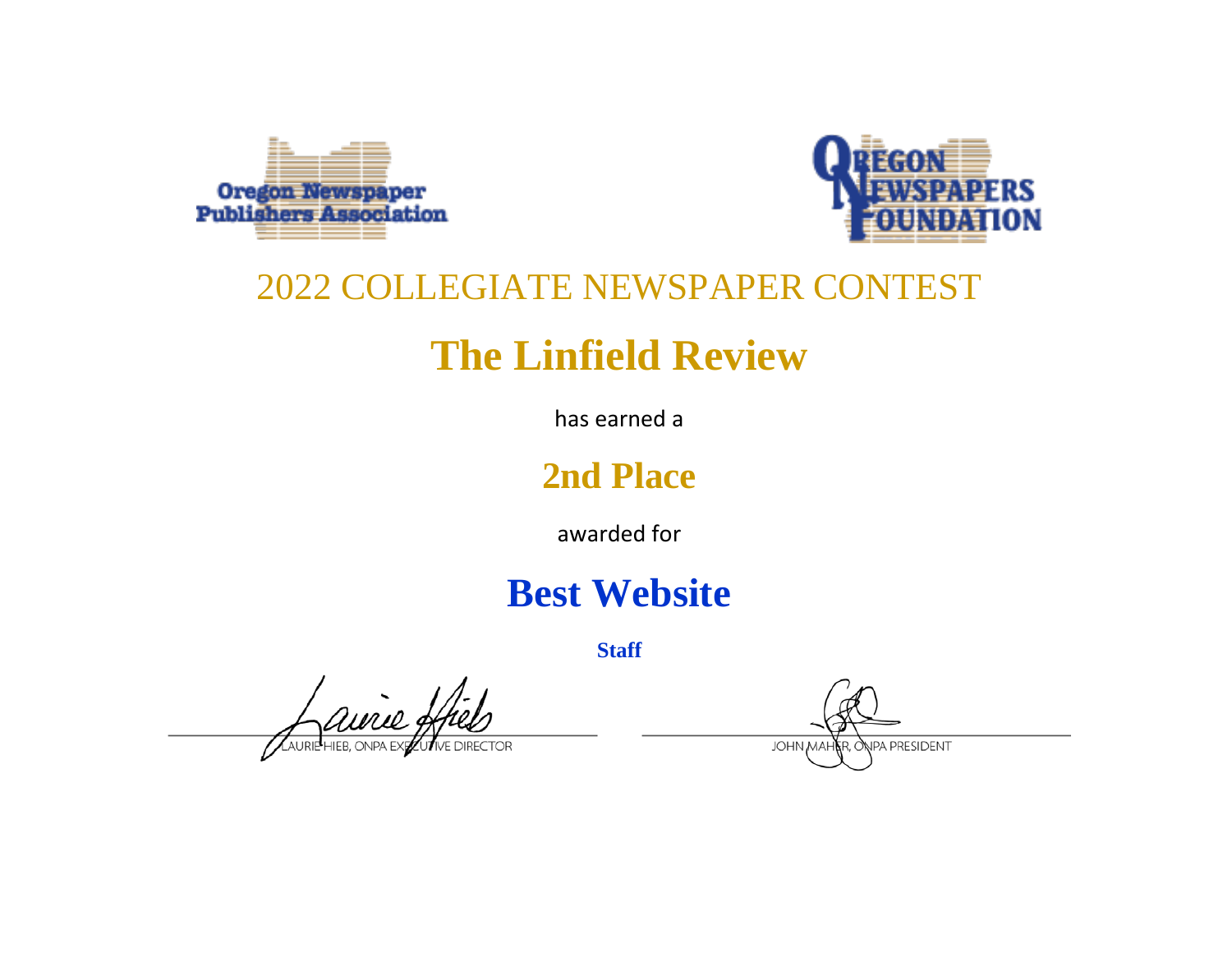Oregon Newspaper Publishers Association

OREGON NEWSPAPERS FOUNDATION

2022 COLLEGIATE NEWSPAPER CONTEST

# The Linfield Review

has earned a

## 2nd Place

awarded for

# Best Website

**Staff**

LAURIE HIEB, ONPA EXECUTIVE DIRECTOR

JOHN MAHER, ONPA PRESIDENT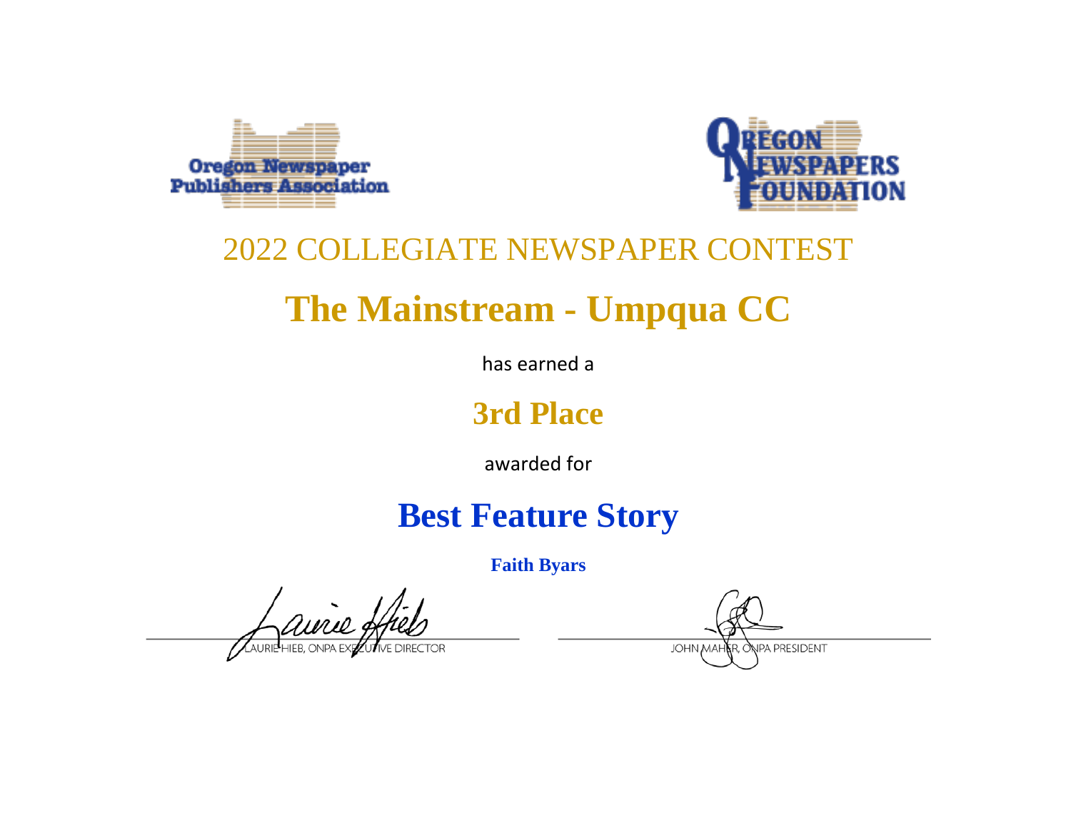Oregon Newspaper Publishers Association

Oregon Newspapers Foundation

## 2022 COLLEGIATE NEWSPAPER CONTEST

# The Mainstream - Umpqua CC

has earned a

## 3rd Place

awarded for

# Best Feature Story

**Faith Byars**

LAURIE HIEB, ONPA EXECUTIVE DIRECTOR

JOHN MAHER, ONPA PRESIDENT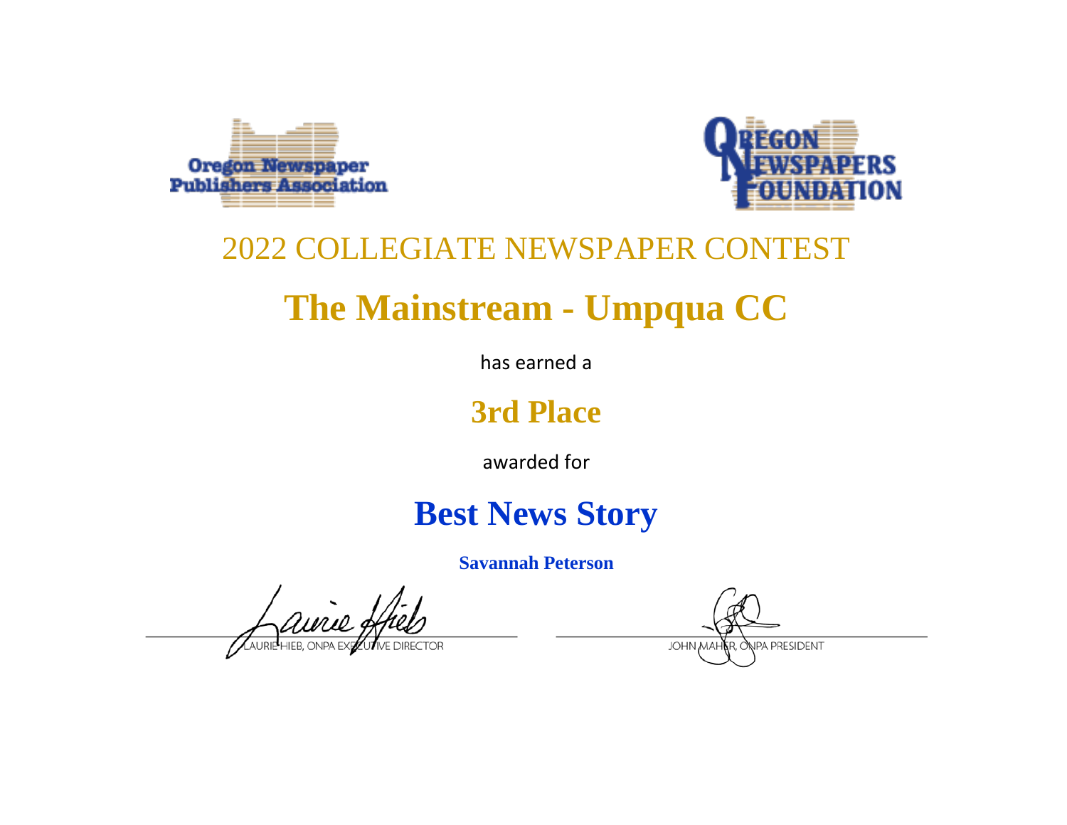Oregon Newspaper Publishers Association

OREGON NEWSPAPERS FOUNDATION

## 2022 COLLEGIATE NEWSPAPER CONTEST

# The Mainstream - Umpqua CC

has earned a

## 3rd Place

awarded for

# Best News Story

**Savannah Peterson**

LAURIE HIEB, ONPA EXECUTIVE DIRECTOR

JOHN MAHER, ONPA PRESIDENT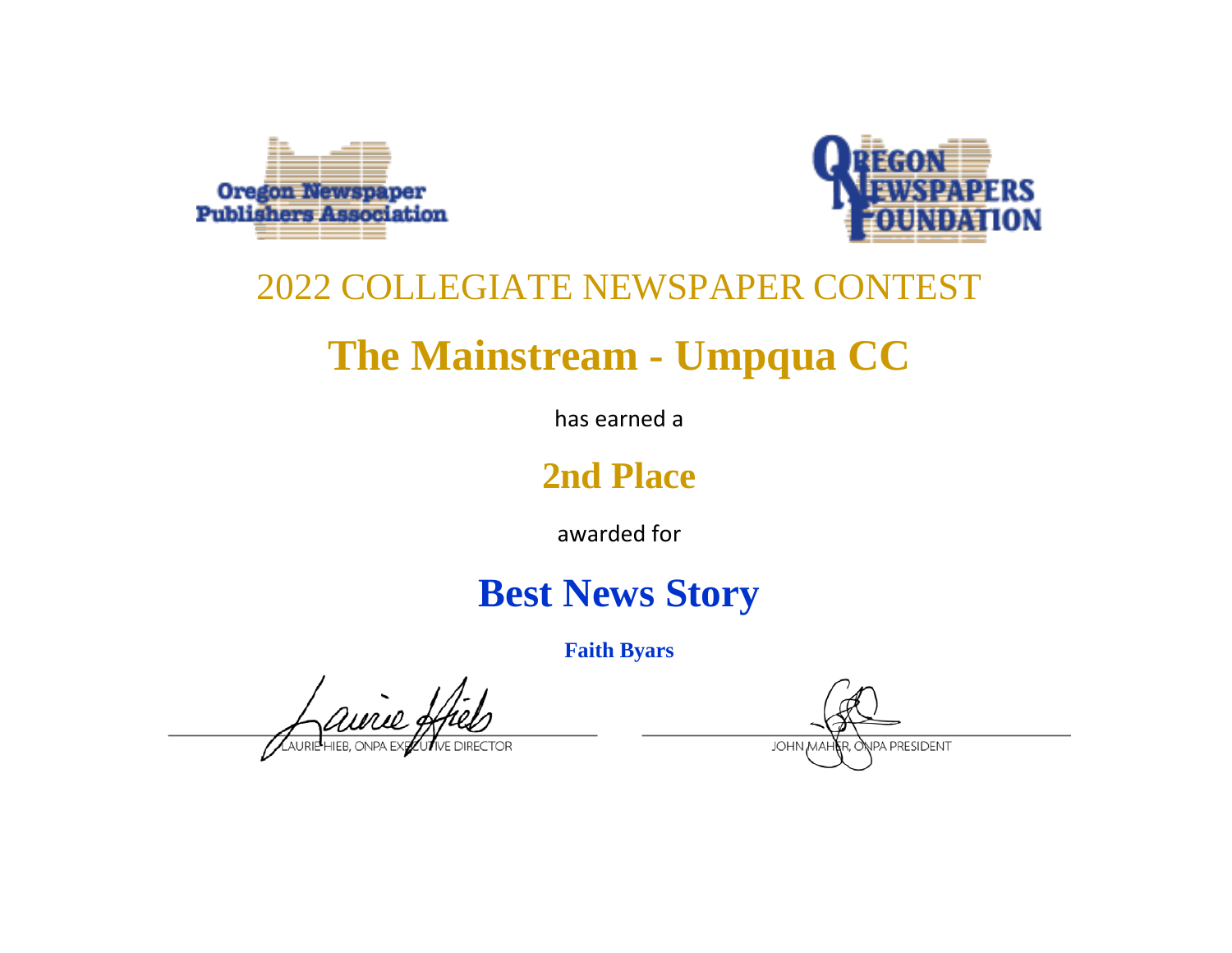Oregon Newspaper Publishers Association

OREGON NEWSPAPERS FOUNDATION

2022 COLLEGIATE NEWSPAPER CONTEST

# The Mainstream - Umpqua CC

has earned a

## 2nd Place

awarded for

## Best News Story

**Faith Byars**

LAURIE HIEB, ONPA EXECUTIVE DIRECTOR

JOHN MAHER, ONPA PRESIDENT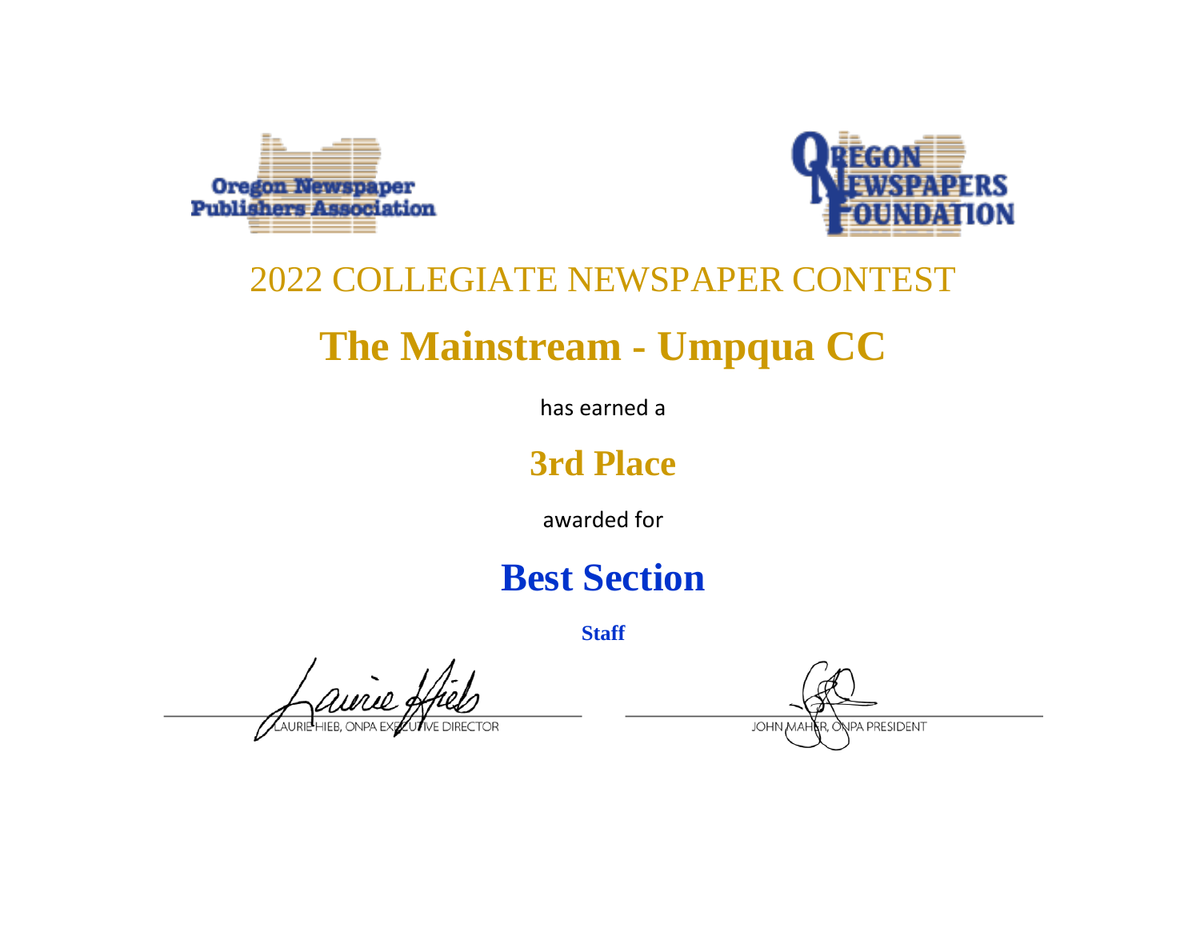Oregon Newspaper Publishers Association

Oregon Newspapers Foundation

## 2022 COLLEGIATE NEWSPAPER CONTEST

# The Mainstream - Umpqua CC

has earned a

## 3rd Place

awarded for

# Best Section

**Staff**

LAURIE HIEB, ONPA EXECUTIVE DIRECTOR

JOHN MAHER, ONPA PRESIDENT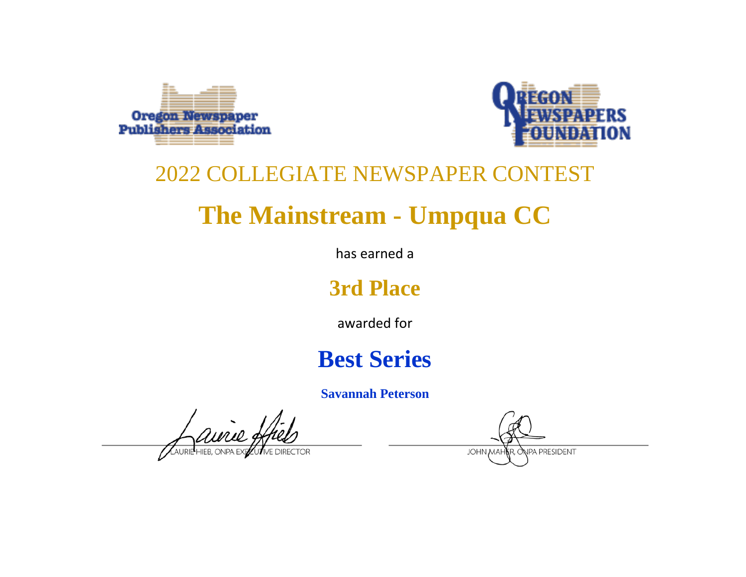Oregon Newspaper Publishers Association

OREGON NEWSPAPERS FOUNDATION

# 2022 COLLEGIATE NEWSPAPER CONTEST

# The Mainstream - Umpqua CC

has earned a

## 3rd Place

awarded for

## Best Series

**Savannah Peterson**

LAURIE HIEB, ONPA EXECUTIVE DIRECTOR

JOHN MAHER, ONPA PRESIDENT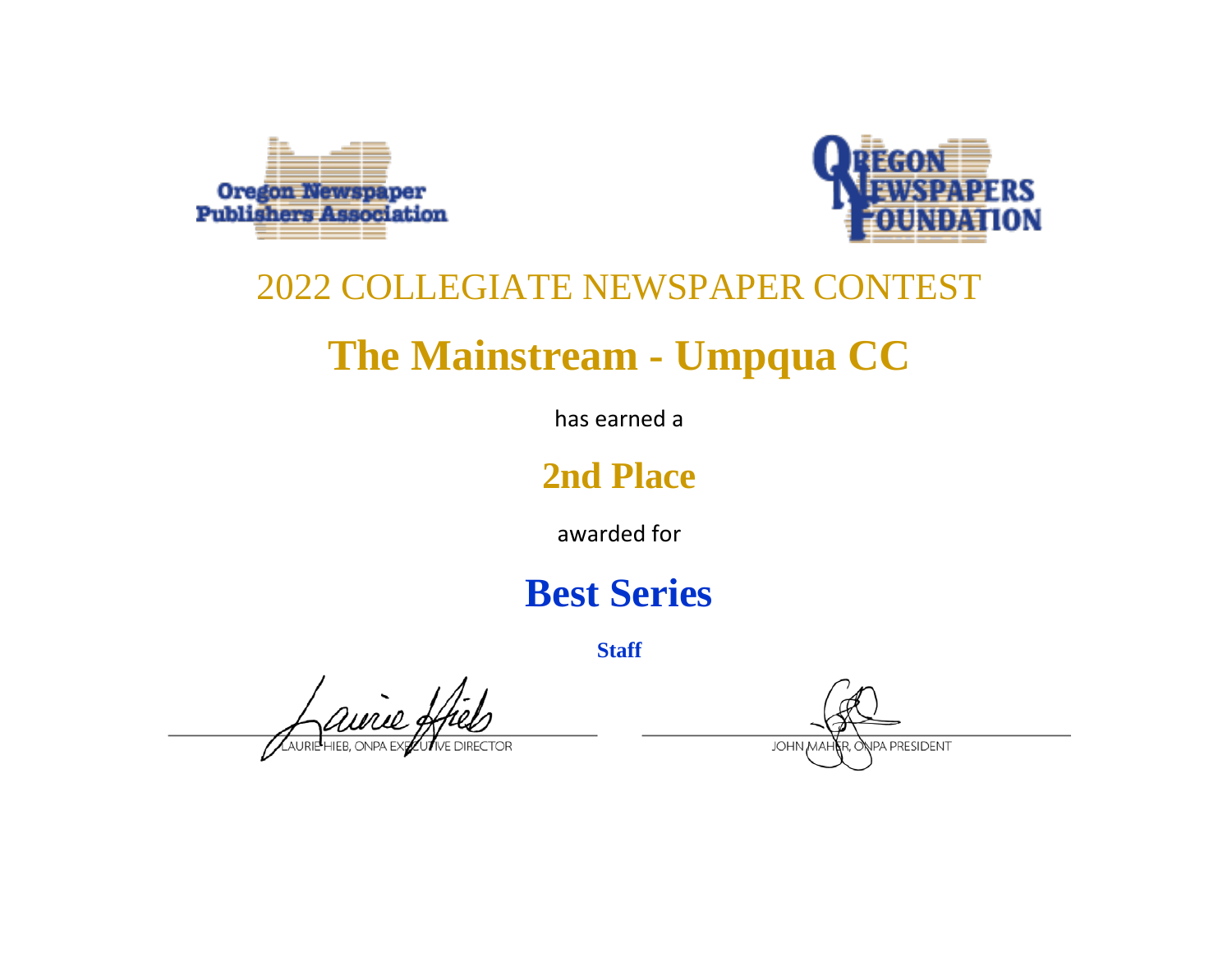Oregon Newspaper Publishers Association

Oregon Newspapers Foundation

## 2022 COLLEGIATE NEWSPAPER CONTEST

# The Mainstream - Umpqua CC

has earned a

## 2nd Place

awarded for

# Best Series

**Staff**

LAURIE HIEB, ONPA EXECUTIVE DIRECTOR

JOHN MAHER, ONPA PRESIDENT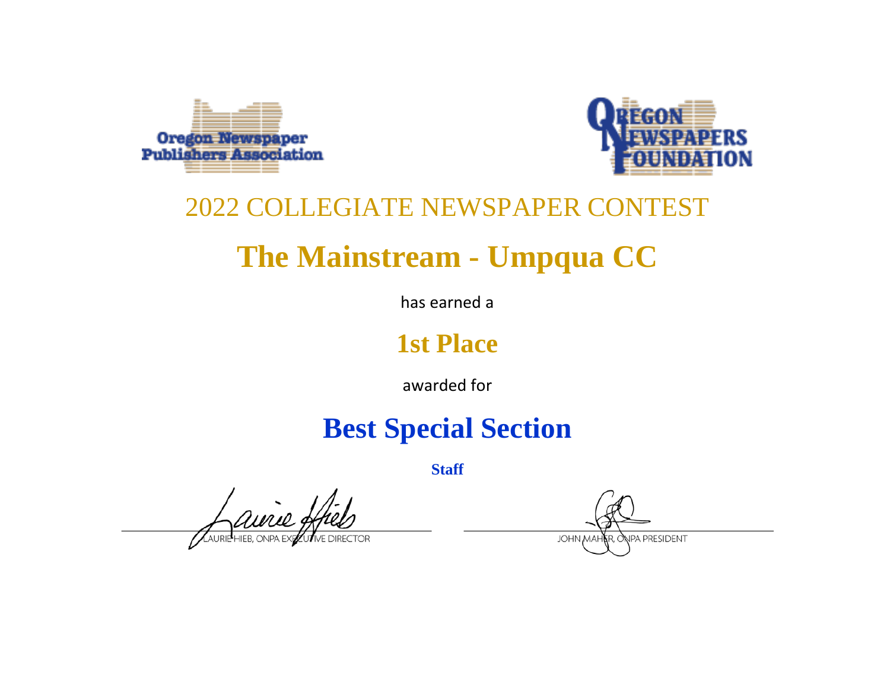Oregon Newspaper Publishers Association

OREGON NEWSPAPERS FOUNDATION

2022 COLLEGIATE NEWSPAPER CONTEST

# The Mainstream - Umpqua CC

has earned a

## 1st Place

awarded for

## Best Special Section

**Staff**

LAURIE HIEB, ONPA EXECUTIVE DIRECTOR

JOHN MAHER, ONPA PRESIDENT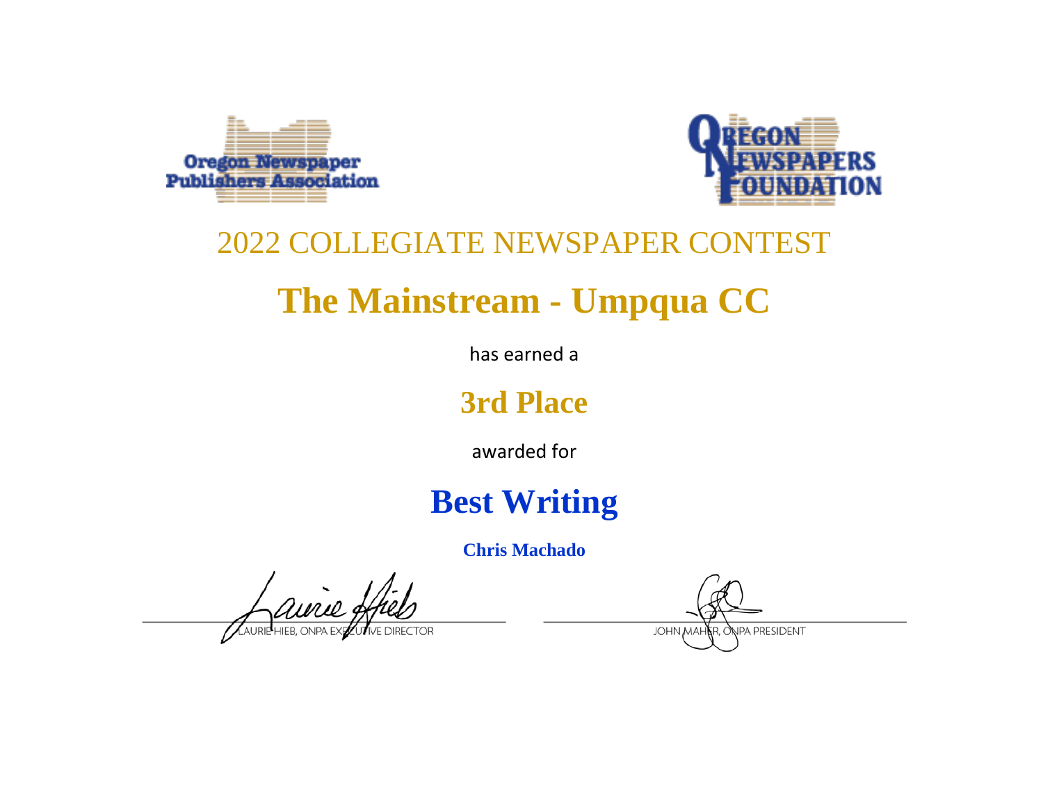Oregon Newspaper Publishers Association

Oregon Newspapers Foundation

2022 COLLEGIATE NEWSPAPER CONTEST

# The Mainstream - Umpqua CC

has earned a

## 3rd Place

awarded for

## Best Writing

**Chris Machado**

LAURIE HIEB, ONPA EXECUTIVE DIRECTOR

JOHN MAHER, ONPA PRESIDENT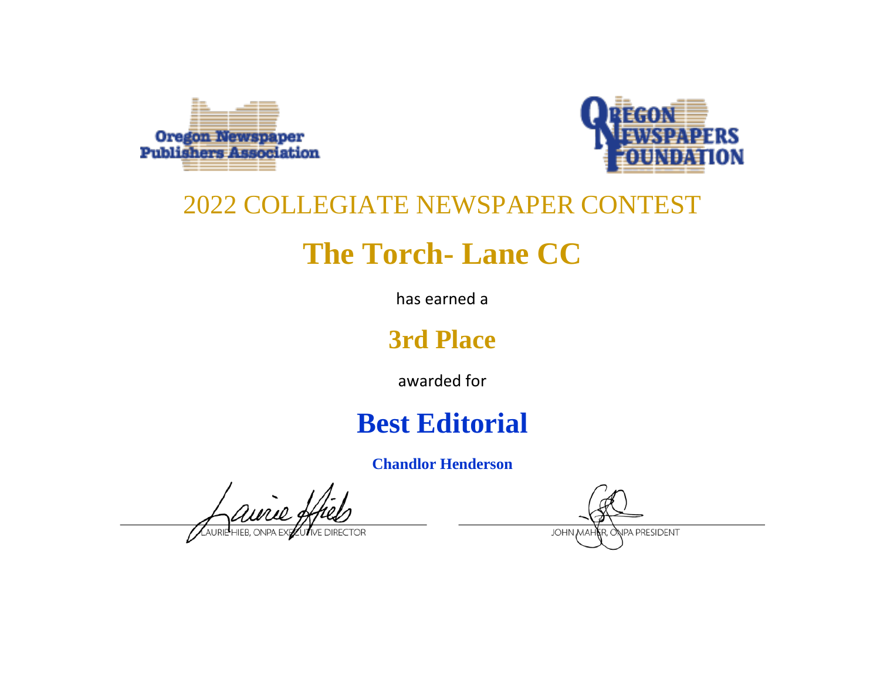Oregon Newspaper Publishers Association

OREGON NEWSPAPERS FOUNDATION

## 2022 COLLEGIATE NEWSPAPER CONTEST

# The Torch- Lane CC

has earned a

## 3rd Place

awarded for

# Best Editorial

**Chandlor Henderson**

LAURIE HIEB, ONPA EXECUTIVE DIRECTOR

JOHN MAHER, ONPA PRESIDENT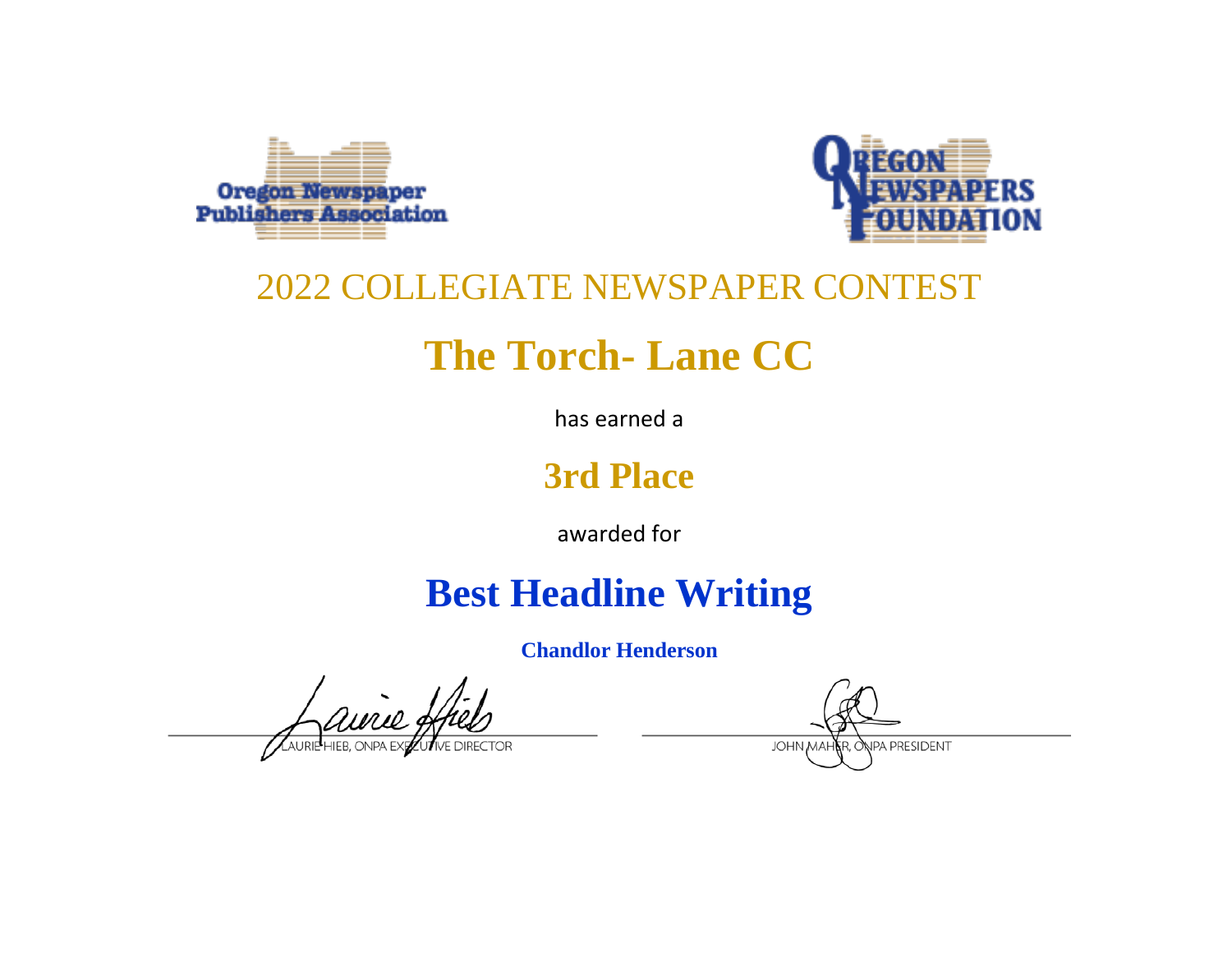Oregon Newspaper Publishers Association

OREGON NEWSPAPERS FOUNDATION

2022 COLLEGIATE NEWSPAPER CONTEST

# The Torch- Lane CC

has earned a

## 3rd Place

awarded for

# Best Headline Writing

**Chandlor Henderson**

LAURIE HIEB, ONPA EXECUTIVE DIRECTOR

JOHN MAHER, ONPA PRESIDENT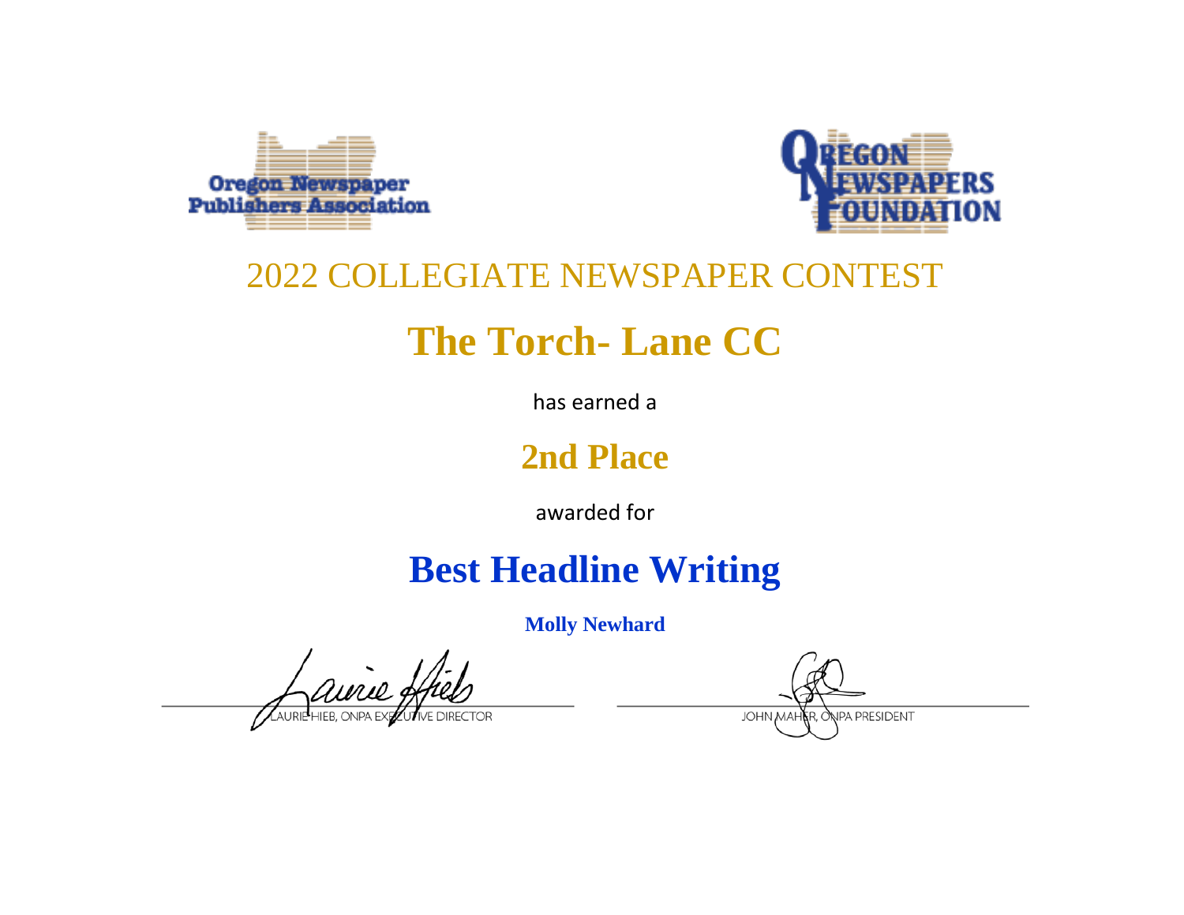Oregon Newspaper Publishers Association

OREGON NEWSPAPERS FOUNDATION

2022 COLLEGIATE NEWSPAPER CONTEST

# The Torch- Lane CC

has earned a

## 2nd Place

awarded for

## Best Headline Writing

**Molly Newhard**

LAURIE HIEB, ONPA EXECUTIVE DIRECTOR

JOHN MAHER, ONPA PRESIDENT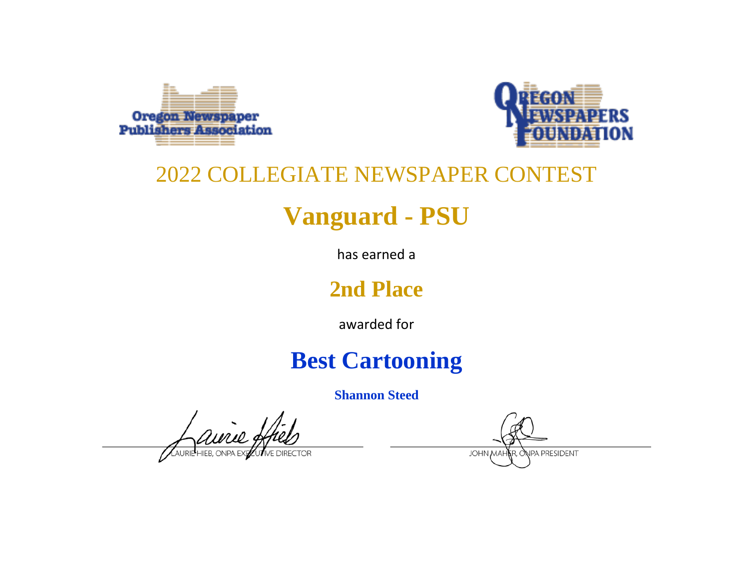Oregon Newspaper Publishers Association

OREGON NEWSPAPERS FOUNDATION

2022 COLLEGIATE NEWSPAPER CONTEST

# Vanguard - PSU

has earned a

## 2nd Place

awarded for

# Best Cartooning

**Shannon Steed**

LAURIE HIEB, ONPA EXECUTIVE DIRECTOR

JOHN MAHER, ONPA PRESIDENT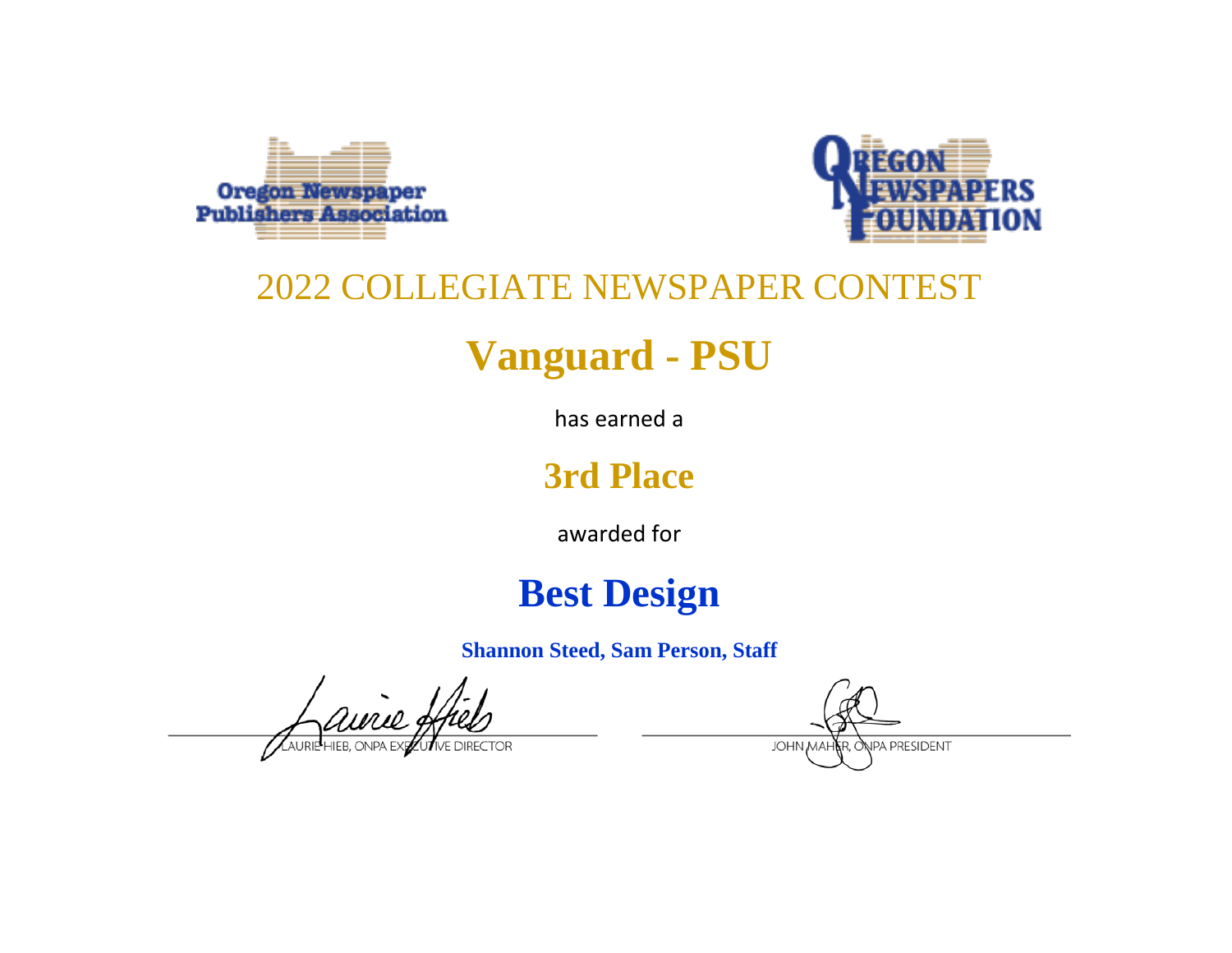Oregon Newspaper Publishers Association

Oregon Newspapers Foundation

2022 COLLEGIATE NEWSPAPER CONTEST

# Vanguard - PSU

has earned a

## 3rd Place

awarded for

# Best Design

**Shannon Steed, Sam Person, Staff**

LAURIE HIEB, ONPA EXECUTIVE DIRECTOR

JOHN MAHER, ONPA PRESIDENT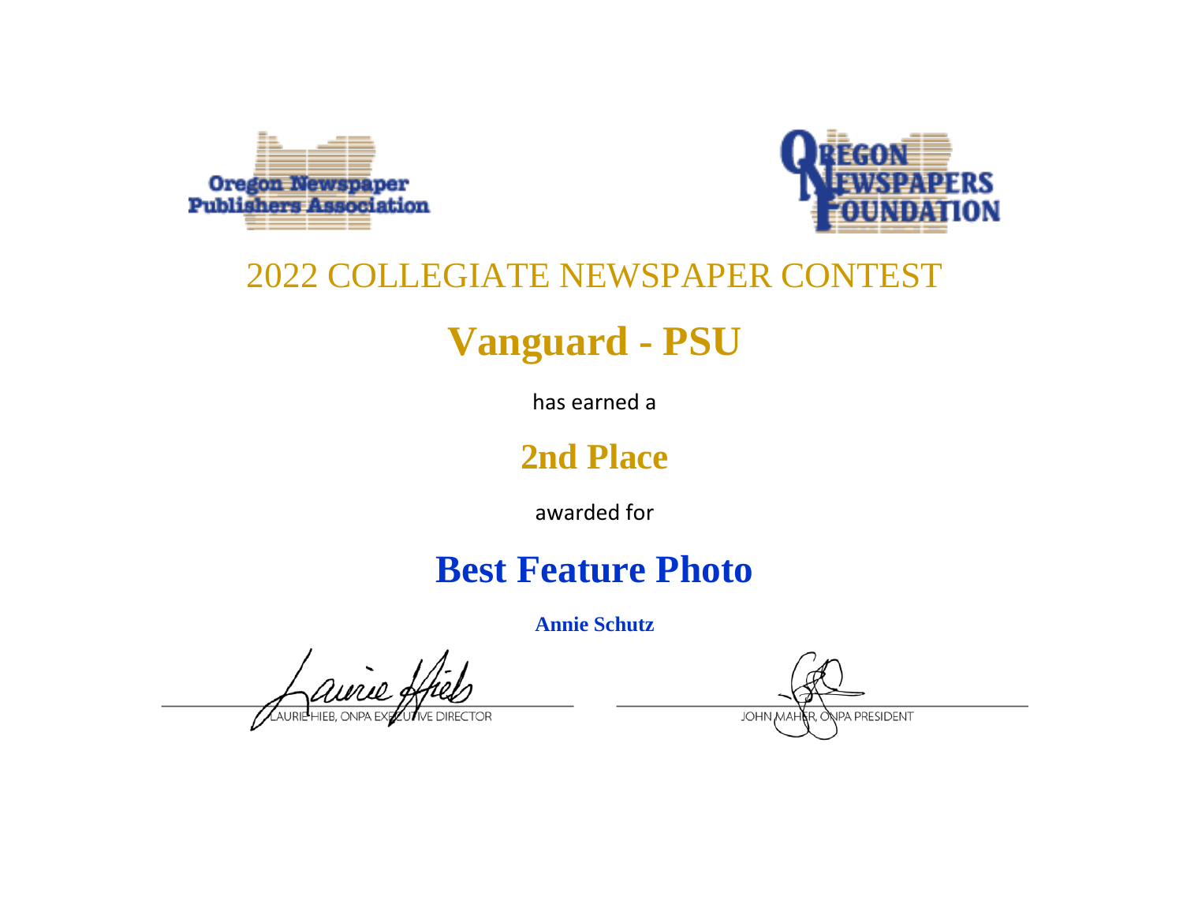Oregon Newspaper Publishers Association

OREGON NEWSPAPERS FOUNDATION

# 2022 COLLEGIATE NEWSPAPER CONTEST

## Vanguard - PSU

has earned a

## 2nd Place

awarded for

## Best Feature Photo

**Annie Schutz**

LAURIE HIEB, ONPA EXECUTIVE DIRECTOR

JOHN MAHER, ONPA PRESIDENT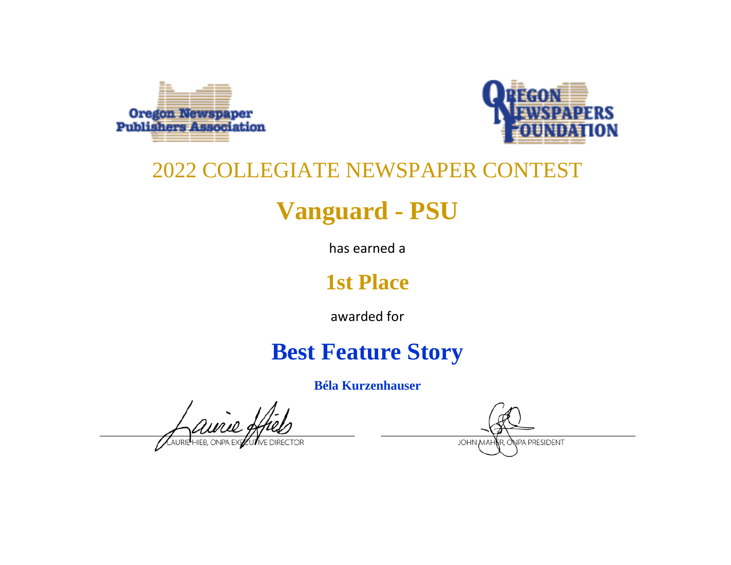Oregon Newspaper Publishers Association

Oregon Newspapers Foundation

## 2022 COLLEGIATE NEWSPAPER CONTEST

# Vanguard - PSU

has earned a

## 1st Place

awarded for

# Best Feature Story

**Béla Kurzenhauser**

LAURIE HIEB, ONPA EXECUTIVE DIRECTOR

JOHN MAHER, ONPA PRESIDENT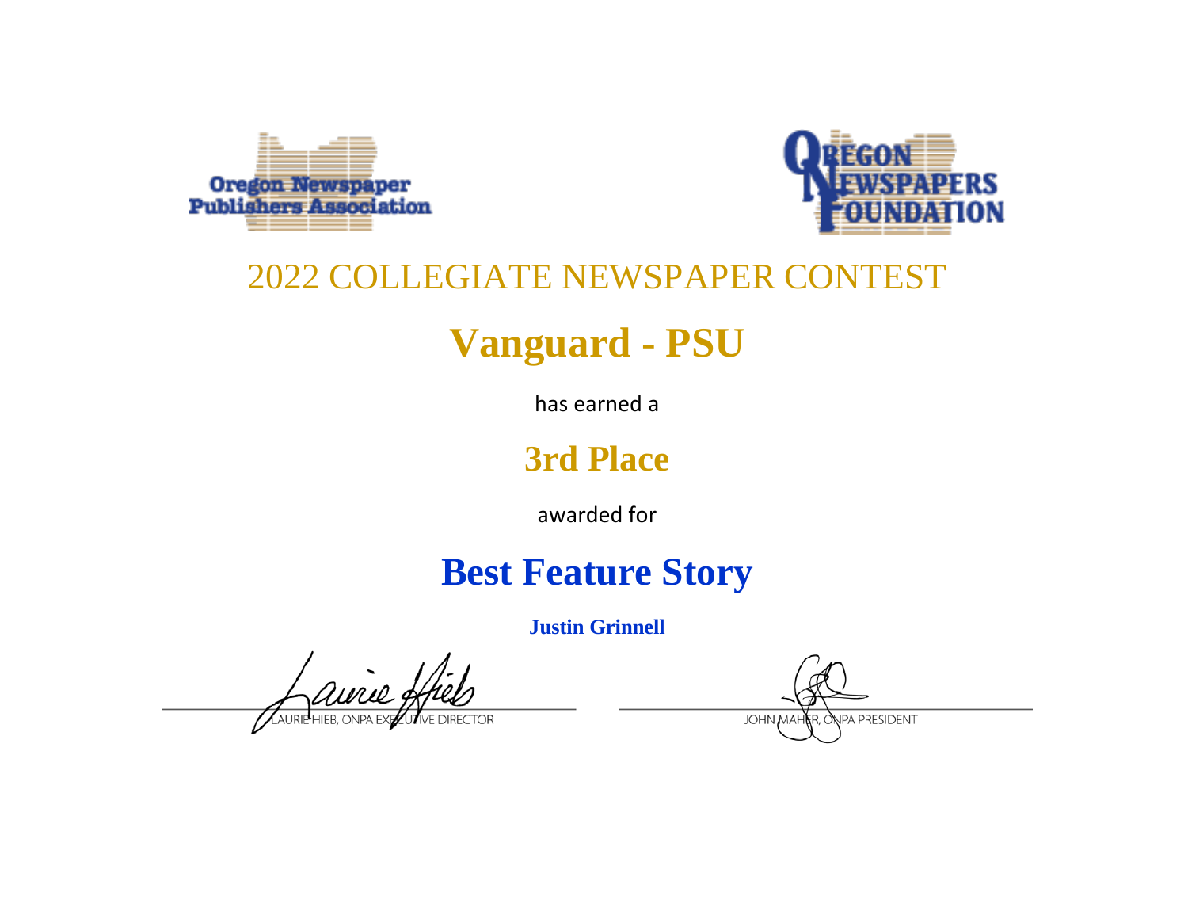Oregon Newspaper Publishers Association

OREGON NEWSPAPERS FOUNDATION

2022 COLLEGIATE NEWSPAPER CONTEST

# Vanguard - PSU

has earned a

## 3rd Place

awarded for

## Best Feature Story

**Justin Grinnell**

LAURIE HIEB, ONPA EXECUTIVE DIRECTOR

JOHN MAHER, ONPA PRESIDENT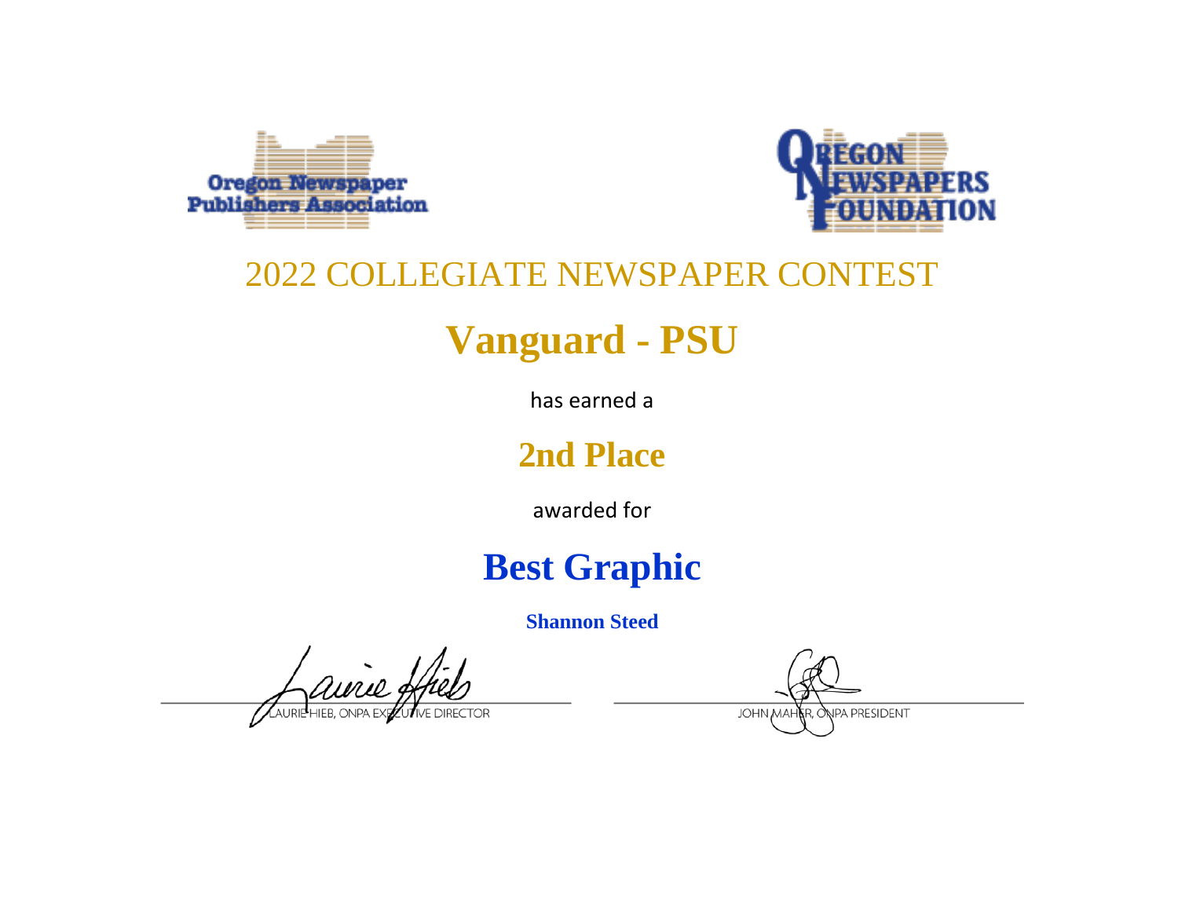Oregon Newspaper Publishers Association

Oregon Newspapers Foundation

## 2022 COLLEGIATE NEWSPAPER CONTEST

# Vanguard - PSU

has earned a

## 2nd Place

awarded for

# Best Graphic

**Shannon Steed**

LAURIE HIEB, ONPA EXECUTIVE DIRECTOR

JOHN MAHER, ONPA PRESIDENT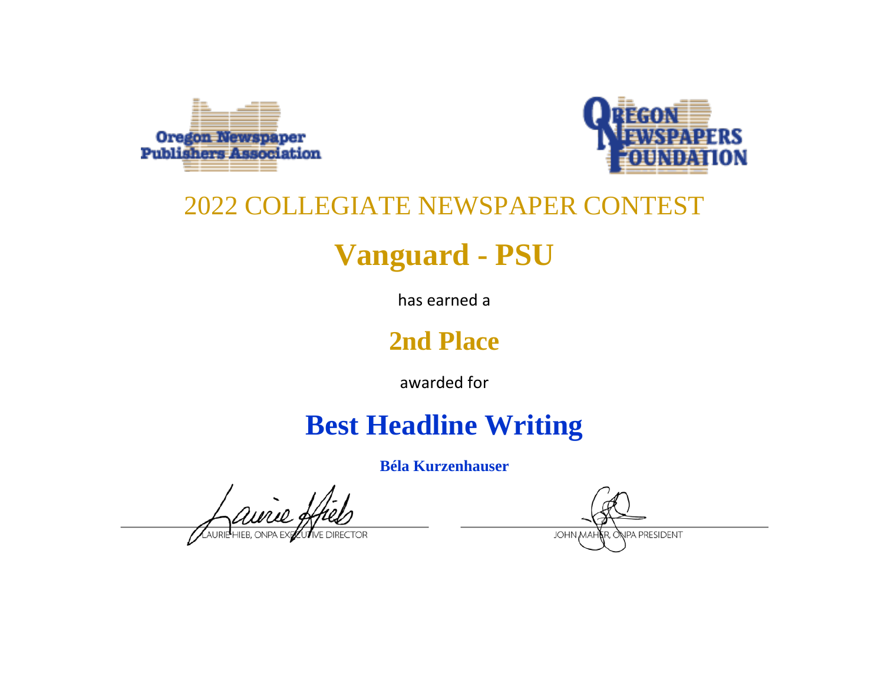Oregon Newspaper Publishers Association

Oregon Newspapers Foundation

## 2022 COLLEGIATE NEWSPAPER CONTEST

# Vanguard - PSU

has earned a

## 2nd Place

awarded for

# Best Headline Writing

**Béla Kurzenhauser**

LAURIE HIEB, ONPA EXECUTIVE DIRECTOR

JOHN MAHER, ONPA PRESIDENT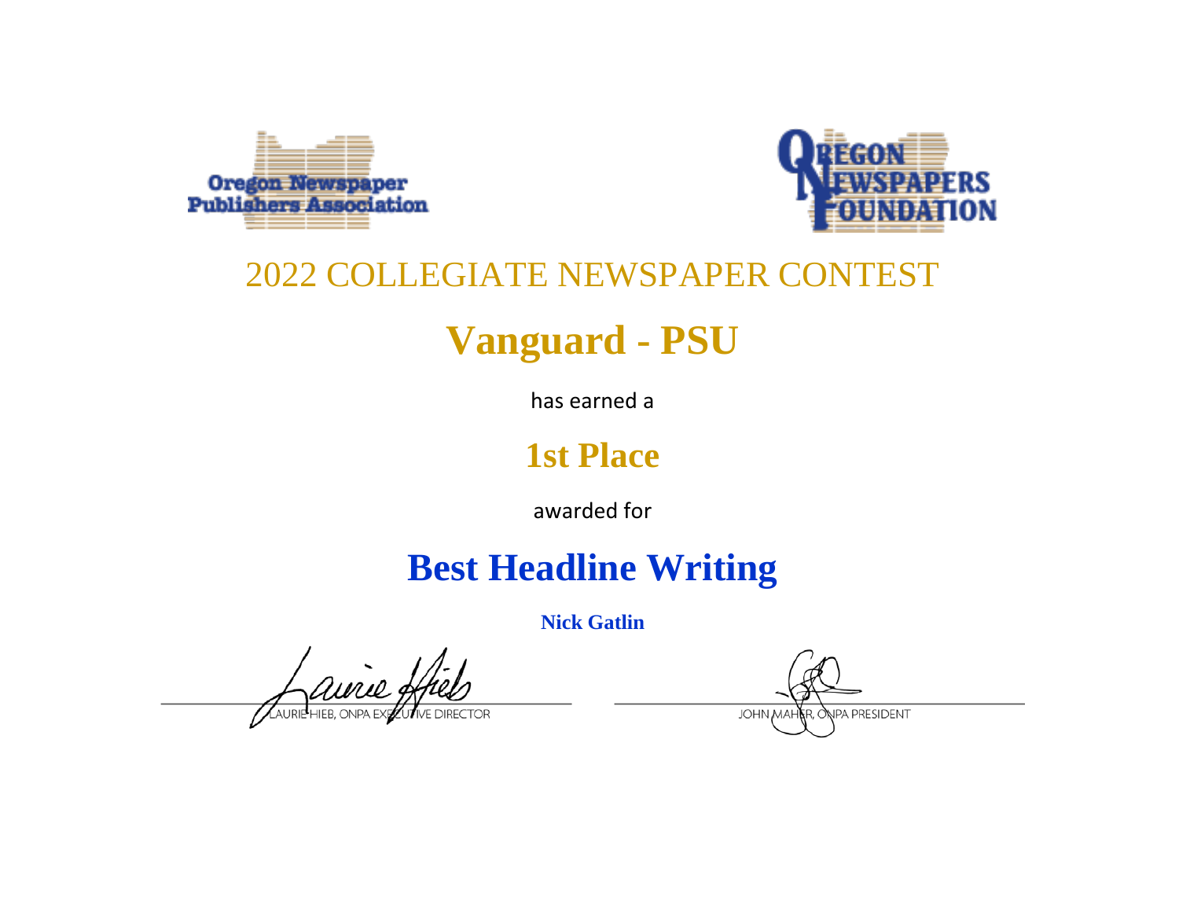Oregon Newspaper Publishers Association

Oregon Newspapers Foundation

# 2022 COLLEGIATE NEWSPAPER CONTEST

## Vanguard - PSU

has earned a

## 1st Place

awarded for

## Best Headline Writing

**Nick Gatlin**

LAURIE HIEB, ONPA EXECUTIVE DIRECTOR

JOHN MAHER, ONPA PRESIDENT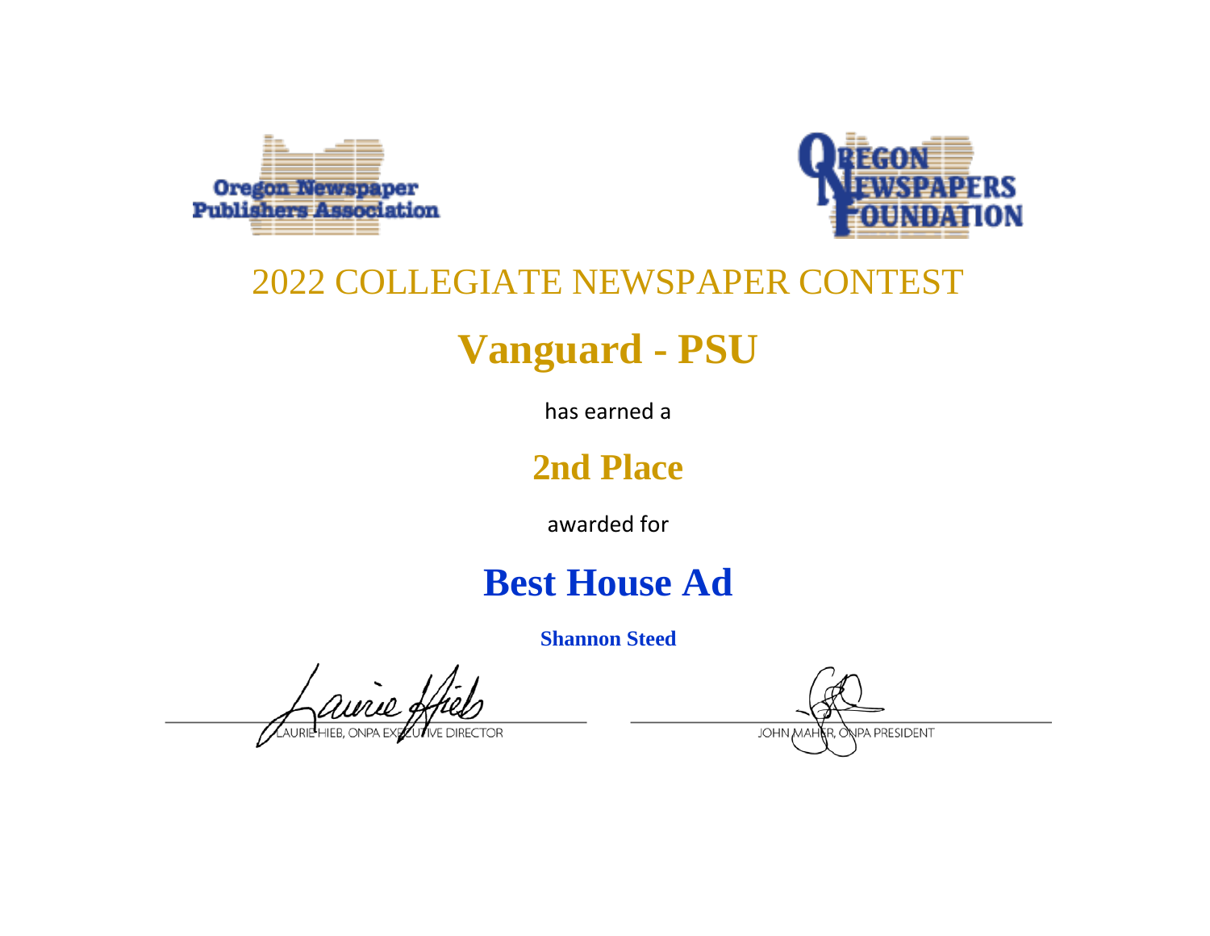Oregon Newspaper Publishers Association

OREGON NEWSPAPERS FOUNDATION

2022 COLLEGIATE NEWSPAPER CONTEST

# Vanguard - PSU

has earned a

## 2nd Place

awarded for

# Best House Ad

**Shannon Steed**

LAURIE HIEB, ONPA EXECUTIVE DIRECTOR

JOHN MAHER, ONPA PRESIDENT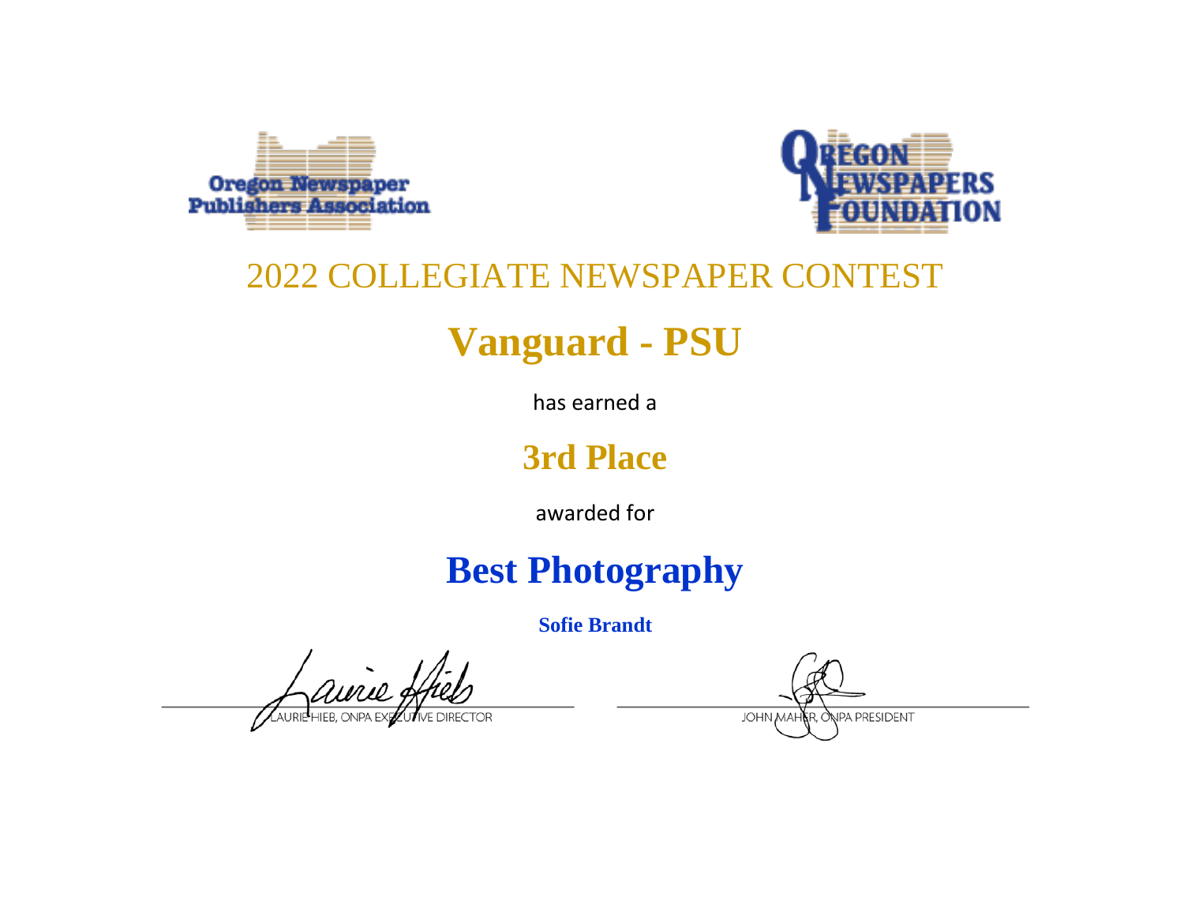Oregon Newspaper Publishers Association

OREGON NEWSPAPERS FOUNDATION

2022 COLLEGIATE NEWSPAPER CONTEST

# Vanguard - PSU

has earned a

## 3rd Place

awarded for

# Best Photography

**Sofie Brandt**

LAURIE HIEB, ONPA EXECUTIVE DIRECTOR

JOHN MAHER, ONPA PRESIDENT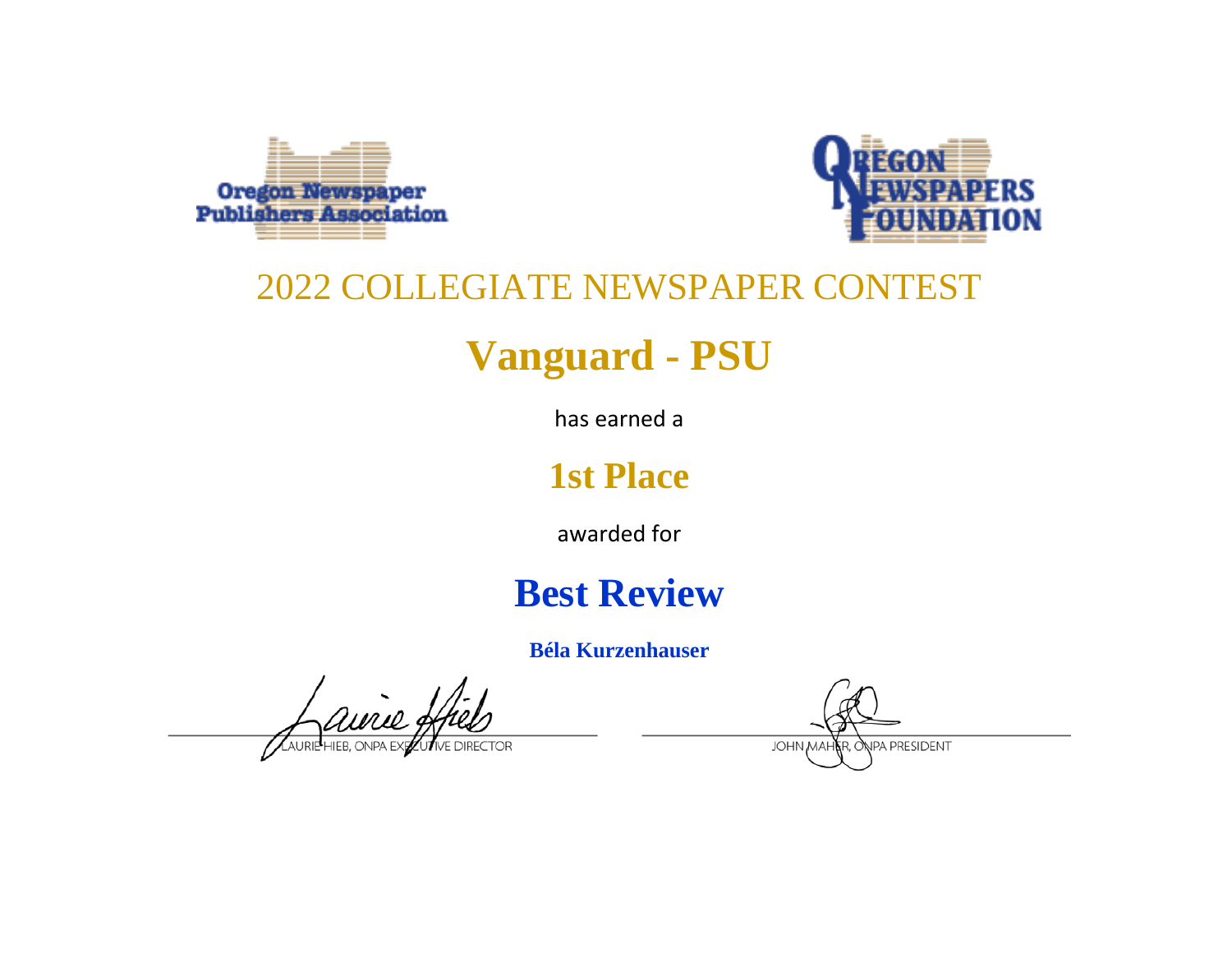Oregon Newspaper Publishers Association

OREGON NEWSPAPERS FOUNDATION

2022 COLLEGIATE NEWSPAPER CONTEST

# Vanguard - PSU

has earned a

## 1st Place

awarded for

# Best Review

**Béla Kurzenhauser**

LAURIE HIEB, ONPA EXECUTIVE DIRECTOR

JOHN MAHER, ONPA PRESIDENT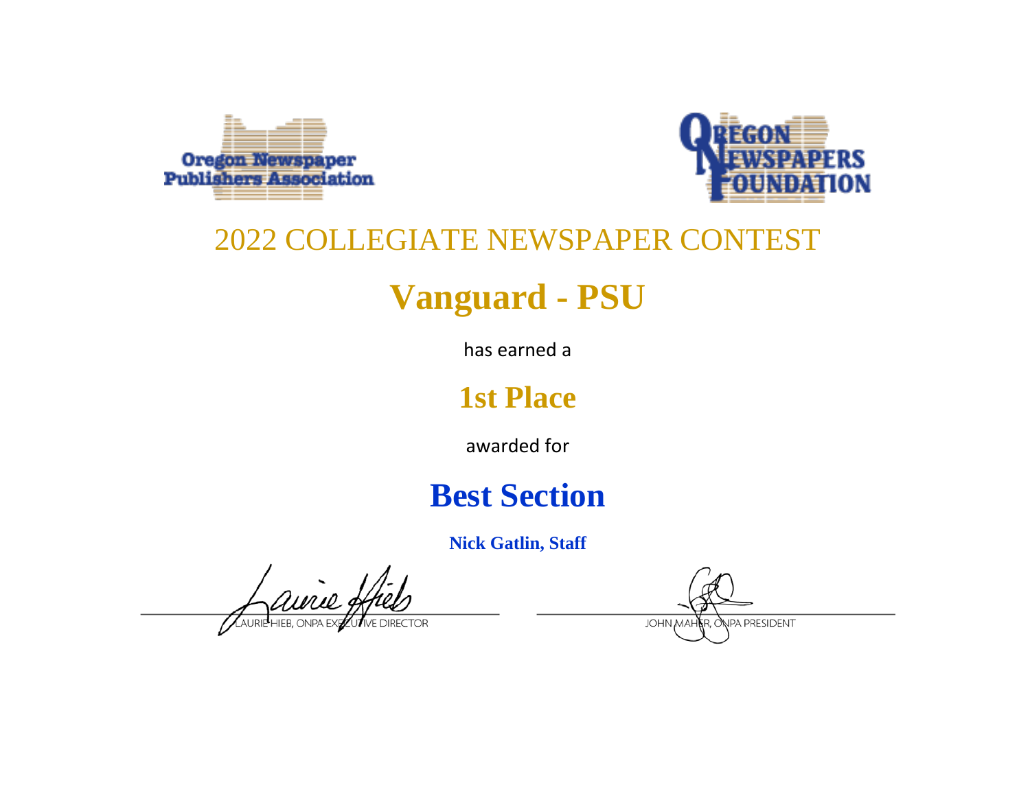Oregon Newspaper Publishers Association

Oregon Newspapers Foundation

## 2022 COLLEGIATE NEWSPAPER CONTEST

# Vanguard - PSU

has earned a

## 1st Place

awarded for

# Best Section

**Nick Gatlin, Staff**

LAURIE HIEB, ONPA EXECUTIVE DIRECTOR

JOHN MAHER, ONPA PRESIDENT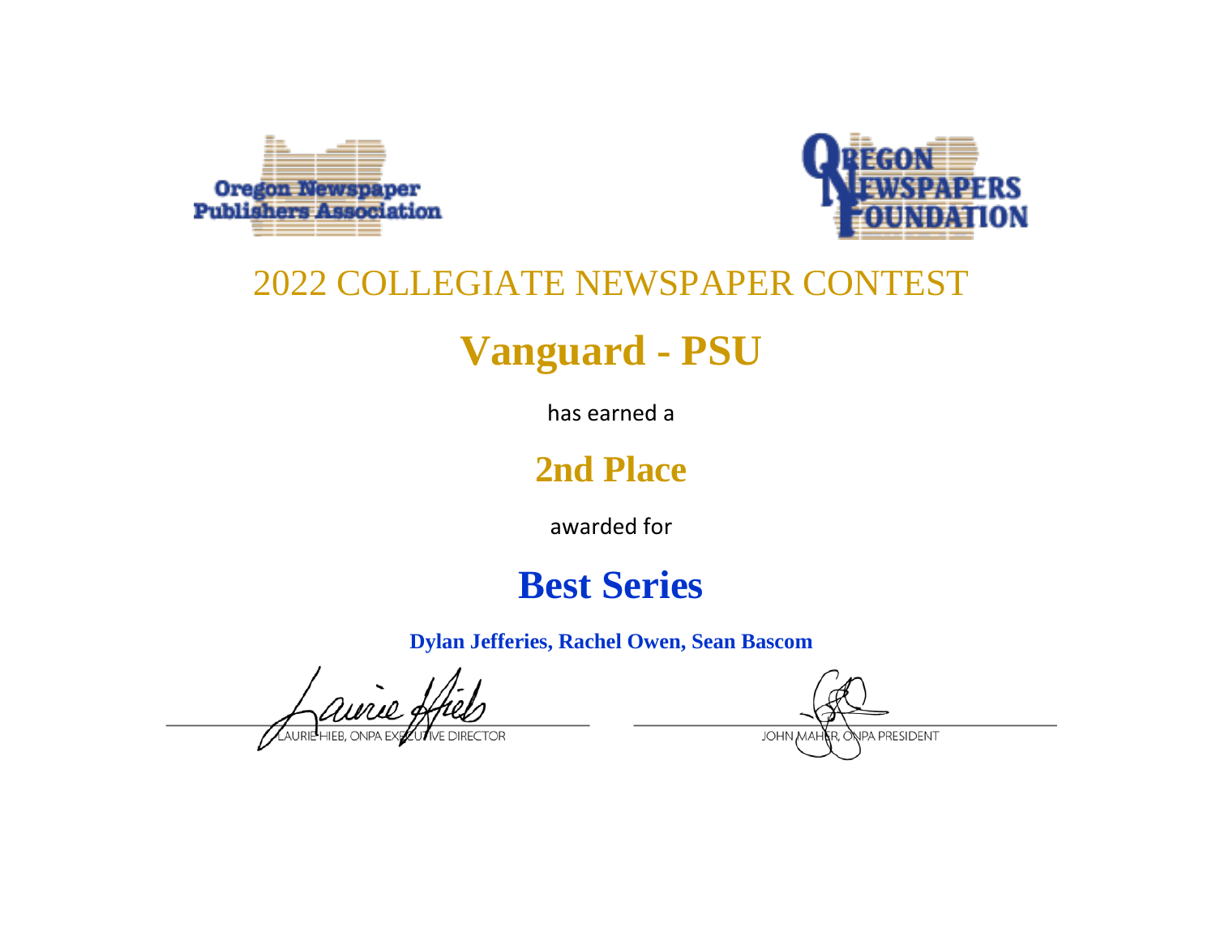Oregon Newspaper Publishers Association

Oregon Newspapers Foundation

# 2022 COLLEGIATE NEWSPAPER CONTEST

## Vanguard - PSU

has earned a

## 2nd Place

awarded for

## Best Series

**Dylan Jefferies, Rachel Owen, Sean Bascom**

LAURIE HIEB, ONPA EXECUTIVE DIRECTOR

JOHN MAHER, ONPA PRESIDENT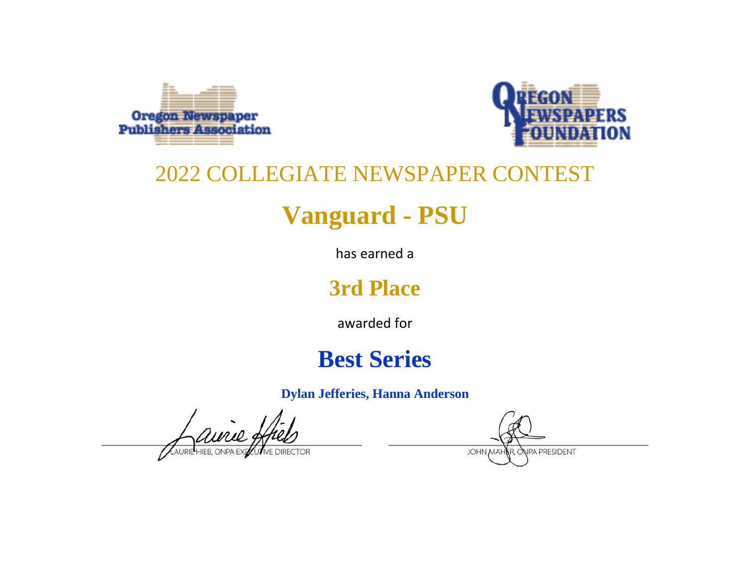Oregon Newspaper Publishers Association

Oregon Newspapers Foundation

# 2022 COLLEGIATE NEWSPAPER CONTEST

## Vanguard - PSU

has earned a

## 3rd Place

awarded for

## Best Series

**Dylan Jefferies, Hanna Anderson**

LAURIE HIEB, ONPA EXECUTIVE DIRECTOR

JOHN MAHER, ONPA PRESIDENT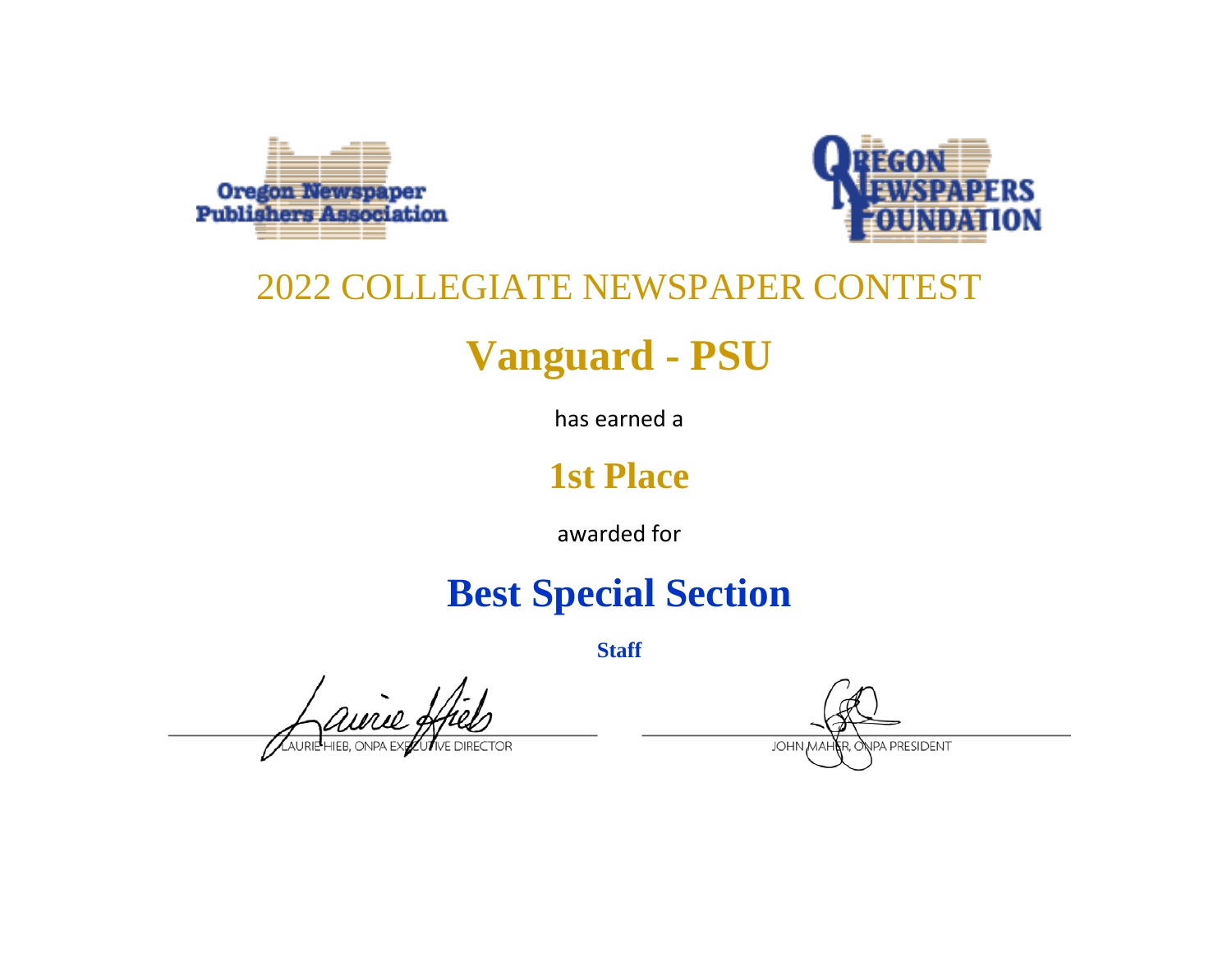Oregon Newspaper Publishers Association

OREGON NEWSPAPERS FOUNDATION

2022 COLLEGIATE NEWSPAPER CONTEST

# Vanguard - PSU

has earned a

## 1st Place

awarded for

# Best Special Section

**Staff**

LAURIE HIEB, ONPA EXECUTIVE DIRECTOR

JOHN MAHER, ONPA PRESIDENT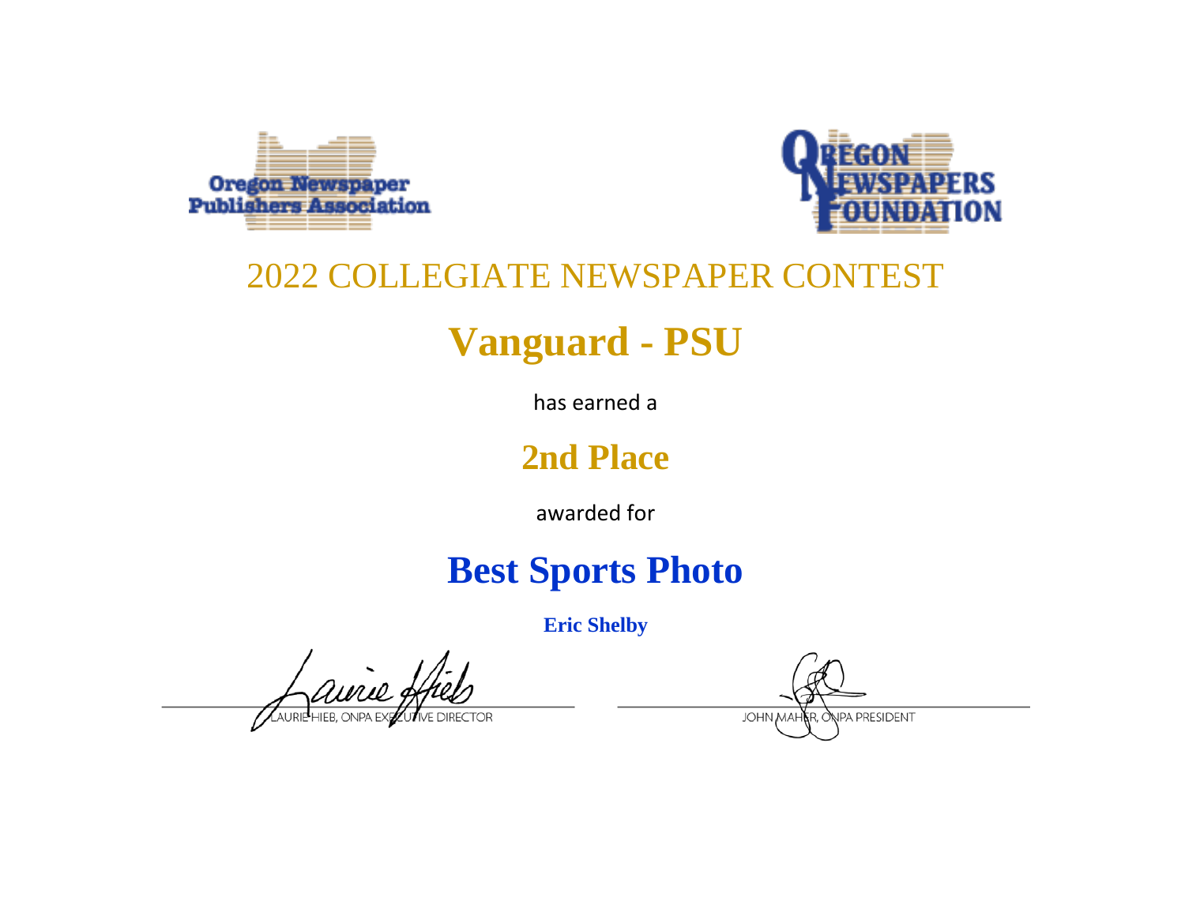Oregon Newspaper Publishers Association

Oregon Newspapers Foundation

## 2022 COLLEGIATE NEWSPAPER CONTEST

# Vanguard - PSU

has earned a

## 2nd Place

awarded for

# Best Sports Photo

**Eric Shelby**

LAURIE HIEB, ONPA EXECUTIVE DIRECTOR

JOHN MAHER, ONPA PRESIDENT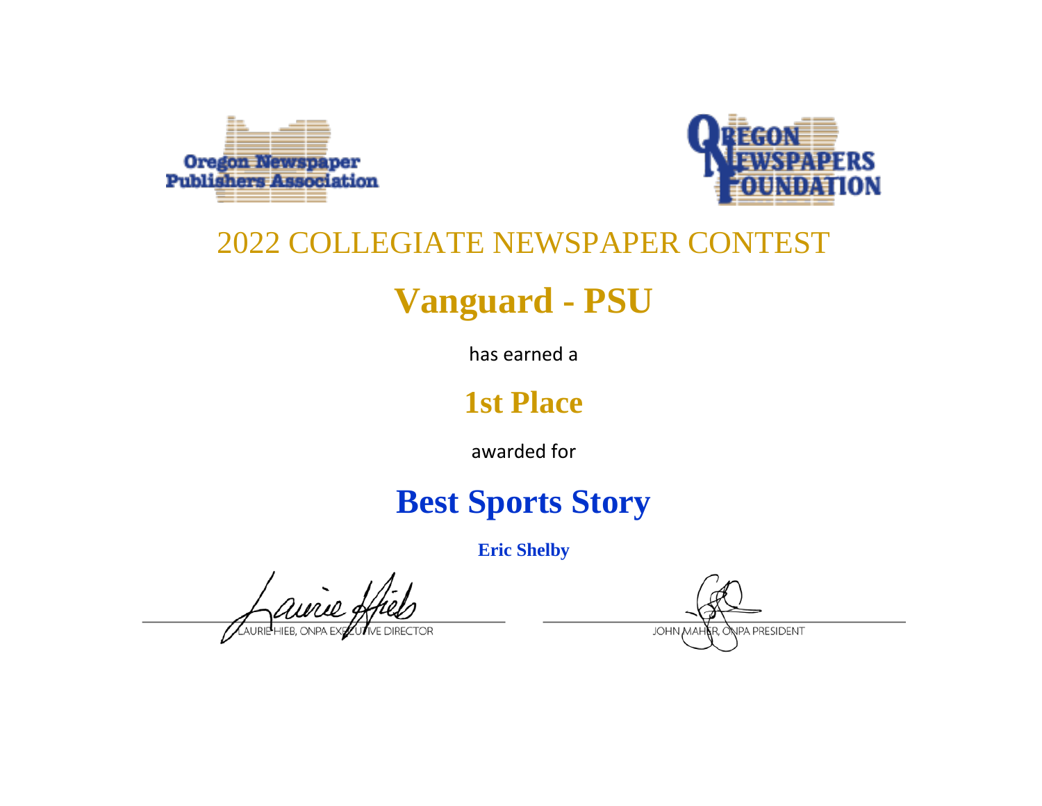Oregon Newspaper Publishers Association

OREGON NEWSPAPERS FOUNDATION

## 2022 COLLEGIATE NEWSPAPER CONTEST

# Vanguard - PSU

has earned a

## 1st Place

awarded for

# Best Sports Story

**Eric Shelby**

LAURIE HIEB, ONPA EXECUTIVE DIRECTOR

JOHN MAHER, ONPA PRESIDENT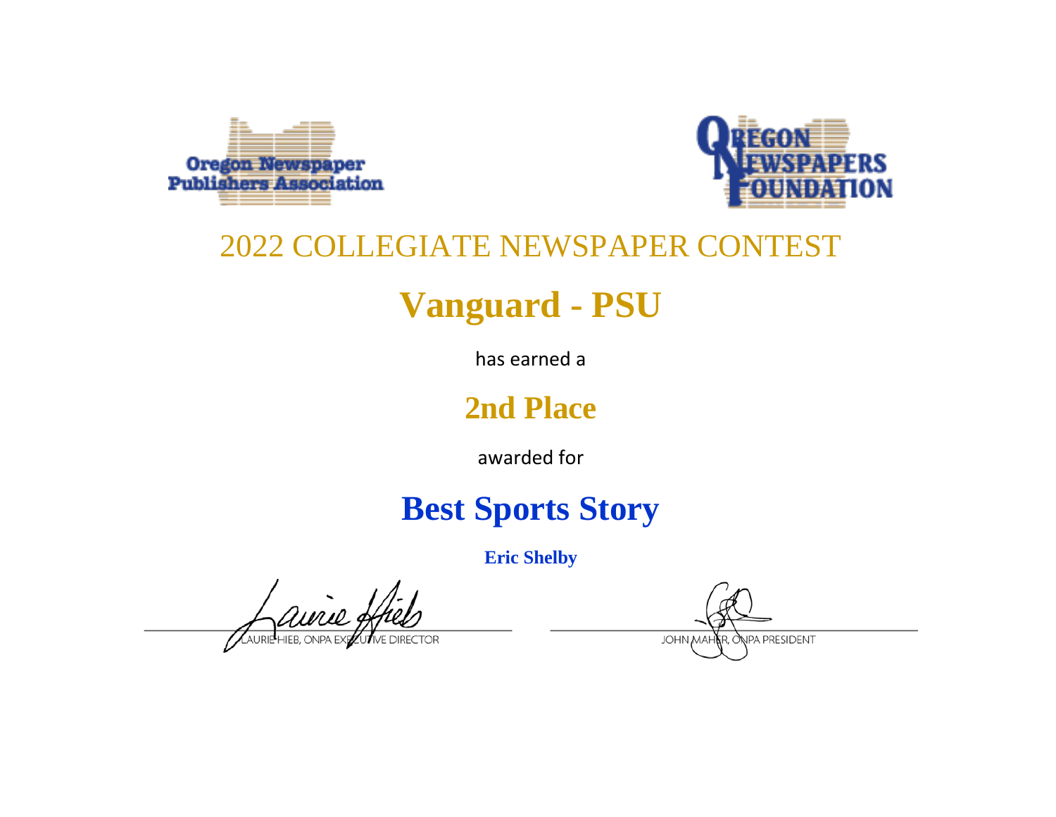Oregon Newspaper Publishers Association

OREGON NEWSPAPERS FOUNDATION

## 2022 COLLEGIATE NEWSPAPER CONTEST

# Vanguard - PSU

has earned a

## 2nd Place

awarded for

# Best Sports Story

**Eric Shelby**

LAURIE HIEB, ONPA EXECUTIVE DIRECTOR

JOHN MAHER, ONPA PRESIDENT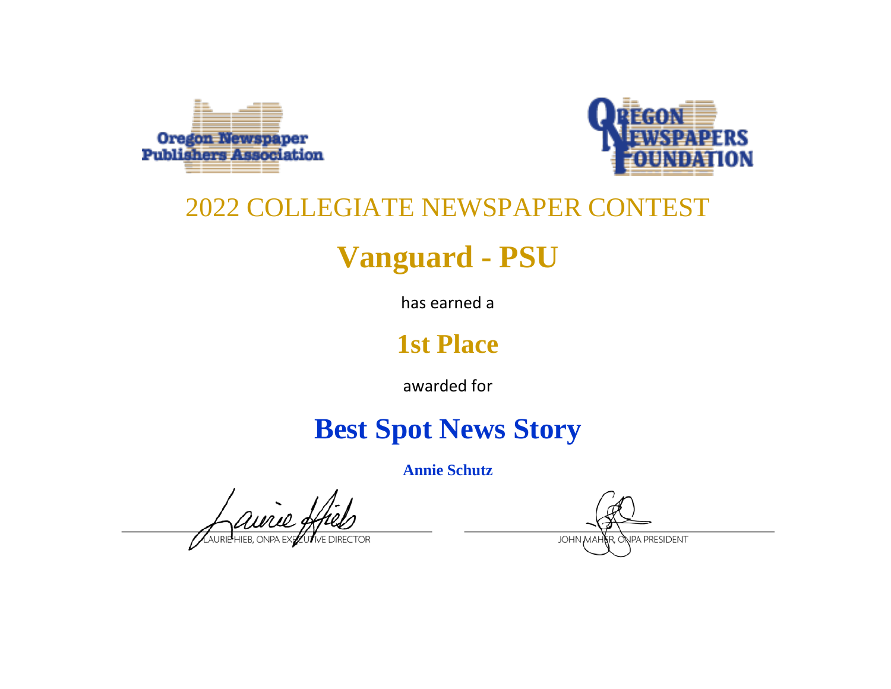Oregon Newspaper Publishers Association

Oregon Newspapers Foundation

# 2022 COLLEGIATE NEWSPAPER CONTEST

## Vanguard - PSU

has earned a

## 1st Place

awarded for

## Best Spot News Story

**Annie Schutz**

LAURIE HIEB, ONPA EXECUTIVE DIRECTOR

JOHN MAHER, ONPA PRESIDENT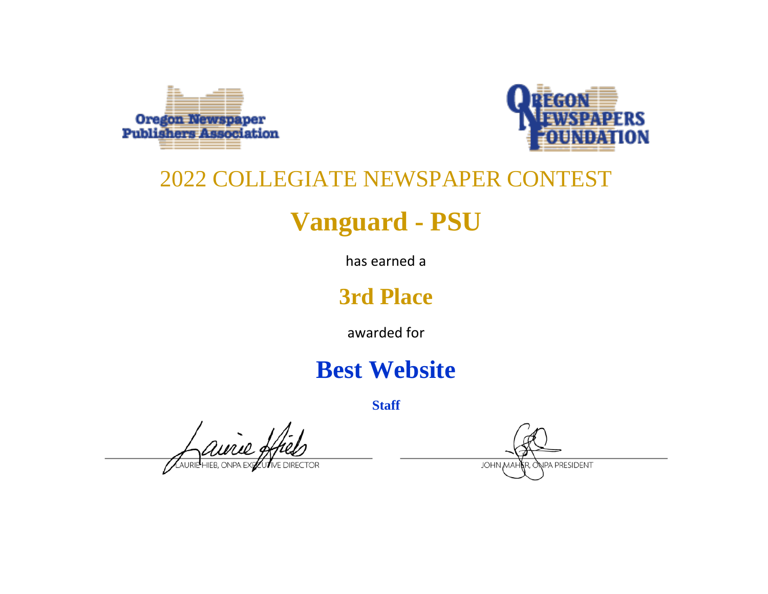Oregon Newspaper Publishers Association

OREGON NEWSPAPERS FOUNDATION

# 2022 COLLEGIATE NEWSPAPER CONTEST

# Vanguard - PSU

has earned a

## 3rd Place

awarded for

# Best Website

**Staff**

LAURIE HIEB, ONPA EXECUTIVE DIRECTOR

JOHN MAHER, ONPA PRESIDENT